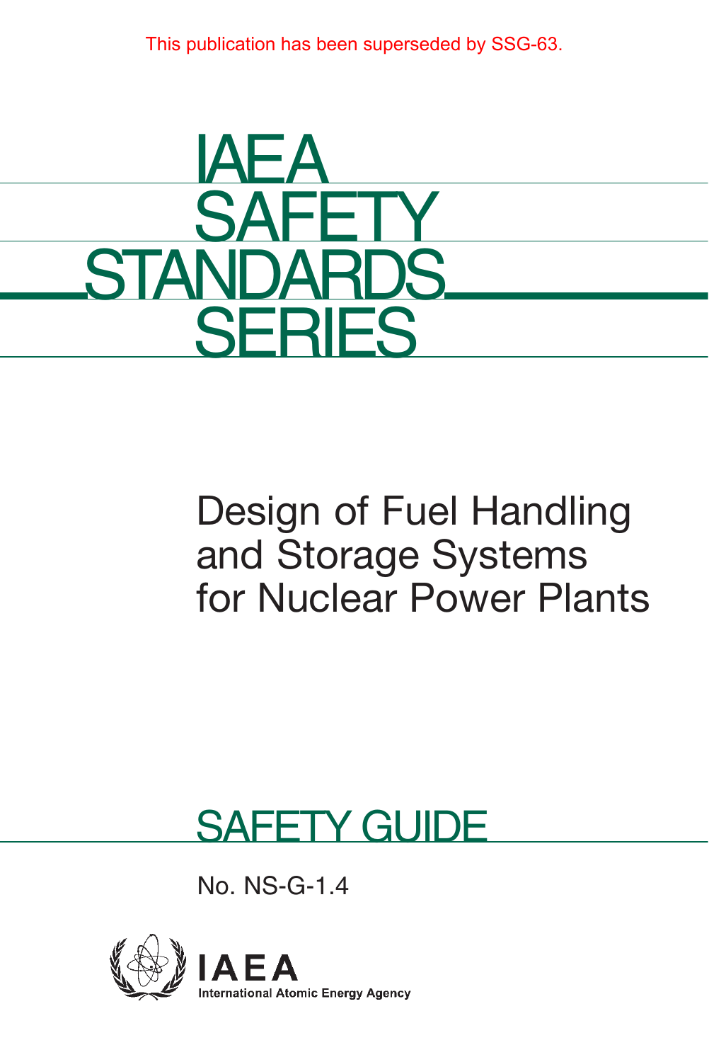This publication has been superseded by SSG-63.

# IAEA SAFETY STANDARDS SERIES

## Design of Fuel Handling and Storage Systems for Nuclear Power Plants

## SAFETY GUIDE

No. NS-G-1.4

IAEA

International Atomic Energy Agency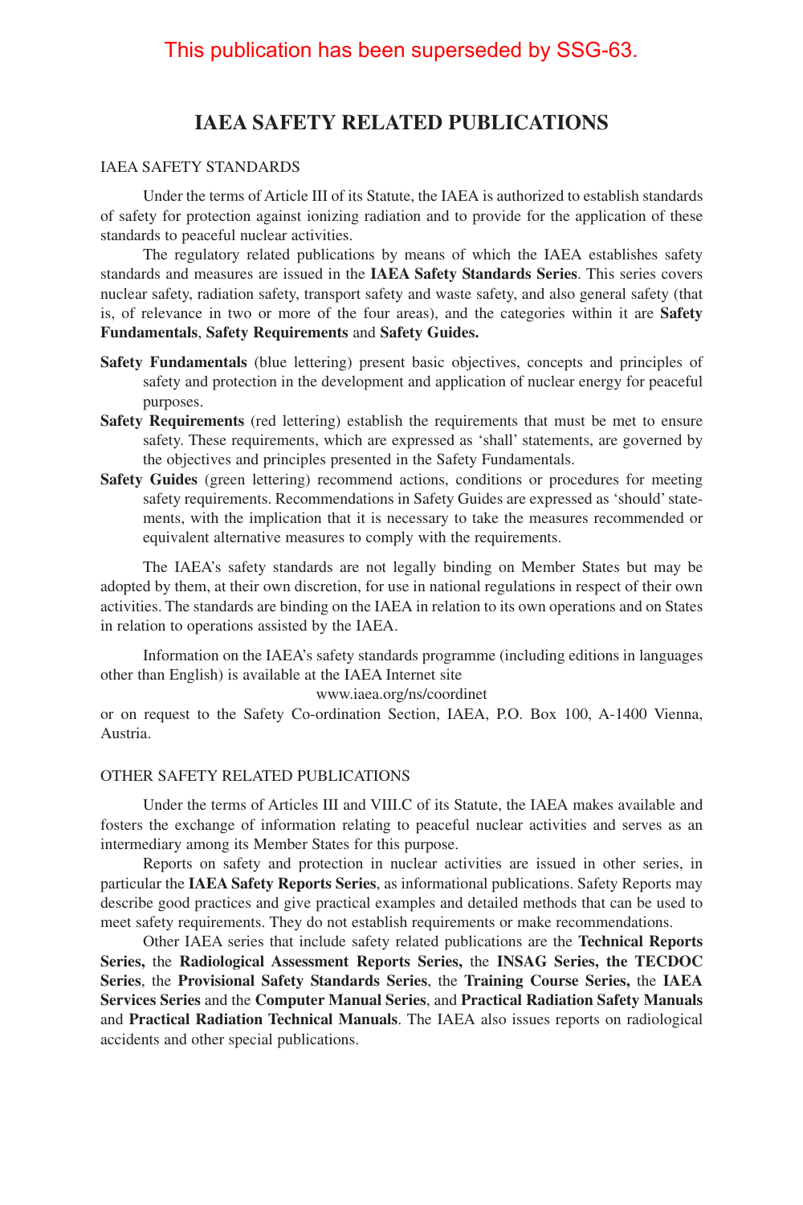This publication has been superseded by SSG-63.

# IAEA SAFETY RELATED PUBLICATIONS

## IAEA SAFETY STANDARDS

Under the terms of Article III of its Statute, the IAEA is authorized to establish standards of safety for protection against ionizing radiation and to provide for the application of these standards to peaceful nuclear activities.

The regulatory related publications by means of which the IAEA establishes safety standards and measures are issued in the **IAEA Safety Standards Series**. This series covers nuclear safety, radiation safety, transport safety and waste safety, and also general safety (that is, of relevance in two or more of the four areas), and the categories within it are **Safety Fundamentals**, **Safety Requirements** and **Safety Guides.**

**Safety Fundamentals** (blue lettering) present basic objectives, concepts and principles of safety and protection in the development and application of nuclear energy for peaceful purposes.

**Safety Requirements** (red lettering) establish the requirements that must be met to ensure safety. These requirements, which are expressed as 'shall' statements, are governed by the objectives and principles presented in the Safety Fundamentals.

**Safety Guides** (green lettering) recommend actions, conditions or procedures for meeting safety requirements. Recommendations in Safety Guides are expressed as 'should' statements, with the implication that it is necessary to take the measures recommended or equivalent alternative measures to comply with the requirements.

The IAEA's safety standards are not legally binding on Member States but may be adopted by them, at their own discretion, for use in national regulations in respect of their own activities. The standards are binding on the IAEA in relation to its own operations and on States in relation to operations assisted by the IAEA.

Information on the IAEA's safety standards programme (including editions in languages other than English) is available at the IAEA Internet site

www.iaea.org/ns/coordinet

or on request to the Safety Co-ordination Section, IAEA, P.O. Box 100, A-1400 Vienna, Austria.

## OTHER SAFETY RELATED PUBLICATIONS

Under the terms of Articles III and VIII.C of its Statute, the IAEA makes available and fosters the exchange of information relating to peaceful nuclear activities and serves as an intermediary among its Member States for this purpose.

Reports on safety and protection in nuclear activities are issued in other series, in particular the **IAEA Safety Reports Series**, as informational publications. Safety Reports may describe good practices and give practical examples and detailed methods that can be used to meet safety requirements. They do not establish requirements or make recommendations.

Other IAEA series that include safety related publications are the **Technical Reports Series,** the **Radiological Assessment Reports Series,** the **INSAG Series, the TECDOC Series**, the **Provisional Safety Standards Series**, the **Training Course Series,** the **IAEA Services Series** and the **Computer Manual Series**, and **Practical Radiation Safety Manuals** and **Practical Radiation Technical Manuals**. The IAEA also issues reports on radiological accidents and other special publications.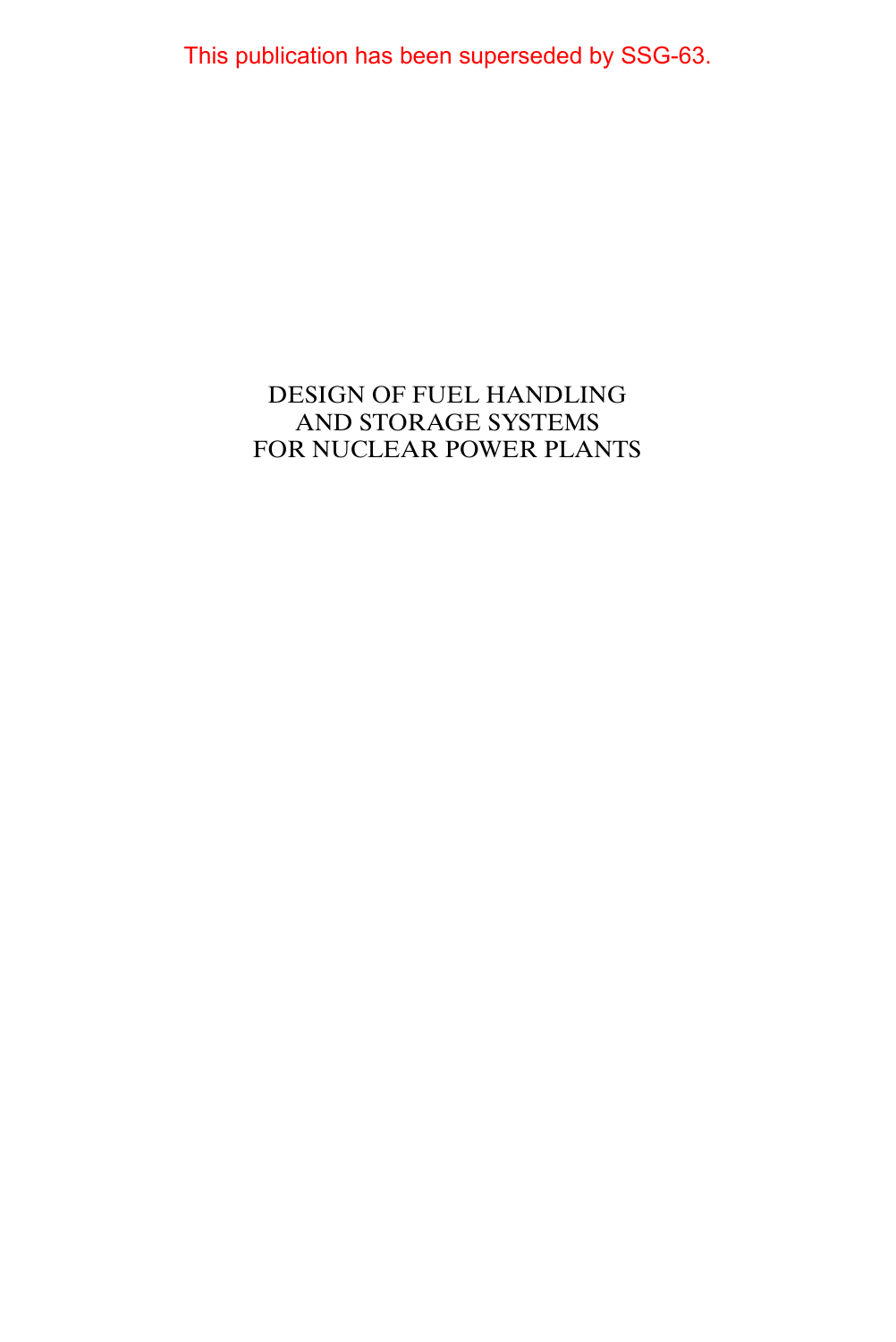This publication has been superseded by SSG-63.

# DESIGN OF FUEL HANDLING AND STORAGE SYSTEMS FOR NUCLEAR POWER PLANTS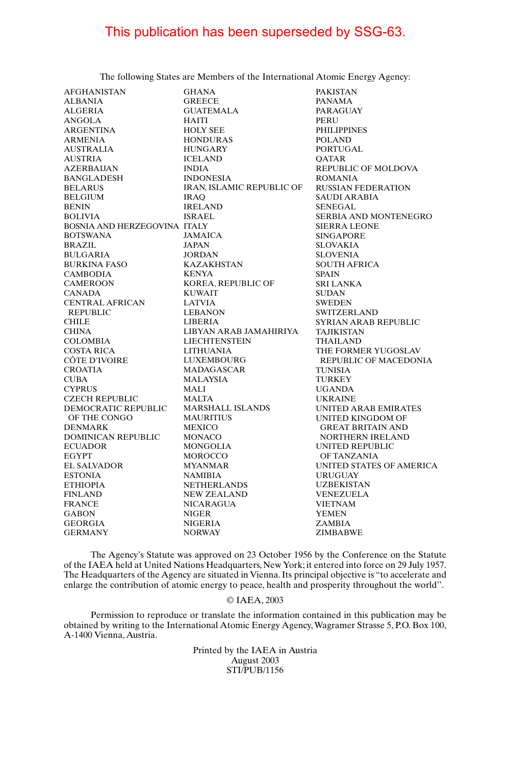This publication has been superseded by SSG-63.

The following States are Members of the International Atomic Energy Agency:

AFGHANISTAN
ALBANIA
ALGERIA
ANGOLA
ARGENTINA
ARMENIA
AUSTRALIA
AUSTRIA
AZERBAIJAN
BANGLADESH
BELARUS
BELGIUM
BENIN
BOLIVIA
BOSNIA AND HERZEGOVINA
BOTSWANA
BRAZIL
BULGARIA
BURKINA FASO
CAMBODIA
CAMEROON
CANADA
CENTRAL AFRICAN REPUBLIC
CHILE
CHINA
COLOMBIA
COSTA RICA
CÔTE D'IVOIRE
CROATIA
CUBA
CYPRUS
CZECH REPUBLIC
DEMOCRATIC REPUBLIC OF THE CONGO
DENMARK
DOMINICAN REPUBLIC
ECUADOR
EGYPT
EL SALVADOR
ESTONIA
ETHIOPIA
FINLAND
FRANCE
GABON
GEORGIA
GERMANY
GHANA
GREECE
GUATEMALA
HAITI
HOLY SEE
HONDURAS
HUNGARY
ICELAND
INDIA
INDONESIA
IRAN, ISLAMIC REPUBLIC OF
IRAQ
IRELAND
ISRAEL
ITALY
JAMAICA
JAPAN
JORDAN
KAZAKHSTAN
KENYA
KOREA, REPUBLIC OF
KUWAIT
LATVIA
LEBANON
LIBERIA
LIBYAN ARAB JAMAHIRIYA
LIECHTENSTEIN
LITHUANIA
LUXEMBOURG
MADAGASCAR
MALAYSIA
MALI
MALTA
MARSHALL ISLANDS
MAURITIUS
MEXICO
MONACO
MONGOLIA
MOROCCO
MYANMAR
NAMIBIA
NETHERLANDS
NEW ZEALAND
NICARAGUA
NIGER
NIGERIA
NORWAY
PAKISTAN
PANAMA
PARAGUAY
PERU
PHILIPPINES
POLAND
PORTUGAL
QATAR
REPUBLIC OF MOLDOVA
ROMANIA
RUSSIAN FEDERATION
SAUDI ARABIA
SENEGAL
SERBIA AND MONTENEGRO
SIERRA LEONE
SINGAPORE
SLOVAKIA
SLOVENIA
SOUTH AFRICA
SPAIN
SRI LANKA
SUDAN
SWEDEN
SWITZERLAND
SYRIAN ARAB REPUBLIC
TAJIKISTAN
THAILAND
THE FORMER YUGOSLAV REPUBLIC OF MACEDONIA
TUNISIA
TURKEY
UGANDA
UKRAINE
UNITED ARAB EMIRATES
UNITED KINGDOM OF GREAT BRITAIN AND NORTHERN IRELAND
UNITED REPUBLIC OF TANZANIA
UNITED STATES OF AMERICA
URUGUAY
UZBEKISTAN
VENEZUELA
VIETNAM
YEMEN
ZAMBIA
ZIMBABWE

The Agency's Statute was approved on 23 October 1956 by the Conference on the Statute of the IAEA held at United Nations Headquarters, New York; it entered into force on 29 July 1957. The Headquarters of the Agency are situated in Vienna. Its principal objective is "to accelerate and enlarge the contribution of atomic energy to peace, health and prosperity throughout the world".

© IAEA, 2003

Permission to reproduce or translate the information contained in this publication may be obtained by writing to the International Atomic Energy Agency, Wagramer Strasse 5, P.O. Box 100, A-1400 Vienna, Austria.

Printed by the IAEA in Austria
August 2003
STI/PUB/1156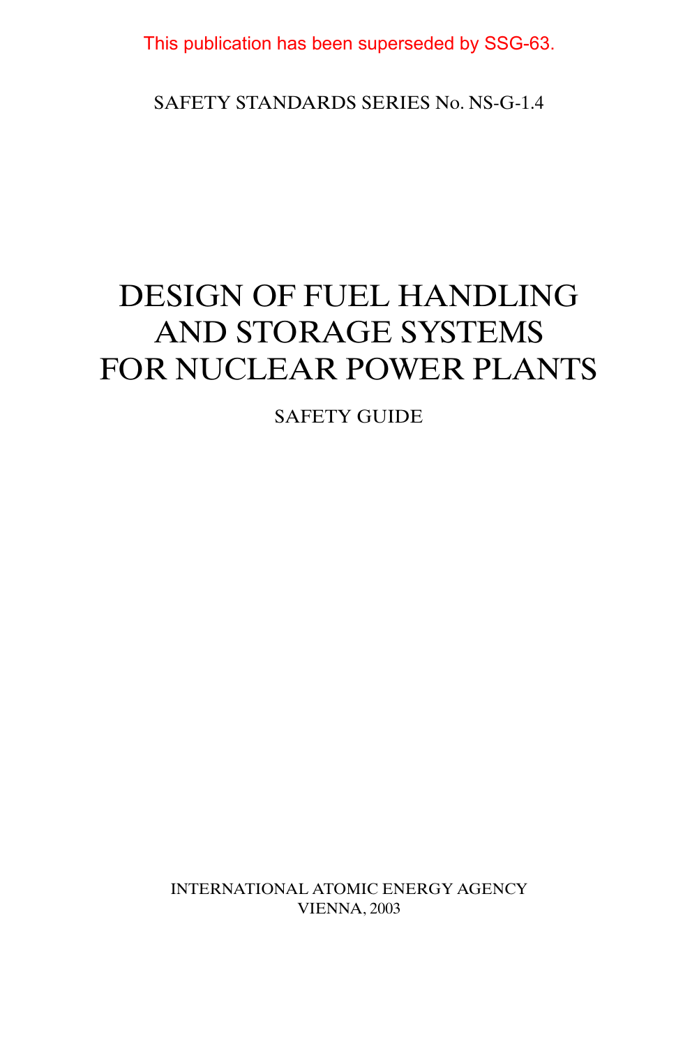This publication has been superseded by SSG-63.

SAFETY STANDARDS SERIES No. NS-G-1.4

# DESIGN OF FUEL HANDLING AND STORAGE SYSTEMS FOR NUCLEAR POWER PLANTS

SAFETY GUIDE

INTERNATIONAL ATOMIC ENERGY AGENCY
VIENNA, 2003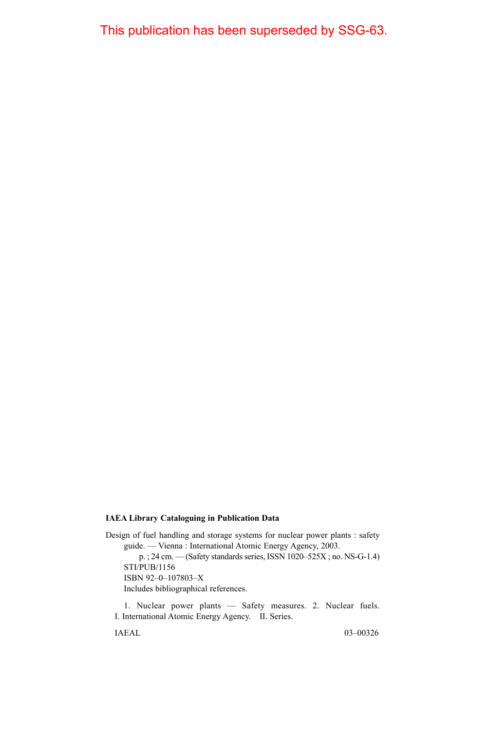This publication has been superseded by SSG-63.

**IAEA Library Cataloguing in Publication Data**

Design of fuel handling and storage systems for nuclear power plants : safety guide. — Vienna : International Atomic Energy Agency, 2003.
p. ; 24 cm. — (Safety standards series, ISSN 1020–525X ; no. NS-G-1.4)
STI/PUB/1156
ISBN 92–0–107803–X
Includes bibliographical references.

1. Nuclear power plants — Safety measures. 2. Nuclear fuels. I. International Atomic Energy Agency. II. Series.

IAEAL 03–00326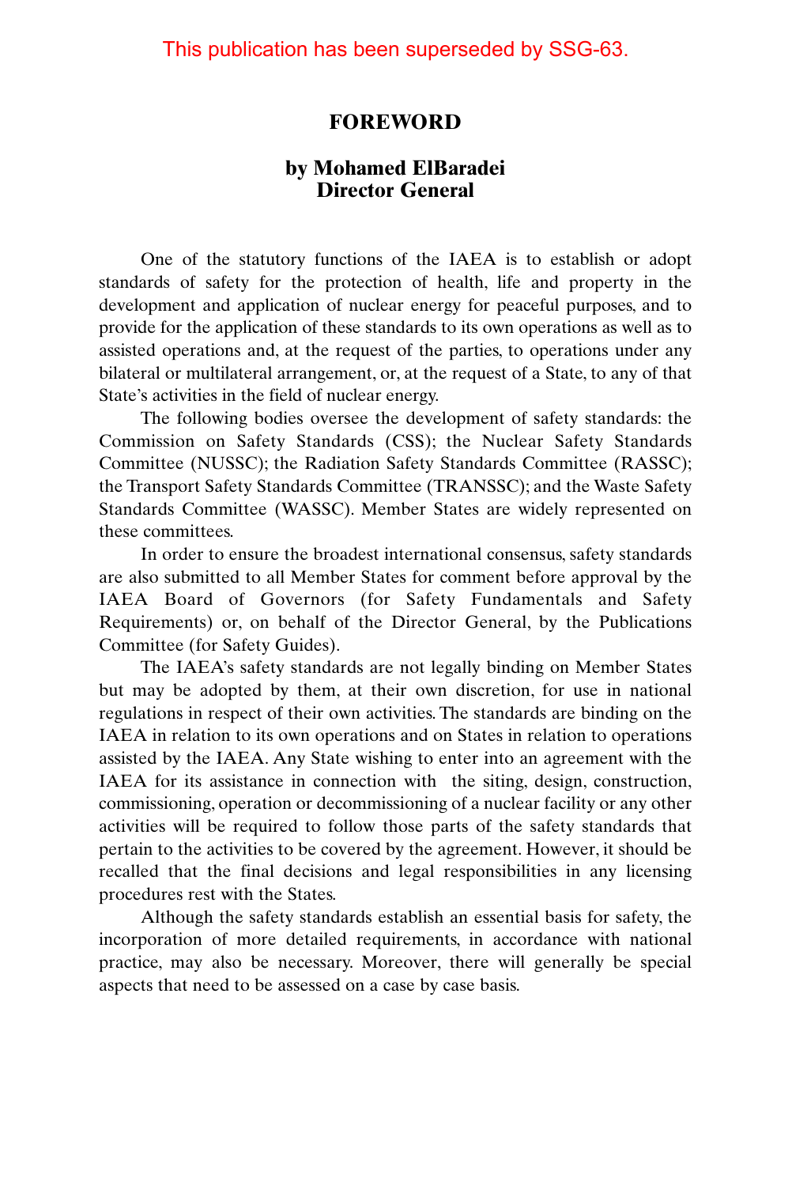This publication has been superseded by SSG-63.

# FOREWORD

## by Mohamed ElBaradei
## Director General

One of the statutory functions of the IAEA is to establish or adopt standards of safety for the protection of health, life and property in the development and application of nuclear energy for peaceful purposes, and to provide for the application of these standards to its own operations as well as to assisted operations and, at the request of the parties, to operations under any bilateral or multilateral arrangement, or, at the request of a State, to any of that State's activities in the field of nuclear energy.

The following bodies oversee the development of safety standards: the Commission on Safety Standards (CSS); the Nuclear Safety Standards Committee (NUSSC); the Radiation Safety Standards Committee (RASSC); the Transport Safety Standards Committee (TRANSSC); and the Waste Safety Standards Committee (WASSC). Member States are widely represented on these committees.

In order to ensure the broadest international consensus, safety standards are also submitted to all Member States for comment before approval by the IAEA Board of Governors (for Safety Fundamentals and Safety Requirements) or, on behalf of the Director General, by the Publications Committee (for Safety Guides).

The IAEA's safety standards are not legally binding on Member States but may be adopted by them, at their own discretion, for use in national regulations in respect of their own activities. The standards are binding on the IAEA in relation to its own operations and on States in relation to operations assisted by the IAEA. Any State wishing to enter into an agreement with the IAEA for its assistance in connection with the siting, design, construction, commissioning, operation or decommissioning of a nuclear facility or any other activities will be required to follow those parts of the safety standards that pertain to the activities to be covered by the agreement. However, it should be recalled that the final decisions and legal responsibilities in any licensing procedures rest with the States.

Although the safety standards establish an essential basis for safety, the incorporation of more detailed requirements, in accordance with national practice, may also be necessary. Moreover, there will generally be special aspects that need to be assessed on a case by case basis.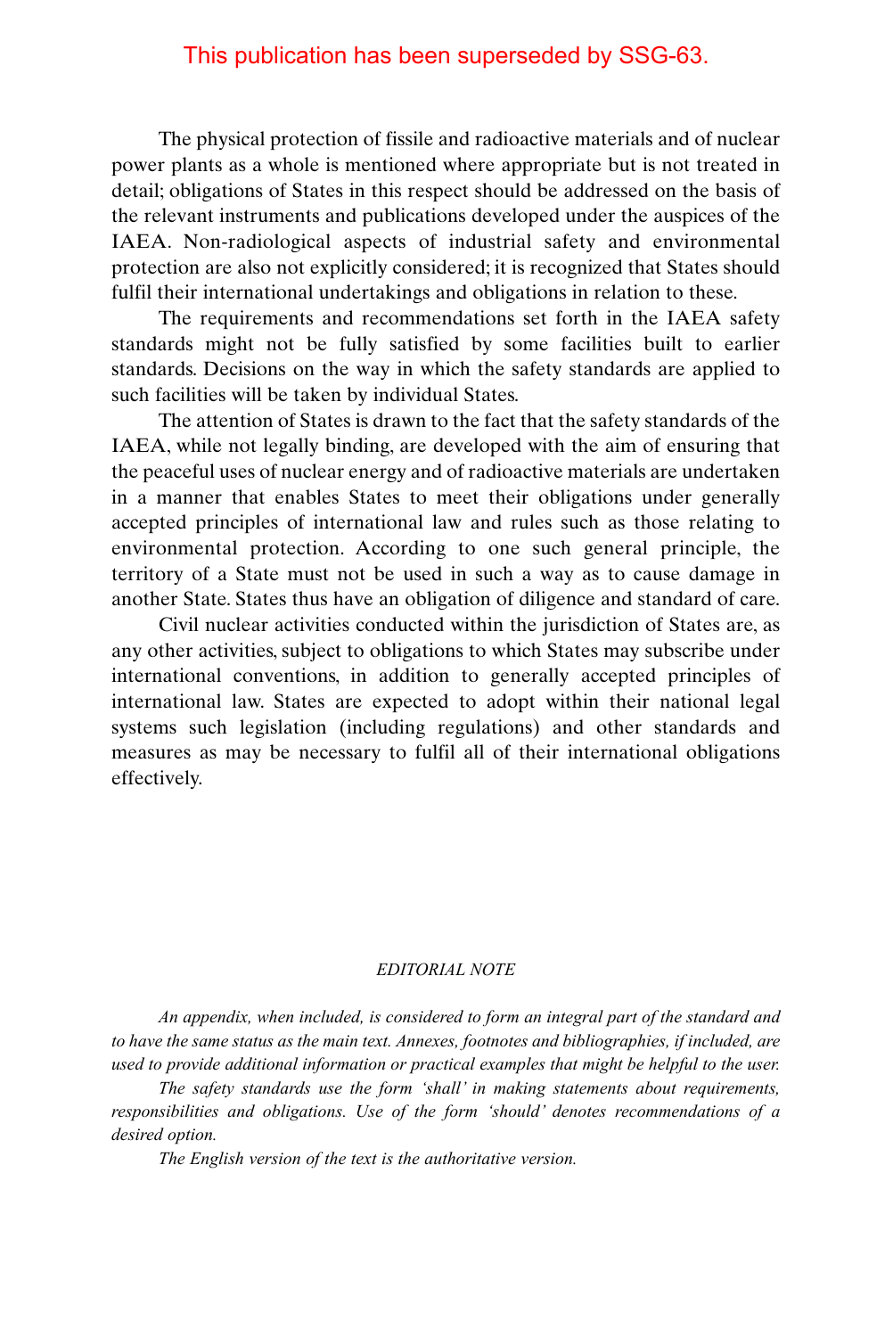This publication has been superseded by SSG-63.

The physical protection of fissile and radioactive materials and of nuclear power plants as a whole is mentioned where appropriate but is not treated in detail; obligations of States in this respect should be addressed on the basis of the relevant instruments and publications developed under the auspices of the IAEA. Non-radiological aspects of industrial safety and environmental protection are also not explicitly considered; it is recognized that States should fulfil their international undertakings and obligations in relation to these.

The requirements and recommendations set forth in the IAEA safety standards might not be fully satisfied by some facilities built to earlier standards. Decisions on the way in which the safety standards are applied to such facilities will be taken by individual States.

The attention of States is drawn to the fact that the safety standards of the IAEA, while not legally binding, are developed with the aim of ensuring that the peaceful uses of nuclear energy and of radioactive materials are undertaken in a manner that enables States to meet their obligations under generally accepted principles of international law and rules such as those relating to environmental protection. According to one such general principle, the territory of a State must not be used in such a way as to cause damage in another State. States thus have an obligation of diligence and standard of care.

Civil nuclear activities conducted within the jurisdiction of States are, as any other activities, subject to obligations to which States may subscribe under international conventions, in addition to generally accepted principles of international law. States are expected to adopt within their national legal systems such legislation (including regulations) and other standards and measures as may be necessary to fulfil all of their international obligations effectively.

*EDITORIAL NOTE*

*An appendix, when included, is considered to form an integral part of the standard and to have the same status as the main text. Annexes, footnotes and bibliographies, if included, are used to provide additional information or practical examples that might be helpful to the user.*

*The safety standards use the form 'shall' in making statements about requirements, responsibilities and obligations. Use of the form 'should' denotes recommendations of a desired option.*

*The English version of the text is the authoritative version.*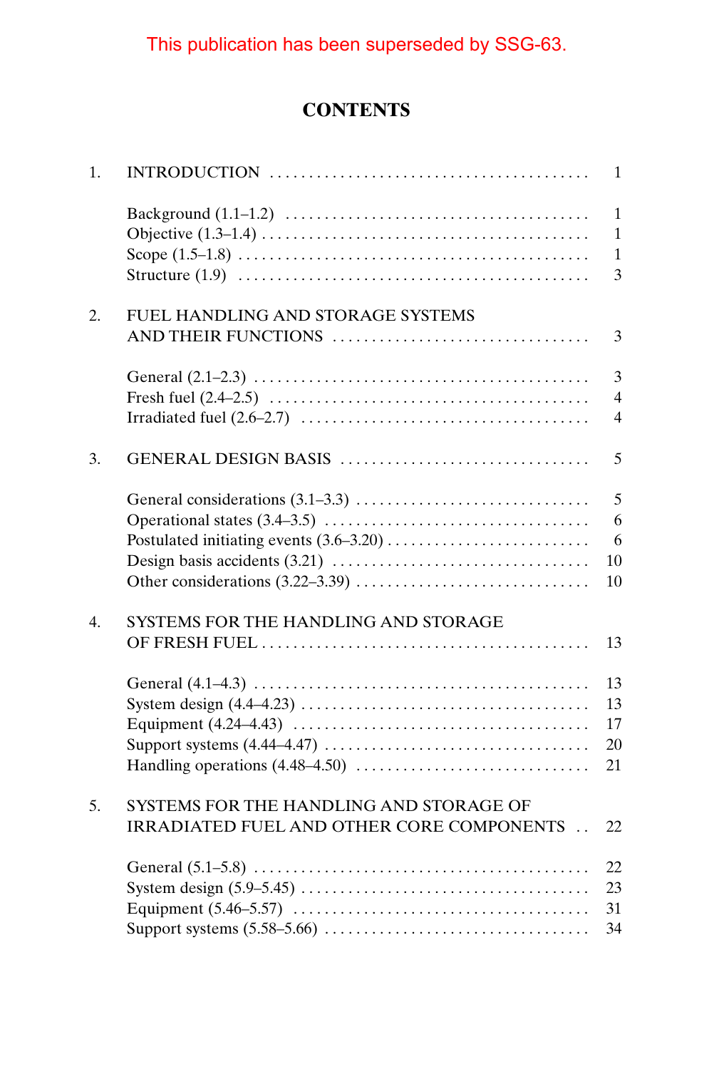This publication has been superseded by SSG-63.

# CONTENTS

1. INTRODUCTION ........................................ 1

   Background (1.1–1.2) ........................................ 1
   Objective (1.3–1.4) ........................................ 1
   Scope (1.5–1.8) ........................................ 1
   Structure (1.9) ........................................ 3

2. FUEL HANDLING AND STORAGE SYSTEMS AND THEIR FUNCTIONS ........................................ 3

   General (2.1–2.3) ........................................ 3
   Fresh fuel (2.4–2.5) ........................................ 4
   Irradiated fuel (2.6–2.7) ........................................ 4

3. GENERAL DESIGN BASIS ........................................ 5

   General considerations (3.1–3.3) ........................................ 5
   Operational states (3.4–3.5) ........................................ 6
   Postulated initiating events (3.6–3.20) ........................................ 6
   Design basis accidents (3.21) ........................................ 10
   Other considerations (3.22–3.39) ........................................ 10

4. SYSTEMS FOR THE HANDLING AND STORAGE OF FRESH FUEL ........................................ 13

   General (4.1–4.3) ........................................ 13
   System design (4.4–4.23) ........................................ 13
   Equipment (4.24–4.43) ........................................ 17
   Support systems (4.44–4.47) ........................................ 20
   Handling operations (4.48–4.50) ........................................ 21

5. SYSTEMS FOR THE HANDLING AND STORAGE OF IRRADIATED FUEL AND OTHER CORE COMPONENTS ........................................ 22

   General (5.1–5.8) ........................................ 22
   System design (5.9–5.45) ........................................ 23
   Equipment (5.46–5.57) ........................................ 31
   Support systems (5.58–5.66) ........................................ 34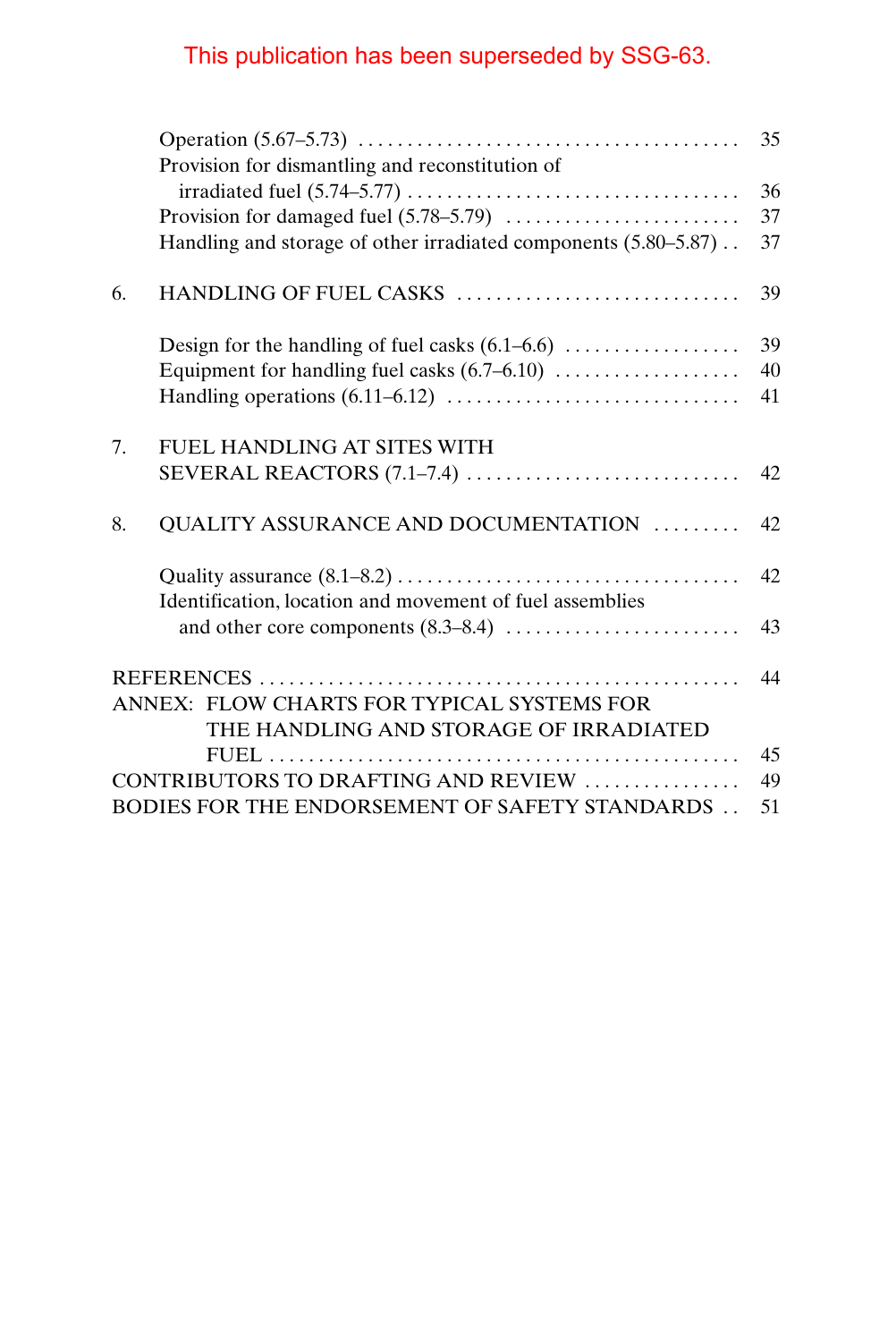This publication has been superseded by SSG-63.

Operation (5.67–5.73) . . . . . . . . . . . . . . . . . . . . . . . . . . . . . . . . . . . . . . 35
Provision for dismantling and reconstitution of irradiated fuel (5.74–5.77) . . . . . . . . . . . . . . . . . . . . . . . . . . . . . . . . . . 36
Provision for damaged fuel (5.78–5.79) . . . . . . . . . . . . . . . . . . . . . . . . 37
Handling and storage of other irradiated components (5.80–5.87) . . 37

6. HANDLING OF FUEL CASKS . . . . . . . . . . . . . . . . . . . . . . . . . . . . . 39

Design for the handling of fuel casks (6.1–6.6) . . . . . . . . . . . . . . . . . . 39
Equipment for handling fuel casks (6.7–6.10) . . . . . . . . . . . . . . . . . . . 40
Handling operations (6.11–6.12) . . . . . . . . . . . . . . . . . . . . . . . . . . . . . . 41

7. FUEL HANDLING AT SITES WITH SEVERAL REACTORS (7.1–7.4) . . . . . . . . . . . . . . . . . . . . . . . . . . . . 42

8. QUALITY ASSURANCE AND DOCUMENTATION . . . . . . . . . 42

Quality assurance (8.1–8.2) . . . . . . . . . . . . . . . . . . . . . . . . . . . . . . . . . . . 42
Identification, location and movement of fuel assemblies and other core components (8.3–8.4) . . . . . . . . . . . . . . . . . . . . . . . . 43

REFERENCES . . . . . . . . . . . . . . . . . . . . . . . . . . . . . . . . . . . . . . . . . . . . . . . . . 44
ANNEX: FLOW CHARTS FOR TYPICAL SYSTEMS FOR THE HANDLING AND STORAGE OF IRRADIATED FUEL . . . . . . . . . . . . . . . . . . . . . . . . . . . . . . . . . . . . . . . . . . . . . . . . 45
CONTRIBUTORS TO DRAFTING AND REVIEW . . . . . . . . . . . . . . . . 49
BODIES FOR THE ENDORSEMENT OF SAFETY STANDARDS . . 51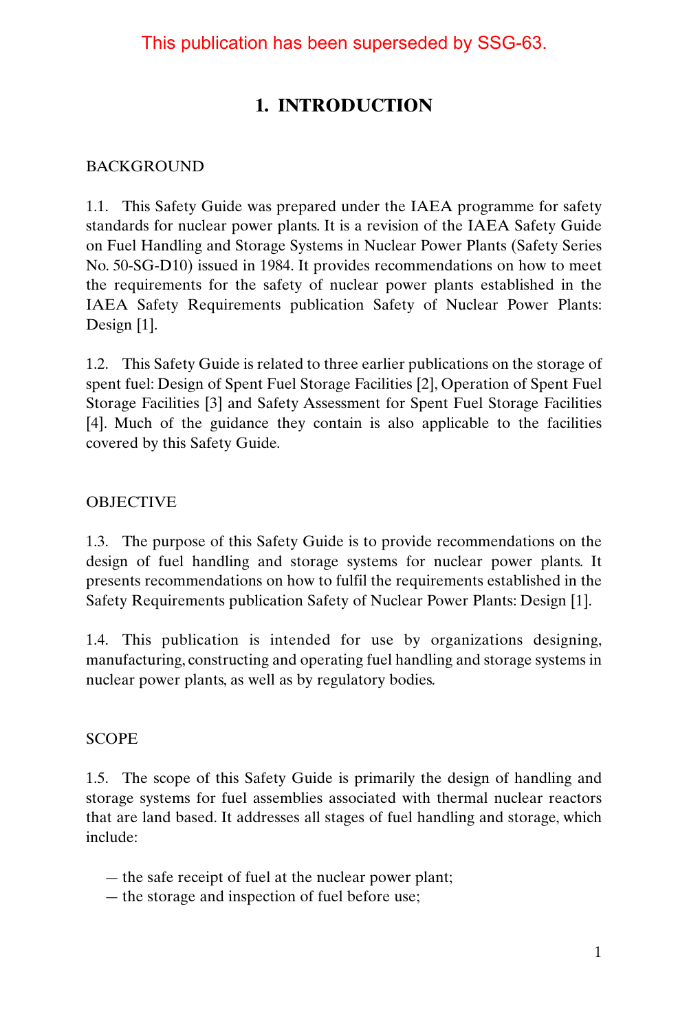This publication has been superseded by SSG-63.

# 1. INTRODUCTION

## BACKGROUND

1.1. This Safety Guide was prepared under the IAEA programme for safety standards for nuclear power plants. It is a revision of the IAEA Safety Guide on Fuel Handling and Storage Systems in Nuclear Power Plants (Safety Series No. 50-SG-D10) issued in 1984. It provides recommendations on how to meet the requirements for the safety of nuclear power plants established in the IAEA Safety Requirements publication Safety of Nuclear Power Plants: Design [1].

1.2. This Safety Guide is related to three earlier publications on the storage of spent fuel: Design of Spent Fuel Storage Facilities [2], Operation of Spent Fuel Storage Facilities [3] and Safety Assessment for Spent Fuel Storage Facilities [4]. Much of the guidance they contain is also applicable to the facilities covered by this Safety Guide.

## OBJECTIVE

1.3. The purpose of this Safety Guide is to provide recommendations on the design of fuel handling and storage systems for nuclear power plants. It presents recommendations on how to fulfil the requirements established in the Safety Requirements publication Safety of Nuclear Power Plants: Design [1].

1.4. This publication is intended for use by organizations designing, manufacturing, constructing and operating fuel handling and storage systems in nuclear power plants, as well as by regulatory bodies.

## SCOPE

1.5. The scope of this Safety Guide is primarily the design of handling and storage systems for fuel assemblies associated with thermal nuclear reactors that are land based. It addresses all stages of fuel handling and storage, which include:

— the safe receipt of fuel at the nuclear power plant;
— the storage and inspection of fuel before use;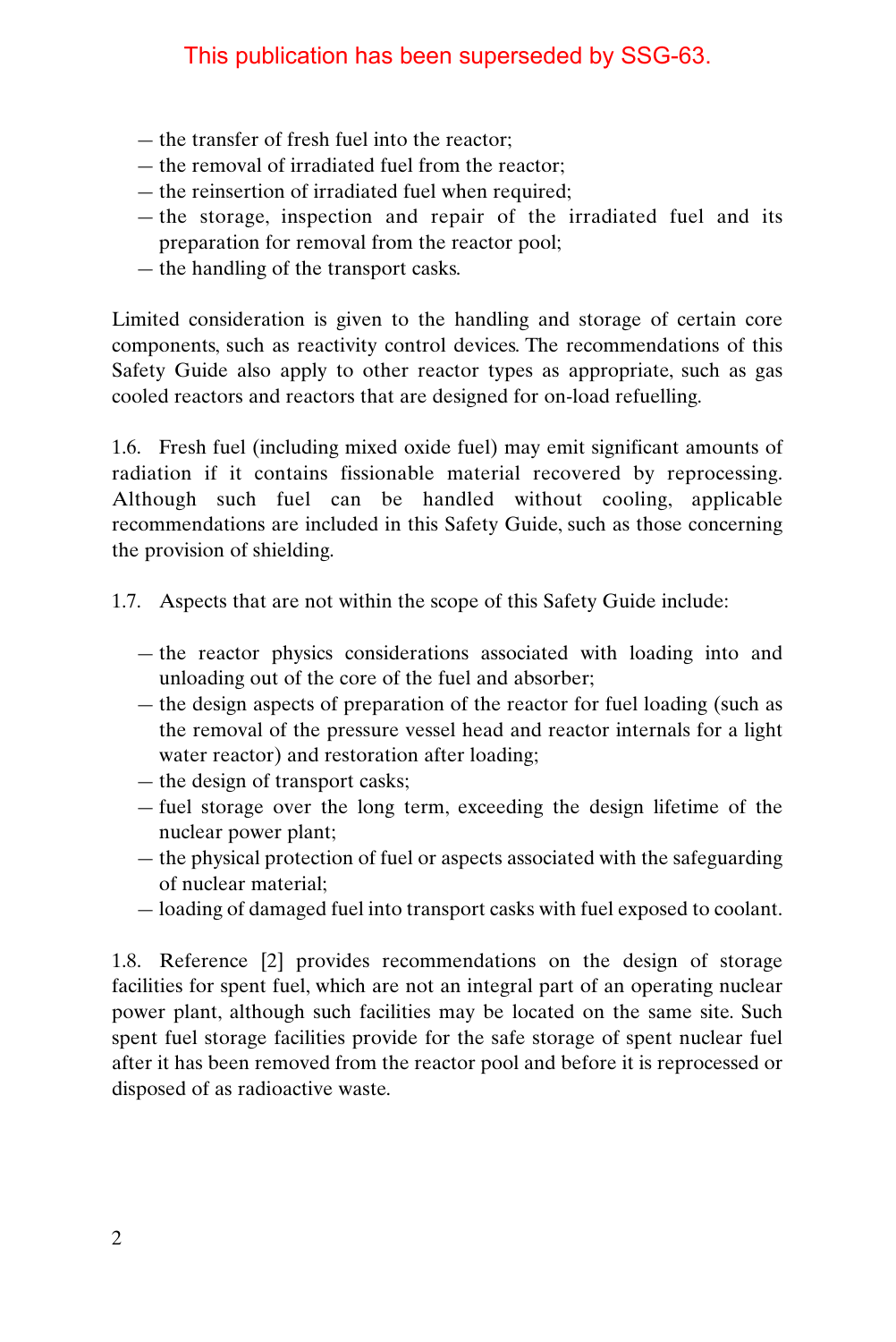This publication has been superseded by SSG-63.

— the transfer of fresh fuel into the reactor;
— the removal of irradiated fuel from the reactor;
— the reinsertion of irradiated fuel when required;
— the storage, inspection and repair of the irradiated fuel and its preparation for removal from the reactor pool;
— the handling of the transport casks.

Limited consideration is given to the handling and storage of certain core components, such as reactivity control devices. The recommendations of this Safety Guide also apply to other reactor types as appropriate, such as gas cooled reactors and reactors that are designed for on-load refuelling.

1.6. Fresh fuel (including mixed oxide fuel) may emit significant amounts of radiation if it contains fissionable material recovered by reprocessing. Although such fuel can be handled without cooling, applicable recommendations are included in this Safety Guide, such as those concerning the provision of shielding.

1.7. Aspects that are not within the scope of this Safety Guide include:

— the reactor physics considerations associated with loading into and unloading out of the core of the fuel and absorber;
— the design aspects of preparation of the reactor for fuel loading (such as the removal of the pressure vessel head and reactor internals for a light water reactor) and restoration after loading;
— the design of transport casks;
— fuel storage over the long term, exceeding the design lifetime of the nuclear power plant;
— the physical protection of fuel or aspects associated with the safeguarding of nuclear material;
— loading of damaged fuel into transport casks with fuel exposed to coolant.

1.8. Reference [2] provides recommendations on the design of storage facilities for spent fuel, which are not an integral part of an operating nuclear power plant, although such facilities may be located on the same site. Such spent fuel storage facilities provide for the safe storage of spent nuclear fuel after it has been removed from the reactor pool and before it is reprocessed or disposed of as radioactive waste.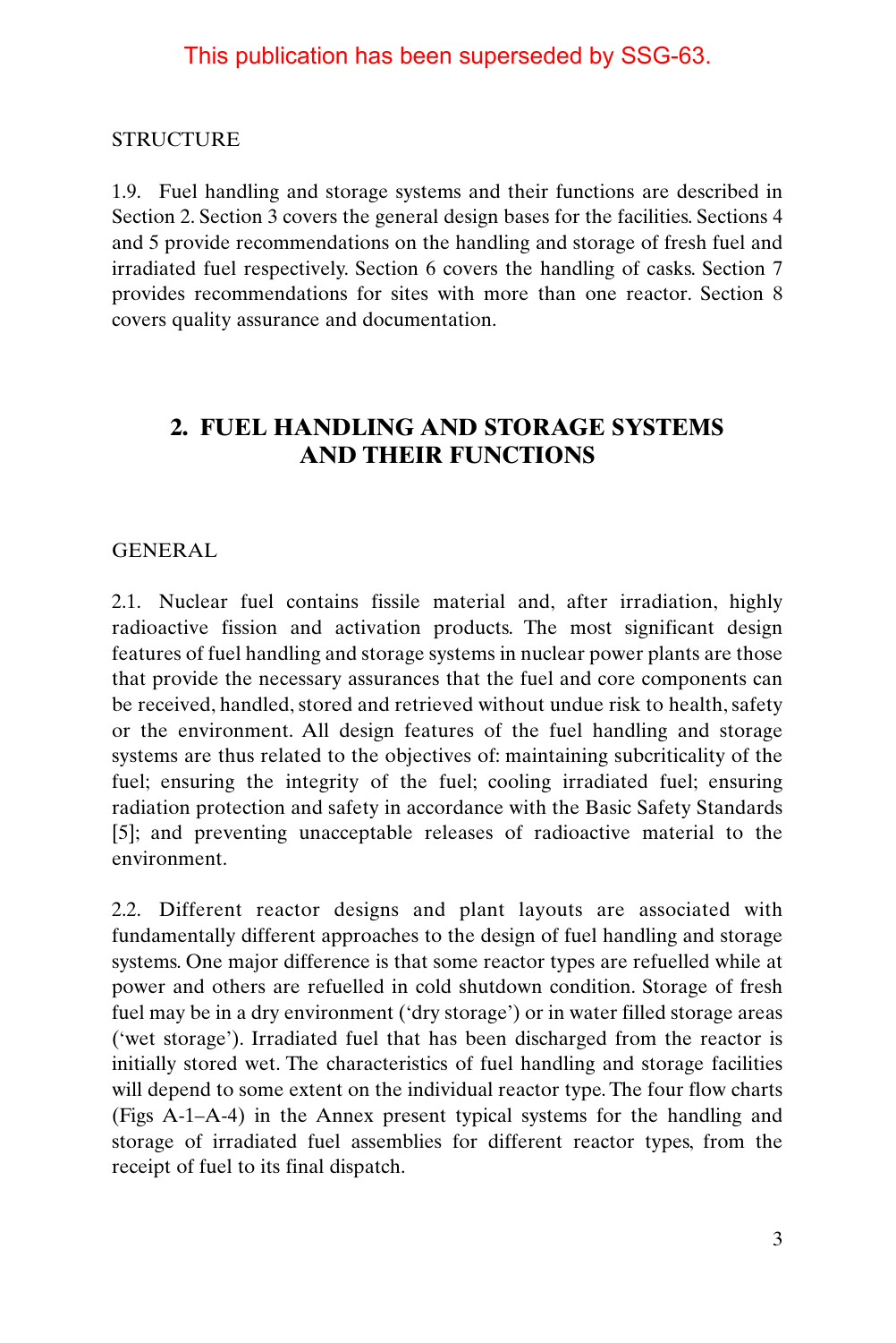This publication has been superseded by SSG-63.

STRUCTURE

1.9. Fuel handling and storage systems and their functions are described in Section 2. Section 3 covers the general design bases for the facilities. Sections 4 and 5 provide recommendations on the handling and storage of fresh fuel and irradiated fuel respectively. Section 6 covers the handling of casks. Section 7 provides recommendations for sites with more than one reactor. Section 8 covers quality assurance and documentation.

## 2. FUEL HANDLING AND STORAGE SYSTEMS AND THEIR FUNCTIONS

GENERAL

2.1. Nuclear fuel contains fissile material and, after irradiation, highly radioactive fission and activation products. The most significant design features of fuel handling and storage systems in nuclear power plants are those that provide the necessary assurances that the fuel and core components can be received, handled, stored and retrieved without undue risk to health, safety or the environment. All design features of the fuel handling and storage systems are thus related to the objectives of: maintaining subcriticality of the fuel; ensuring the integrity of the fuel; cooling irradiated fuel; ensuring radiation protection and safety in accordance with the Basic Safety Standards [5]; and preventing unacceptable releases of radioactive material to the environment.

2.2. Different reactor designs and plant layouts are associated with fundamentally different approaches to the design of fuel handling and storage systems. One major difference is that some reactor types are refuelled while at power and others are refuelled in cold shutdown condition. Storage of fresh fuel may be in a dry environment (‘dry storage’) or in water filled storage areas (‘wet storage’). Irradiated fuel that has been discharged from the reactor is initially stored wet. The characteristics of fuel handling and storage facilities will depend to some extent on the individual reactor type. The four flow charts (Figs A-1–A-4) in the Annex present typical systems for the handling and storage of irradiated fuel assemblies for different reactor types, from the receipt of fuel to its final dispatch.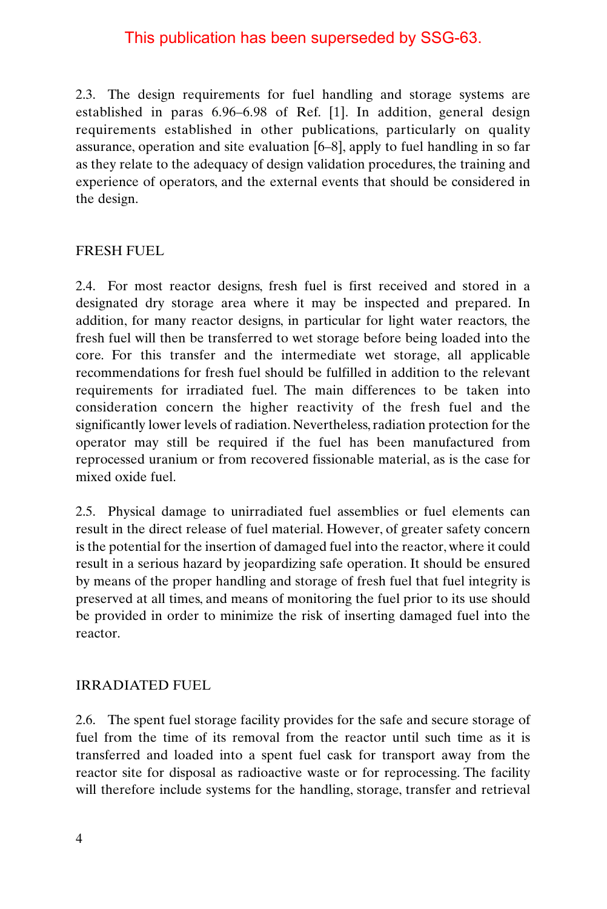This publication has been superseded by SSG-63.

2.3. The design requirements for fuel handling and storage systems are established in paras 6.96–6.98 of Ref. [1]. In addition, general design requirements established in other publications, particularly on quality assurance, operation and site evaluation [6–8], apply to fuel handling in so far as they relate to the adequacy of design validation procedures, the training and experience of operators, and the external events that should be considered in the design.

## FRESH FUEL

2.4. For most reactor designs, fresh fuel is first received and stored in a designated dry storage area where it may be inspected and prepared. In addition, for many reactor designs, in particular for light water reactors, the fresh fuel will then be transferred to wet storage before being loaded into the core. For this transfer and the intermediate wet storage, all applicable recommendations for fresh fuel should be fulfilled in addition to the relevant requirements for irradiated fuel. The main differences to be taken into consideration concern the higher reactivity of the fresh fuel and the significantly lower levels of radiation. Nevertheless, radiation protection for the operator may still be required if the fuel has been manufactured from reprocessed uranium or from recovered fissionable material, as is the case for mixed oxide fuel.

2.5. Physical damage to unirradiated fuel assemblies or fuel elements can result in the direct release of fuel material. However, of greater safety concern is the potential for the insertion of damaged fuel into the reactor, where it could result in a serious hazard by jeopardizing safe operation. It should be ensured by means of the proper handling and storage of fresh fuel that fuel integrity is preserved at all times, and means of monitoring the fuel prior to its use should be provided in order to minimize the risk of inserting damaged fuel into the reactor.

## IRRADIATED FUEL

2.6. The spent fuel storage facility provides for the safe and secure storage of fuel from the time of its removal from the reactor until such time as it is transferred and loaded into a spent fuel cask for transport away from the reactor site for disposal as radioactive waste or for reprocessing. The facility will therefore include systems for the handling, storage, transfer and retrieval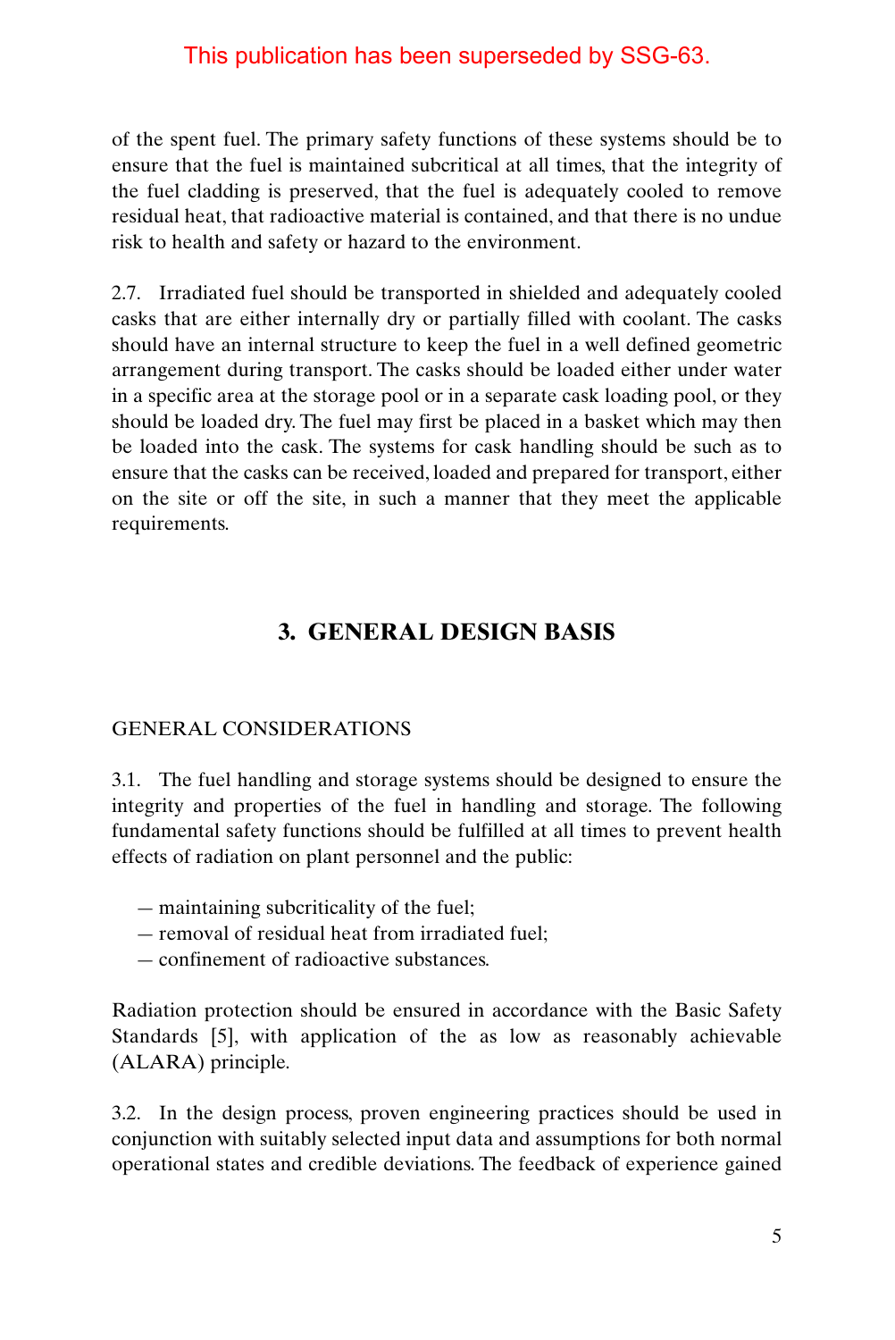This publication has been superseded by SSG-63.

of the spent fuel. The primary safety functions of these systems should be to ensure that the fuel is maintained subcritical at all times, that the integrity of the fuel cladding is preserved, that the fuel is adequately cooled to remove residual heat, that radioactive material is contained, and that there is no undue risk to health and safety or hazard to the environment.

2.7. Irradiated fuel should be transported in shielded and adequately cooled casks that are either internally dry or partially filled with coolant. The casks should have an internal structure to keep the fuel in a well defined geometric arrangement during transport. The casks should be loaded either under water in a specific area at the storage pool or in a separate cask loading pool, or they should be loaded dry. The fuel may first be placed in a basket which may then be loaded into the cask. The systems for cask handling should be such as to ensure that the casks can be received, loaded and prepared for transport, either on the site or off the site, in such a manner that they meet the applicable requirements.

# 3. GENERAL DESIGN BASIS

## GENERAL CONSIDERATIONS

3.1. The fuel handling and storage systems should be designed to ensure the integrity and properties of the fuel in handling and storage. The following fundamental safety functions should be fulfilled at all times to prevent health effects of radiation on plant personnel and the public:

- maintaining subcriticality of the fuel;
- removal of residual heat from irradiated fuel;
- confinement of radioactive substances.

Radiation protection should be ensured in accordance with the Basic Safety Standards [5], with application of the as low as reasonably achievable (ALARA) principle.

3.2. In the design process, proven engineering practices should be used in conjunction with suitably selected input data and assumptions for both normal operational states and credible deviations. The feedback of experience gained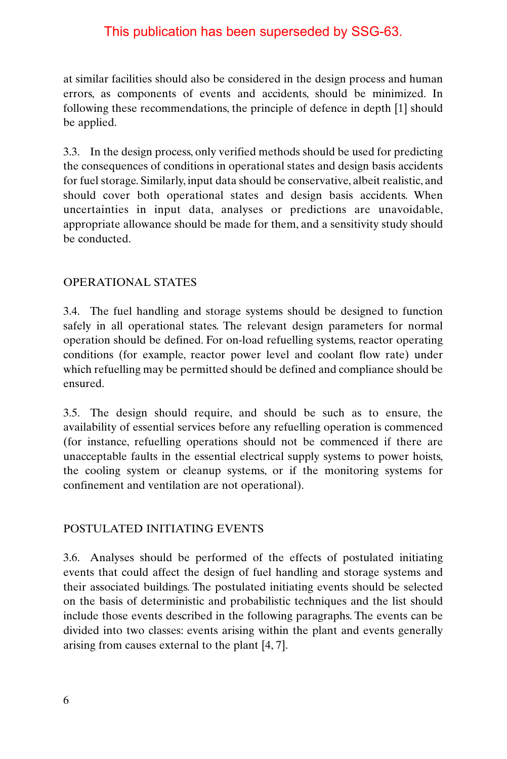This publication has been superseded by SSG-63.

at similar facilities should also be considered in the design process and human errors, as components of events and accidents, should be minimized. In following these recommendations, the principle of defence in depth [1] should be applied.

3.3. In the design process, only verified methods should be used for predicting the consequences of conditions in operational states and design basis accidents for fuel storage. Similarly, input data should be conservative, albeit realistic, and should cover both operational states and design basis accidents. When uncertainties in input data, analyses or predictions are unavoidable, appropriate allowance should be made for them, and a sensitivity study should be conducted.

## OPERATIONAL STATES

3.4. The fuel handling and storage systems should be designed to function safely in all operational states. The relevant design parameters for normal operation should be defined. For on-load refuelling systems, reactor operating conditions (for example, reactor power level and coolant flow rate) under which refuelling may be permitted should be defined and compliance should be ensured.

3.5. The design should require, and should be such as to ensure, the availability of essential services before any refuelling operation is commenced (for instance, refuelling operations should not be commenced if there are unacceptable faults in the essential electrical supply systems to power hoists, the cooling system or cleanup systems, or if the monitoring systems for confinement and ventilation are not operational).

## POSTULATED INITIATING EVENTS

3.6. Analyses should be performed of the effects of postulated initiating events that could affect the design of fuel handling and storage systems and their associated buildings. The postulated initiating events should be selected on the basis of deterministic and probabilistic techniques and the list should include those events described in the following paragraphs. The events can be divided into two classes: events arising within the plant and events generally arising from causes external to the plant [4, 7].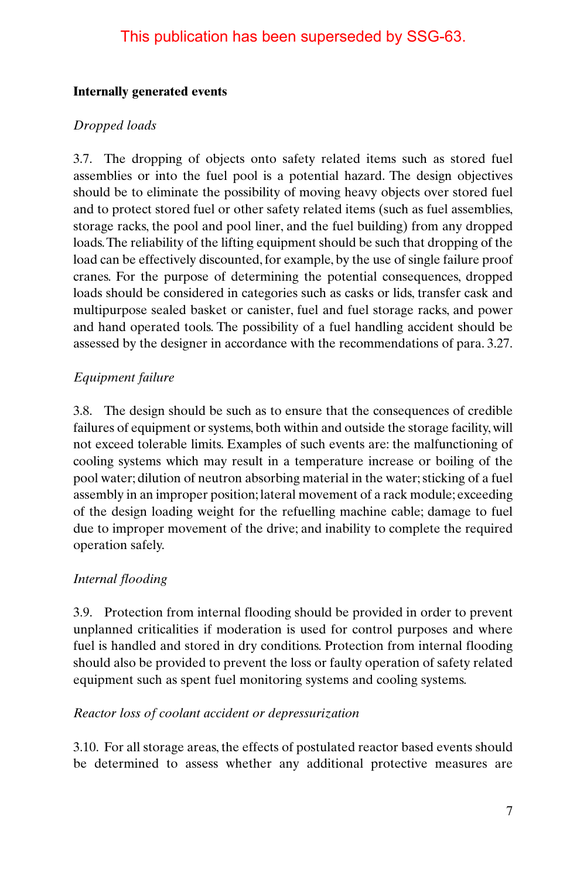This publication has been superseded by SSG-63.

### Internally generated events

*Dropped loads*

3.7. The dropping of objects onto safety related items such as stored fuel assemblies or into the fuel pool is a potential hazard. The design objectives should be to eliminate the possibility of moving heavy objects over stored fuel and to protect stored fuel or other safety related items (such as fuel assemblies, storage racks, the pool and pool liner, and the fuel building) from any dropped loads. The reliability of the lifting equipment should be such that dropping of the load can be effectively discounted, for example, by the use of single failure proof cranes. For the purpose of determining the potential consequences, dropped loads should be considered in categories such as casks or lids, transfer cask and multipurpose sealed basket or canister, fuel and fuel storage racks, and power and hand operated tools. The possibility of a fuel handling accident should be assessed by the designer in accordance with the recommendations of para. 3.27.

*Equipment failure*

3.8. The design should be such as to ensure that the consequences of credible failures of equipment or systems, both within and outside the storage facility, will not exceed tolerable limits. Examples of such events are: the malfunctioning of cooling systems which may result in a temperature increase or boiling of the pool water; dilution of neutron absorbing material in the water; sticking of a fuel assembly in an improper position; lateral movement of a rack module; exceeding of the design loading weight for the refuelling machine cable; damage to fuel due to improper movement of the drive; and inability to complete the required operation safely.

*Internal flooding*

3.9. Protection from internal flooding should be provided in order to prevent unplanned criticalities if moderation is used for control purposes and where fuel is handled and stored in dry conditions. Protection from internal flooding should also be provided to prevent the loss or faulty operation of safety related equipment such as spent fuel monitoring systems and cooling systems.

*Reactor loss of coolant accident or depressurization*

3.10. For all storage areas, the effects of postulated reactor based events should be determined to assess whether any additional protective measures are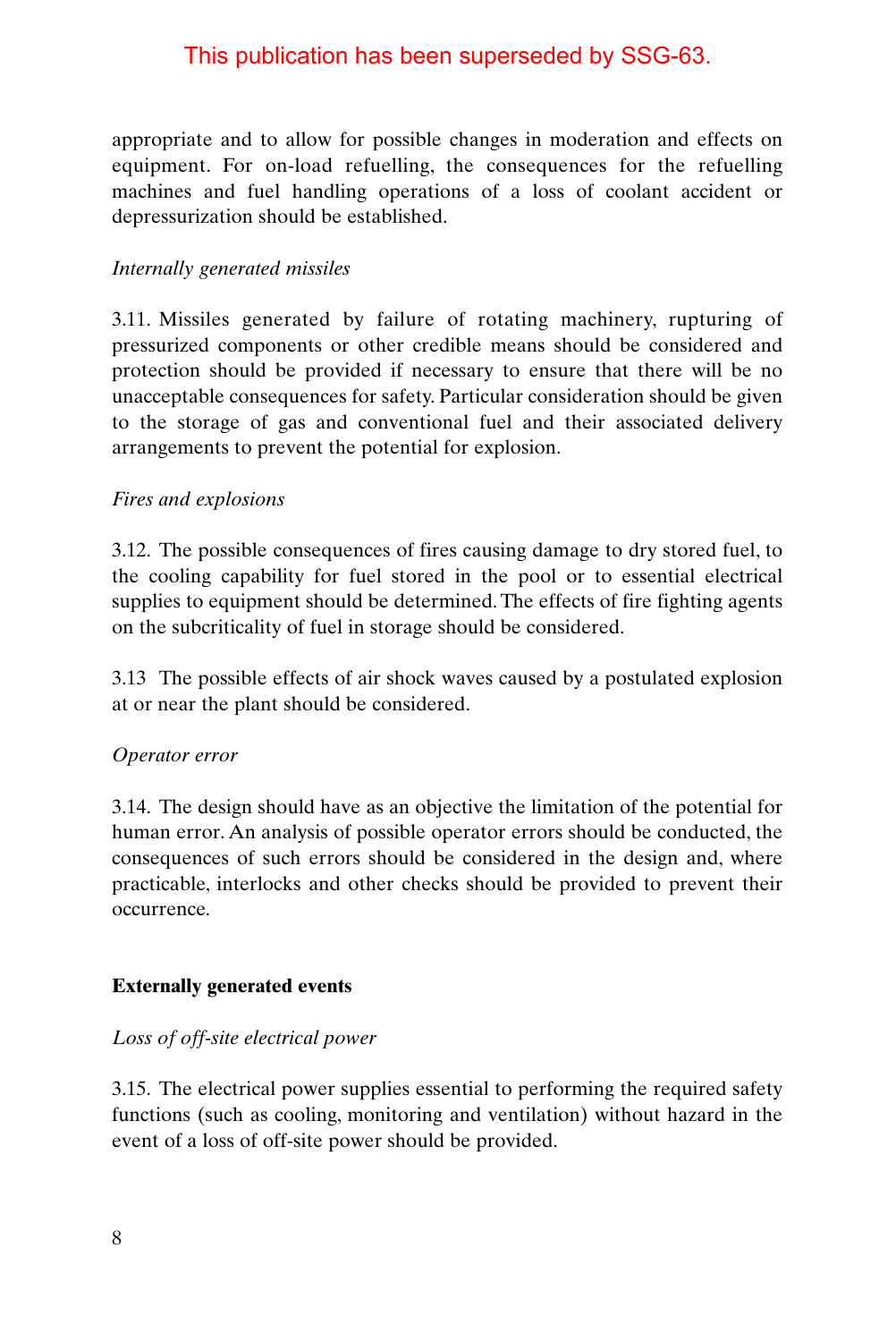This publication has been superseded by SSG-63.

appropriate and to allow for possible changes in moderation and effects on equipment. For on-load refuelling, the consequences for the refuelling machines and fuel handling operations of a loss of coolant accident or depressurization should be established.

*Internally generated missiles*

3.11. Missiles generated by failure of rotating machinery, rupturing of pressurized components or other credible means should be considered and protection should be provided if necessary to ensure that there will be no unacceptable consequences for safety. Particular consideration should be given to the storage of gas and conventional fuel and their associated delivery arrangements to prevent the potential for explosion.

*Fires and explosions*

3.12. The possible consequences of fires causing damage to dry stored fuel, to the cooling capability for fuel stored in the pool or to essential electrical supplies to equipment should be determined. The effects of fire fighting agents on the subcriticality of fuel in storage should be considered.

3.13 The possible effects of air shock waves caused by a postulated explosion at or near the plant should be considered.

*Operator error*

3.14. The design should have as an objective the limitation of the potential for human error. An analysis of possible operator errors should be conducted, the consequences of such errors should be considered in the design and, where practicable, interlocks and other checks should be provided to prevent their occurrence.

**Externally generated events**

*Loss of off-site electrical power*

3.15. The electrical power supplies essential to performing the required safety functions (such as cooling, monitoring and ventilation) without hazard in the event of a loss of off-site power should be provided.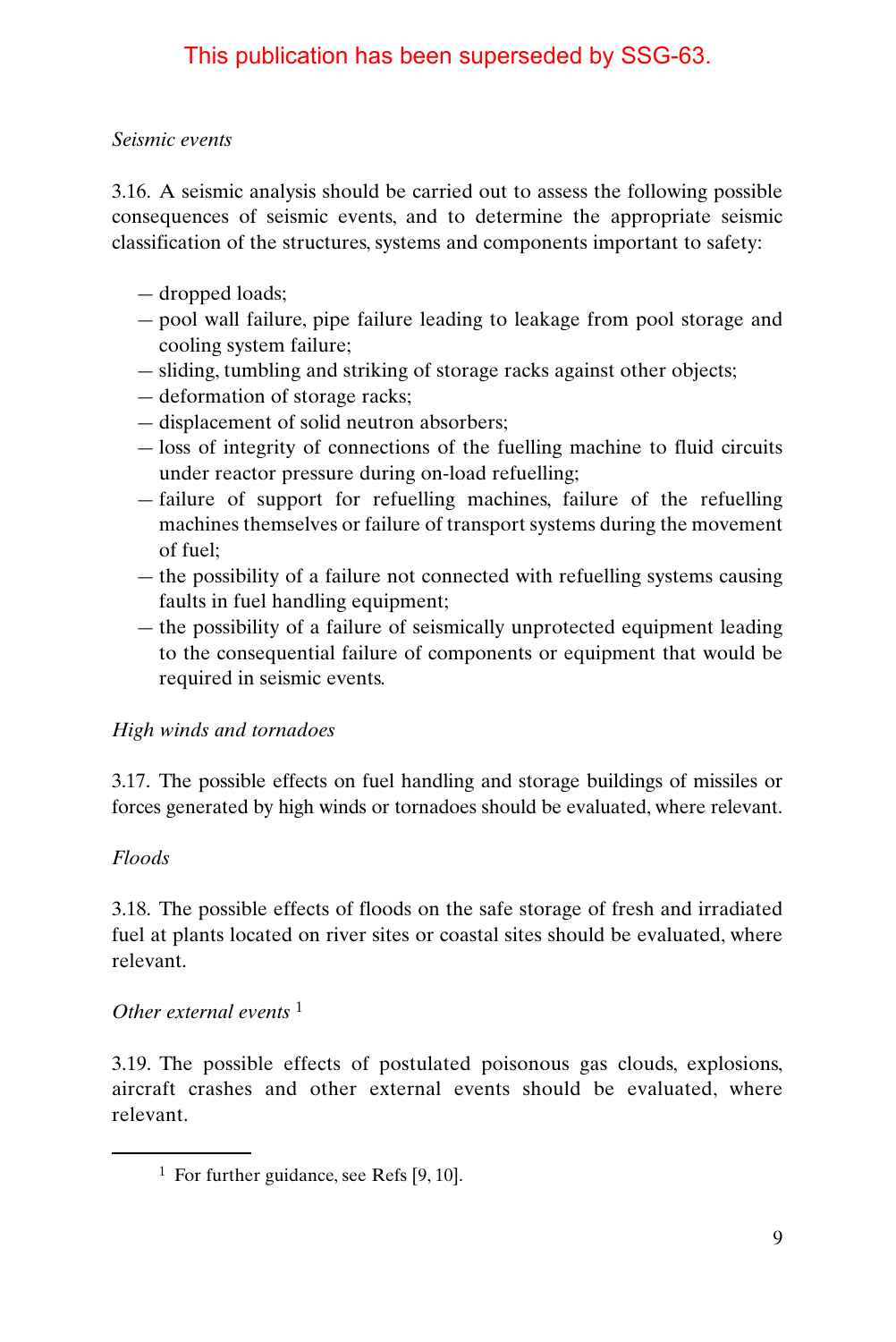This publication has been superseded by SSG-63.

*Seismic events*

3.16. A seismic analysis should be carried out to assess the following possible consequences of seismic events, and to determine the appropriate seismic classification of the structures, systems and components important to safety:

— dropped loads;
— pool wall failure, pipe failure leading to leakage from pool storage and cooling system failure;
— sliding, tumbling and striking of storage racks against other objects;
— deformation of storage racks;
— displacement of solid neutron absorbers;
— loss of integrity of connections of the fuelling machine to fluid circuits under reactor pressure during on-load refuelling;
— failure of support for refuelling machines, failure of the refuelling machines themselves or failure of transport systems during the movement of fuel;
— the possibility of a failure not connected with refuelling systems causing faults in fuel handling equipment;
— the possibility of a failure of seismically unprotected equipment leading to the consequential failure of components or equipment that would be required in seismic events.

*High winds and tornadoes*

3.17. The possible effects on fuel handling and storage buildings of missiles or forces generated by high winds or tornadoes should be evaluated, where relevant.

*Floods*

3.18. The possible effects of floods on the safe storage of fresh and irradiated fuel at plants located on river sites or coastal sites should be evaluated, where relevant.

*Other external events* [1]

3.19. The possible effects of postulated poisonous gas clouds, explosions, aircraft crashes and other external events should be evaluated, where relevant.

[1] For further guidance, see Refs [9, 10].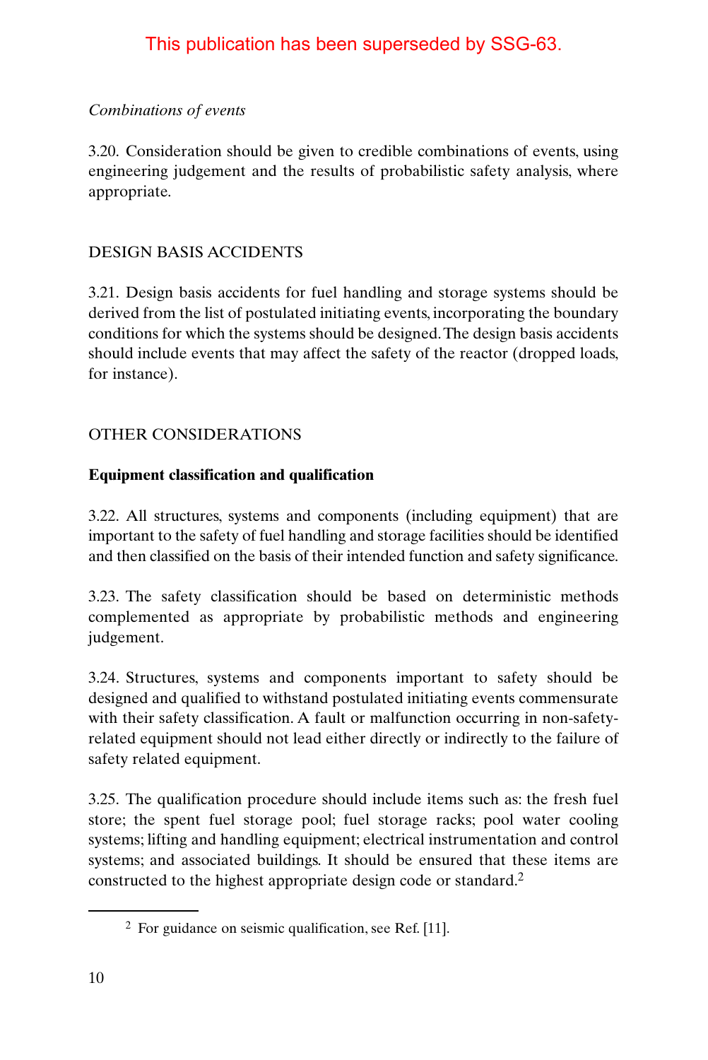This publication has been superseded by SSG-63.

*Combinations of events*

3.20. Consideration should be given to credible combinations of events, using engineering judgement and the results of probabilistic safety analysis, where appropriate.

## DESIGN BASIS ACCIDENTS

3.21. Design basis accidents for fuel handling and storage systems should be derived from the list of postulated initiating events, incorporating the boundary conditions for which the systems should be designed. The design basis accidents should include events that may affect the safety of the reactor (dropped loads, for instance).

## OTHER CONSIDERATIONS

### Equipment classification and qualification

3.22. All structures, systems and components (including equipment) that are important to the safety of fuel handling and storage facilities should be identified and then classified on the basis of their intended function and safety significance.

3.23. The safety classification should be based on deterministic methods complemented as appropriate by probabilistic methods and engineering judgement.

3.24. Structures, systems and components important to safety should be designed and qualified to withstand postulated initiating events commensurate with their safety classification. A fault or malfunction occurring in non-safety-related equipment should not lead either directly or indirectly to the failure of safety related equipment.

3.25. The qualification procedure should include items such as: the fresh fuel store; the spent fuel storage pool; fuel storage racks; pool water cooling systems; lifting and handling equipment; electrical instrumentation and control systems; and associated buildings. It should be ensured that these items are constructed to the highest appropriate design code or standard.[2]

[2] For guidance on seismic qualification, see Ref. [11].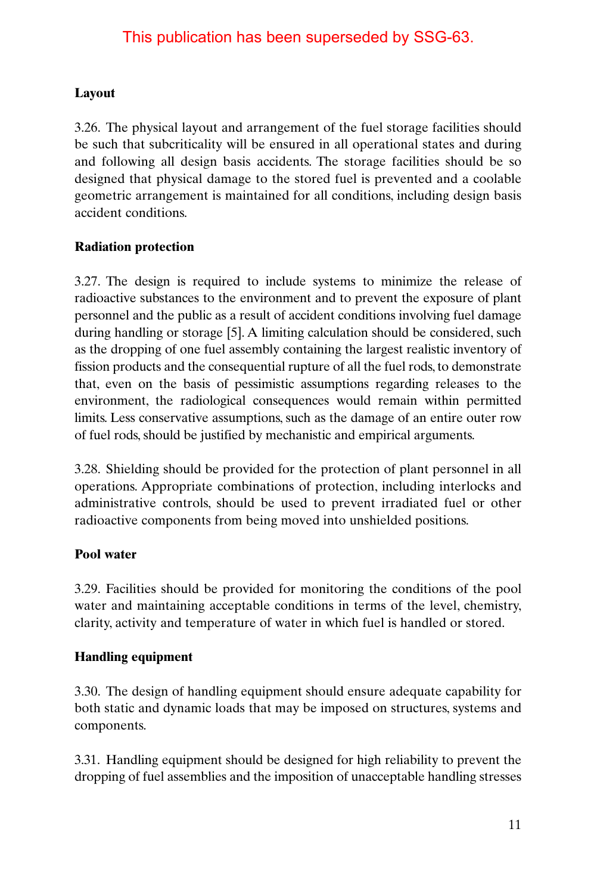This publication has been superseded by SSG-63.

**Layout**

3.26. The physical layout and arrangement of the fuel storage facilities should be such that subcriticality will be ensured in all operational states and during and following all design basis accidents. The storage facilities should be so designed that physical damage to the stored fuel is prevented and a coolable geometric arrangement is maintained for all conditions, including design basis accident conditions.

**Radiation protection**

3.27. The design is required to include systems to minimize the release of radioactive substances to the environment and to prevent the exposure of plant personnel and the public as a result of accident conditions involving fuel damage during handling or storage [5]. A limiting calculation should be considered, such as the dropping of one fuel assembly containing the largest realistic inventory of fission products and the consequential rupture of all the fuel rods, to demonstrate that, even on the basis of pessimistic assumptions regarding releases to the environment, the radiological consequences would remain within permitted limits. Less conservative assumptions, such as the damage of an entire outer row of fuel rods, should be justified by mechanistic and empirical arguments.

3.28. Shielding should be provided for the protection of plant personnel in all operations. Appropriate combinations of protection, including interlocks and administrative controls, should be used to prevent irradiated fuel or other radioactive components from being moved into unshielded positions.

**Pool water**

3.29. Facilities should be provided for monitoring the conditions of the pool water and maintaining acceptable conditions in terms of the level, chemistry, clarity, activity and temperature of water in which fuel is handled or stored.

**Handling equipment**

3.30. The design of handling equipment should ensure adequate capability for both static and dynamic loads that may be imposed on structures, systems and components.

3.31. Handling equipment should be designed for high reliability to prevent the dropping of fuel assemblies and the imposition of unacceptable handling stresses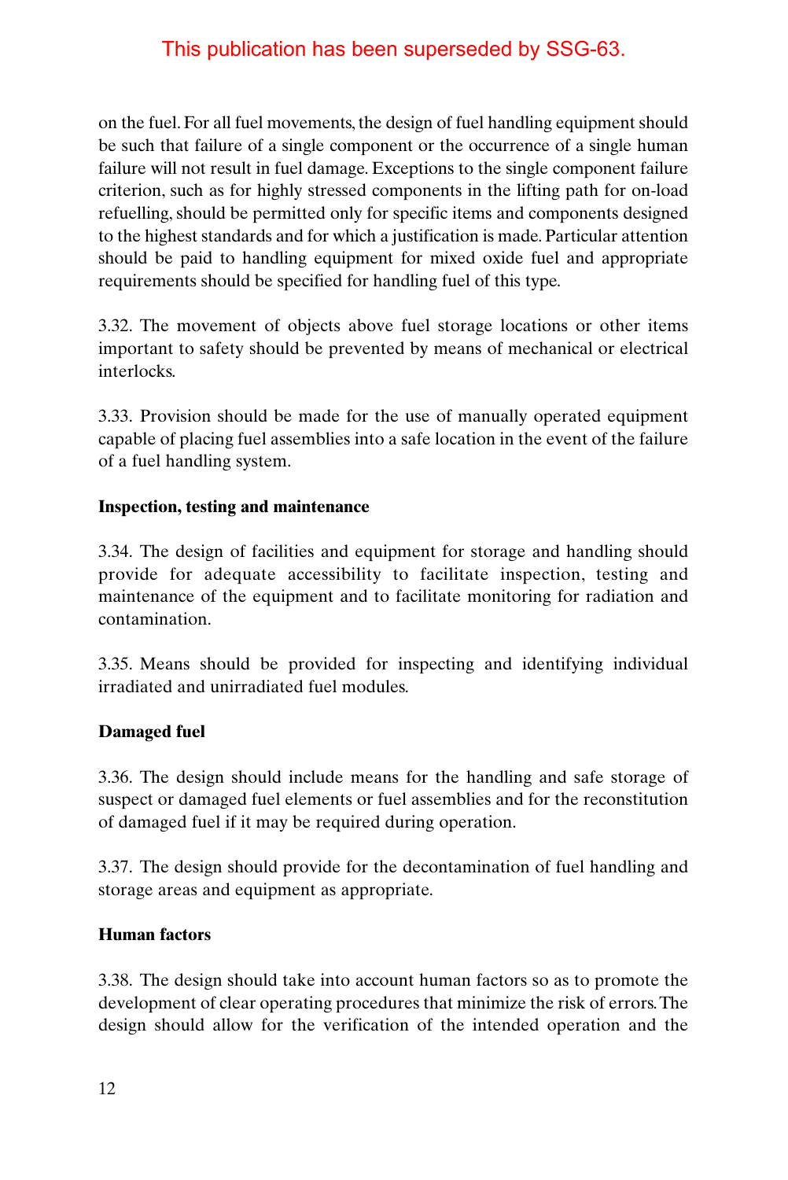This publication has been superseded by SSG-63.

on the fuel. For all fuel movements, the design of fuel handling equipment should be such that failure of a single component or the occurrence of a single human failure will not result in fuel damage. Exceptions to the single component failure criterion, such as for highly stressed components in the lifting path for on-load refuelling, should be permitted only for specific items and components designed to the highest standards and for which a justification is made. Particular attention should be paid to handling equipment for mixed oxide fuel and appropriate requirements should be specified for handling fuel of this type.

3.32. The movement of objects above fuel storage locations or other items important to safety should be prevented by means of mechanical or electrical interlocks.

3.33. Provision should be made for the use of manually operated equipment capable of placing fuel assemblies into a safe location in the event of the failure of a fuel handling system.

**Inspection, testing and maintenance**

3.34. The design of facilities and equipment for storage and handling should provide for adequate accessibility to facilitate inspection, testing and maintenance of the equipment and to facilitate monitoring for radiation and contamination.

3.35. Means should be provided for inspecting and identifying individual irradiated and unirradiated fuel modules.

**Damaged fuel**

3.36. The design should include means for the handling and safe storage of suspect or damaged fuel elements or fuel assemblies and for the reconstitution of damaged fuel if it may be required during operation.

3.37. The design should provide for the decontamination of fuel handling and storage areas and equipment as appropriate.

**Human factors**

3.38. The design should take into account human factors so as to promote the development of clear operating procedures that minimize the risk of errors. The design should allow for the verification of the intended operation and the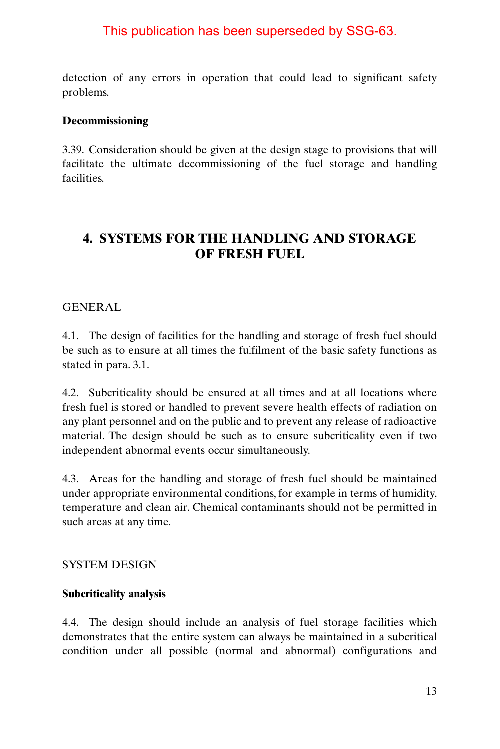This publication has been superseded by SSG-63.

detection of any errors in operation that could lead to significant safety problems.

**Decommissioning**

3.39. Consideration should be given at the design stage to provisions that will facilitate the ultimate decommissioning of the fuel storage and handling facilities.

## 4. SYSTEMS FOR THE HANDLING AND STORAGE OF FRESH FUEL

### GENERAL

4.1. The design of facilities for the handling and storage of fresh fuel should be such as to ensure at all times the fulfilment of the basic safety functions as stated in para. 3.1.

4.2. Subcriticality should be ensured at all times and at all locations where fresh fuel is stored or handled to prevent severe health effects of radiation on any plant personnel and on the public and to prevent any release of radioactive material. The design should be such as to ensure subcriticality even if two independent abnormal events occur simultaneously.

4.3. Areas for the handling and storage of fresh fuel should be maintained under appropriate environmental conditions, for example in terms of humidity, temperature and clean air. Chemical contaminants should not be permitted in such areas at any time.

### SYSTEM DESIGN

**Subcriticality analysis**

4.4. The design should include an analysis of fuel storage facilities which demonstrates that the entire system can always be maintained in a subcritical condition under all possible (normal and abnormal) configurations and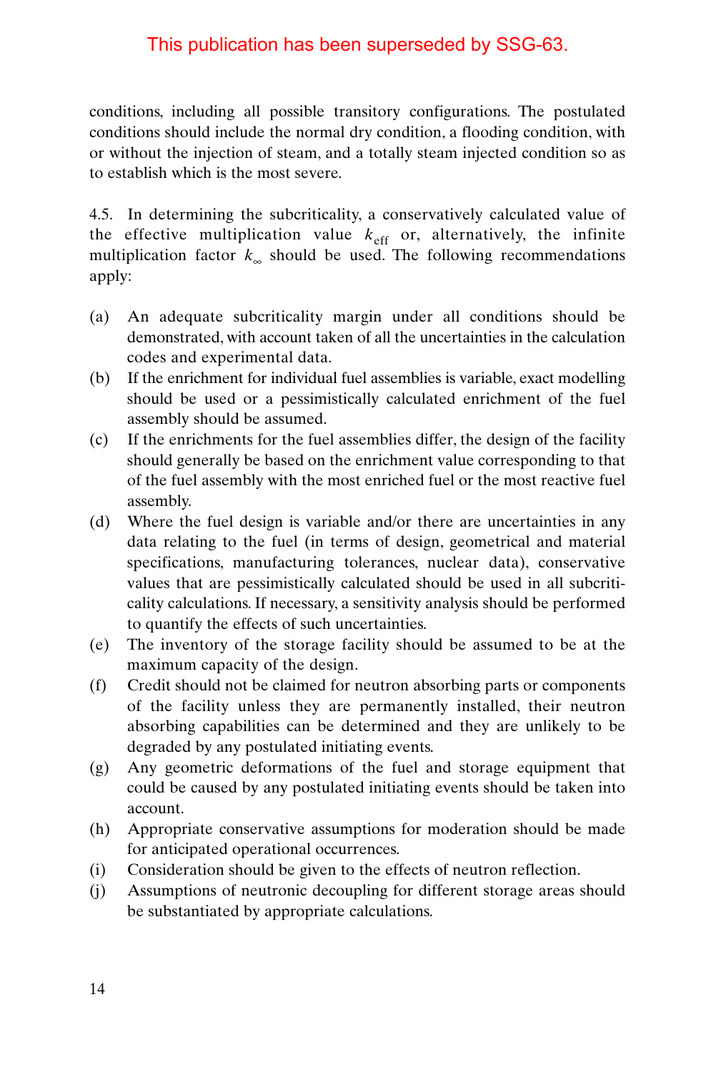This publication has been superseded by SSG-63.

conditions, including all possible transitory configurations. The postulated conditions should include the normal dry condition, a flooding condition, with or without the injection of steam, and a totally steam injected condition so as to establish which is the most severe.

4.5. In determining the subcriticality, a conservatively calculated value of the effective multiplication value $k_{eff}$ or, alternatively, the infinite multiplication factor $k_{\infty}$ should be used. The following recommendations apply:

(a) An adequate subcriticality margin under all conditions should be demonstrated, with account taken of all the uncertainties in the calculation codes and experimental data.

(b) If the enrichment for individual fuel assemblies is variable, exact modelling should be used or a pessimistically calculated enrichment of the fuel assembly should be assumed.

(c) If the enrichments for the fuel assemblies differ, the design of the facility should generally be based on the enrichment value corresponding to that of the fuel assembly with the most enriched fuel or the most reactive fuel assembly.

(d) Where the fuel design is variable and/or there are uncertainties in any data relating to the fuel (in terms of design, geometrical and material specifications, manufacturing tolerances, nuclear data), conservative values that are pessimistically calculated should be used in all subcriticality calculations. If necessary, a sensitivity analysis should be performed to quantify the effects of such uncertainties.

(e) The inventory of the storage facility should be assumed to be at the maximum capacity of the design.

(f) Credit should not be claimed for neutron absorbing parts or components of the facility unless they are permanently installed, their neutron absorbing capabilities can be determined and they are unlikely to be degraded by any postulated initiating events.

(g) Any geometric deformations of the fuel and storage equipment that could be caused by any postulated initiating events should be taken into account.

(h) Appropriate conservative assumptions for moderation should be made for anticipated operational occurrences.

(i) Consideration should be given to the effects of neutron reflection.

(j) Assumptions of neutronic decoupling for different storage areas should be substantiated by appropriate calculations.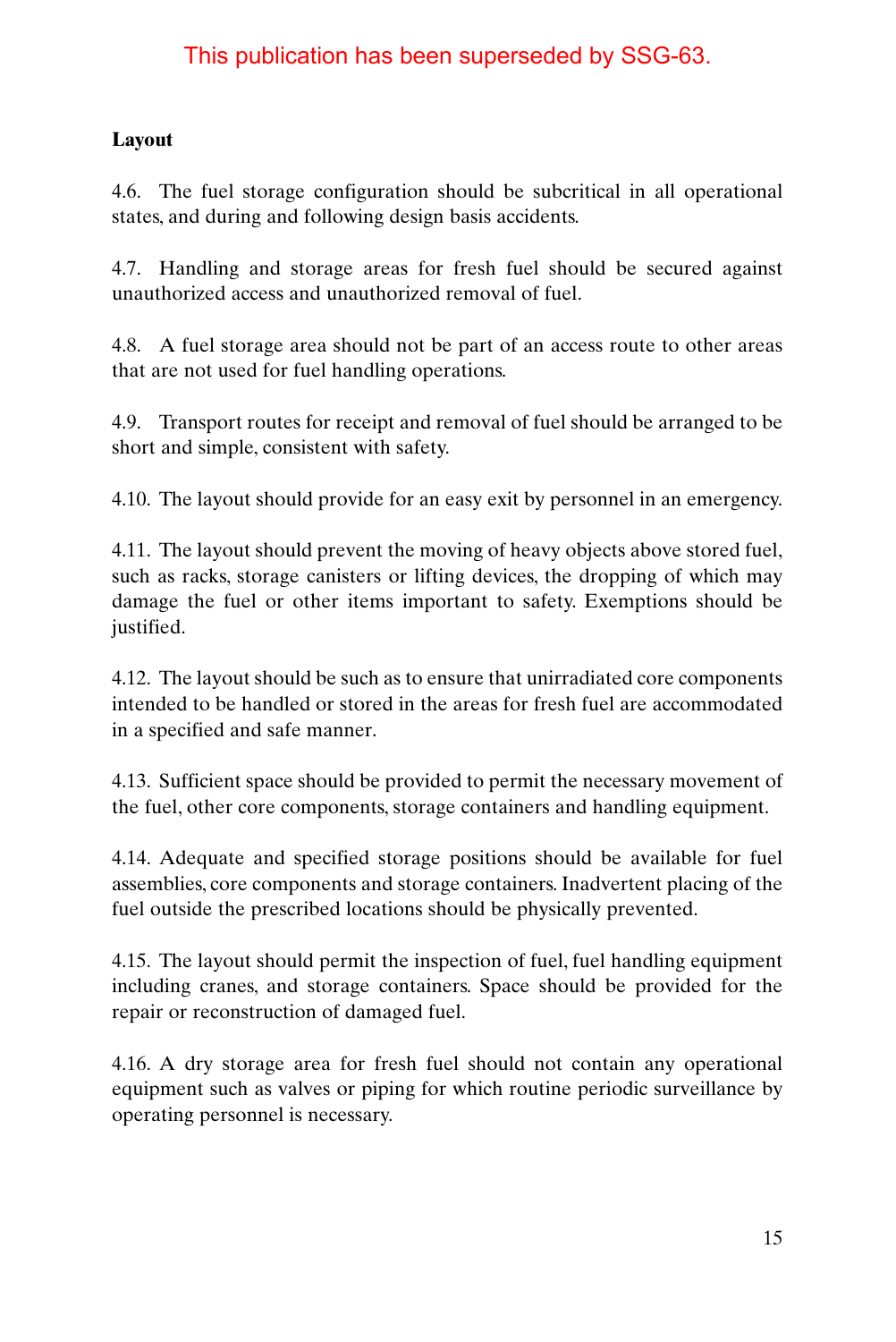This publication has been superseded by SSG-63.

### Layout

4.6. The fuel storage configuration should be subcritical in all operational states, and during and following design basis accidents.

4.7. Handling and storage areas for fresh fuel should be secured against unauthorized access and unauthorized removal of fuel.

4.8. A fuel storage area should not be part of an access route to other areas that are not used for fuel handling operations.

4.9. Transport routes for receipt and removal of fuel should be arranged to be short and simple, consistent with safety.

4.10. The layout should provide for an easy exit by personnel in an emergency.

4.11. The layout should prevent the moving of heavy objects above stored fuel, such as racks, storage canisters or lifting devices, the dropping of which may damage the fuel or other items important to safety. Exemptions should be justified.

4.12. The layout should be such as to ensure that unirradiated core components intended to be handled or stored in the areas for fresh fuel are accommodated in a specified and safe manner.

4.13. Sufficient space should be provided to permit the necessary movement of the fuel, other core components, storage containers and handling equipment.

4.14. Adequate and specified storage positions should be available for fuel assemblies, core components and storage containers. Inadvertent placing of the fuel outside the prescribed locations should be physically prevented.

4.15. The layout should permit the inspection of fuel, fuel handling equipment including cranes, and storage containers. Space should be provided for the repair or reconstruction of damaged fuel.

4.16. A dry storage area for fresh fuel should not contain any operational equipment such as valves or piping for which routine periodic surveillance by operating personnel is necessary.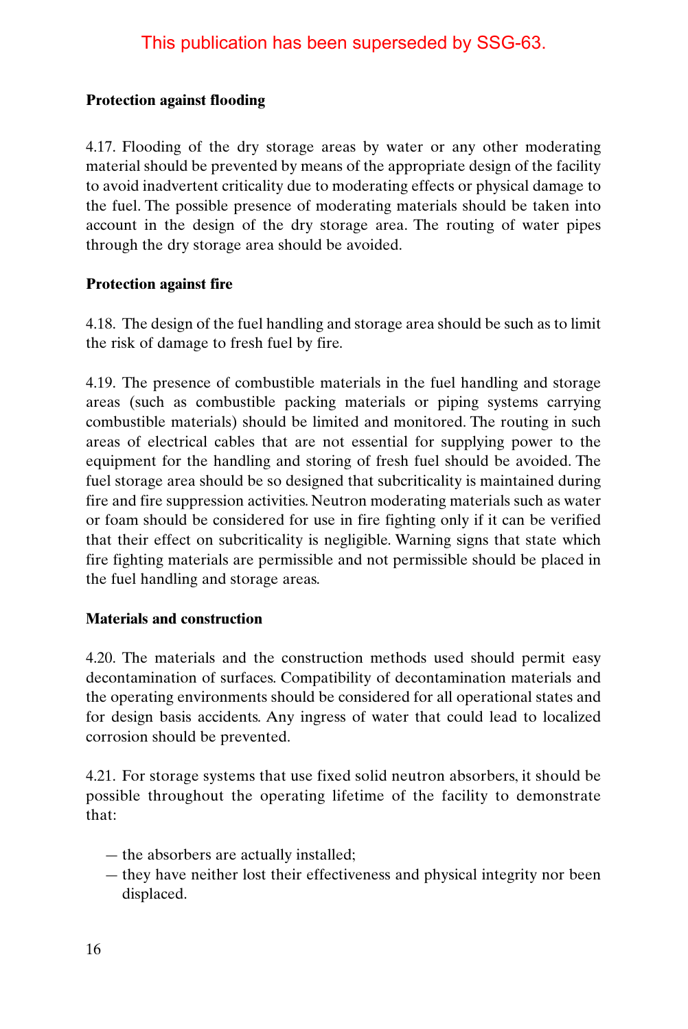This publication has been superseded by SSG-63.

### Protection against flooding

4.17. Flooding of the dry storage areas by water or any other moderating material should be prevented by means of the appropriate design of the facility to avoid inadvertent criticality due to moderating effects or physical damage to the fuel. The possible presence of moderating materials should be taken into account in the design of the dry storage area. The routing of water pipes through the dry storage area should be avoided.

### Protection against fire

4.18. The design of the fuel handling and storage area should be such as to limit the risk of damage to fresh fuel by fire.

4.19. The presence of combustible materials in the fuel handling and storage areas (such as combustible packing materials or piping systems carrying combustible materials) should be limited and monitored. The routing in such areas of electrical cables that are not essential for supplying power to the equipment for the handling and storing of fresh fuel should be avoided. The fuel storage area should be so designed that subcriticality is maintained during fire and fire suppression activities. Neutron moderating materials such as water or foam should be considered for use in fire fighting only if it can be verified that their effect on subcriticality is negligible. Warning signs that state which fire fighting materials are permissible and not permissible should be placed in the fuel handling and storage areas.

### Materials and construction

4.20. The materials and the construction methods used should permit easy decontamination of surfaces. Compatibility of decontamination materials and the operating environments should be considered for all operational states and for design basis accidents. Any ingress of water that could lead to localized corrosion should be prevented.

4.21. For storage systems that use fixed solid neutron absorbers, it should be possible throughout the operating lifetime of the facility to demonstrate that:

— the absorbers are actually installed;
— they have neither lost their effectiveness and physical integrity nor been displaced.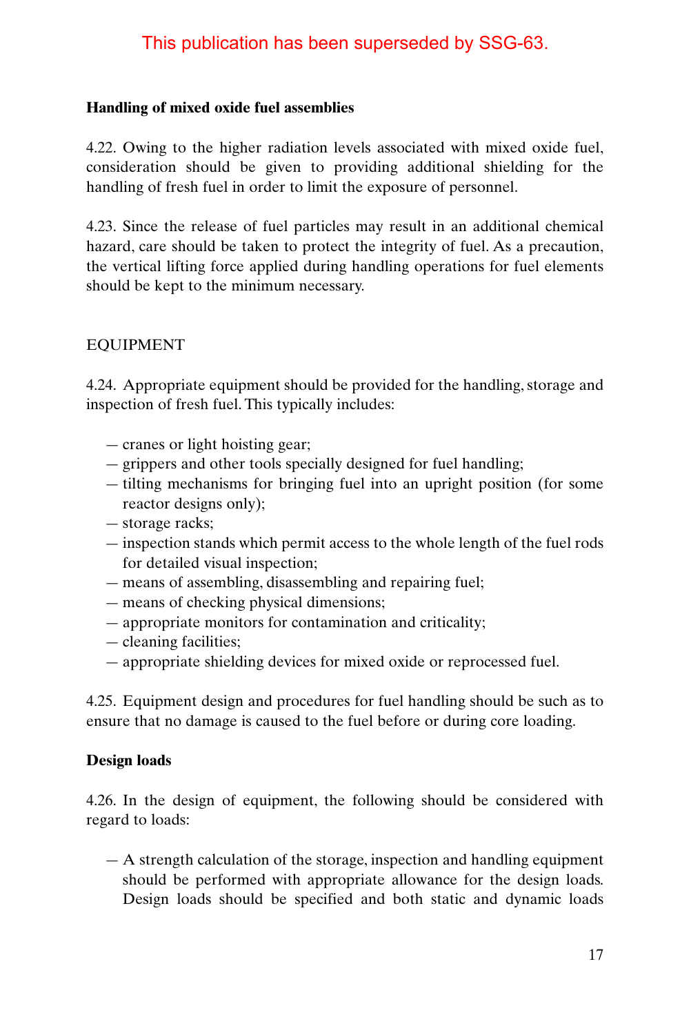This publication has been superseded by SSG-63.

### Handling of mixed oxide fuel assemblies

4.22. Owing to the higher radiation levels associated with mixed oxide fuel, consideration should be given to providing additional shielding for the handling of fresh fuel in order to limit the exposure of personnel.

4.23. Since the release of fuel particles may result in an additional chemical hazard, care should be taken to protect the integrity of fuel. As a precaution, the vertical lifting force applied during handling operations for fuel elements should be kept to the minimum necessary.

## EQUIPMENT

4.24. Appropriate equipment should be provided for the handling, storage and inspection of fresh fuel. This typically includes:

— cranes or light hoisting gear;
— grippers and other tools specially designed for fuel handling;
— tilting mechanisms for bringing fuel into an upright position (for some reactor designs only);
— storage racks;
— inspection stands which permit access to the whole length of the fuel rods for detailed visual inspection;
— means of assembling, disassembling and repairing fuel;
— means of checking physical dimensions;
— appropriate monitors for contamination and criticality;
— cleaning facilities;
— appropriate shielding devices for mixed oxide or reprocessed fuel.

4.25. Equipment design and procedures for fuel handling should be such as to ensure that no damage is caused to the fuel before or during core loading.

### Design loads

4.26. In the design of equipment, the following should be considered with regard to loads:

— A strength calculation of the storage, inspection and handling equipment should be performed with appropriate allowance for the design loads. Design loads should be specified and both static and dynamic loads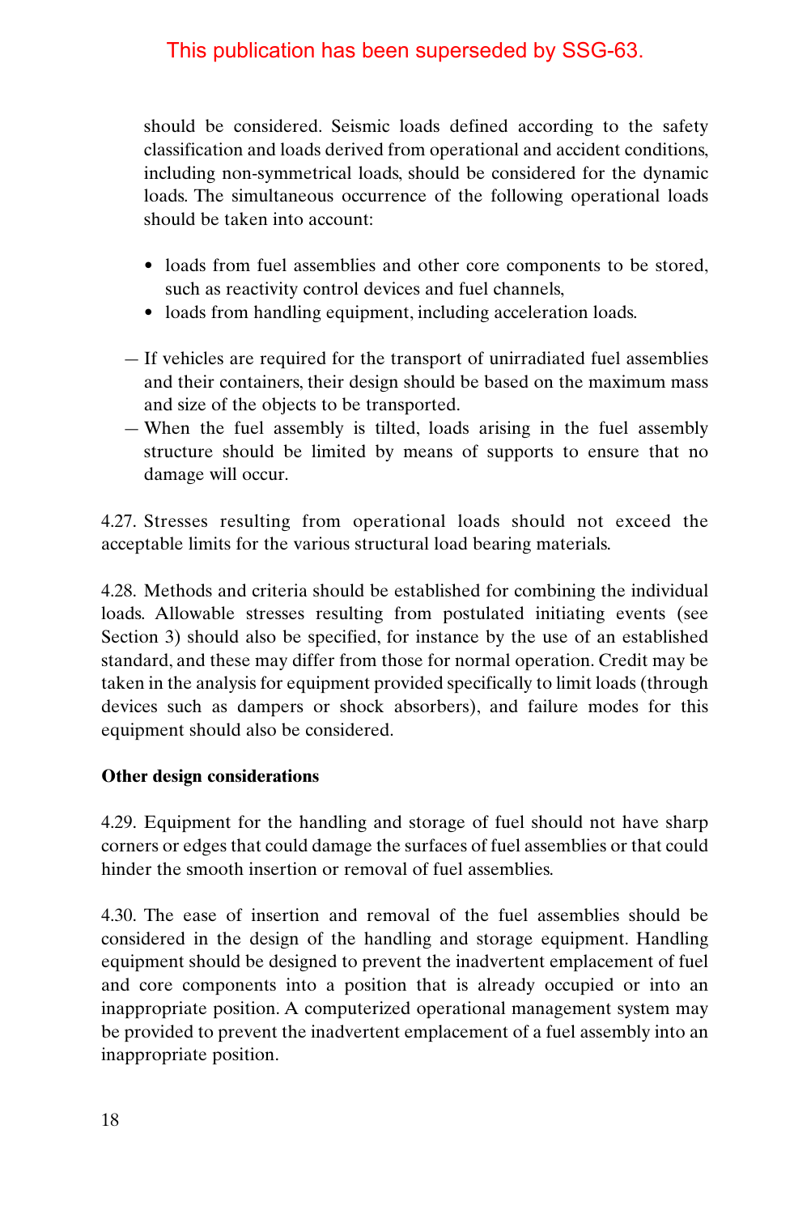This publication has been superseded by SSG-63.

should be considered. Seismic loads defined according to the safety classification and loads derived from operational and accident conditions, including non-symmetrical loads, should be considered for the dynamic loads. The simultaneous occurrence of the following operational loads should be taken into account:

- loads from fuel assemblies and other core components to be stored, such as reactivity control devices and fuel channels,
- loads from handling equipment, including acceleration loads.

— If vehicles are required for the transport of unirradiated fuel assemblies and their containers, their design should be based on the maximum mass and size of the objects to be transported.

— When the fuel assembly is tilted, loads arising in the fuel assembly structure should be limited by means of supports to ensure that no damage will occur.

4.27. Stresses resulting from operational loads should not exceed the acceptable limits for the various structural load bearing materials.

4.28. Methods and criteria should be established for combining the individual loads. Allowable stresses resulting from postulated initiating events (see Section 3) should also be specified, for instance by the use of an established standard, and these may differ from those for normal operation. Credit may be taken in the analysis for equipment provided specifically to limit loads (through devices such as dampers or shock absorbers), and failure modes for this equipment should also be considered.

**Other design considerations**

4.29. Equipment for the handling and storage of fuel should not have sharp corners or edges that could damage the surfaces of fuel assemblies or that could hinder the smooth insertion or removal of fuel assemblies.

4.30. The ease of insertion and removal of the fuel assemblies should be considered in the design of the handling and storage equipment. Handling equipment should be designed to prevent the inadvertent emplacement of fuel and core components into a position that is already occupied or into an inappropriate position. A computerized operational management system may be provided to prevent the inadvertent emplacement of a fuel assembly into an inappropriate position.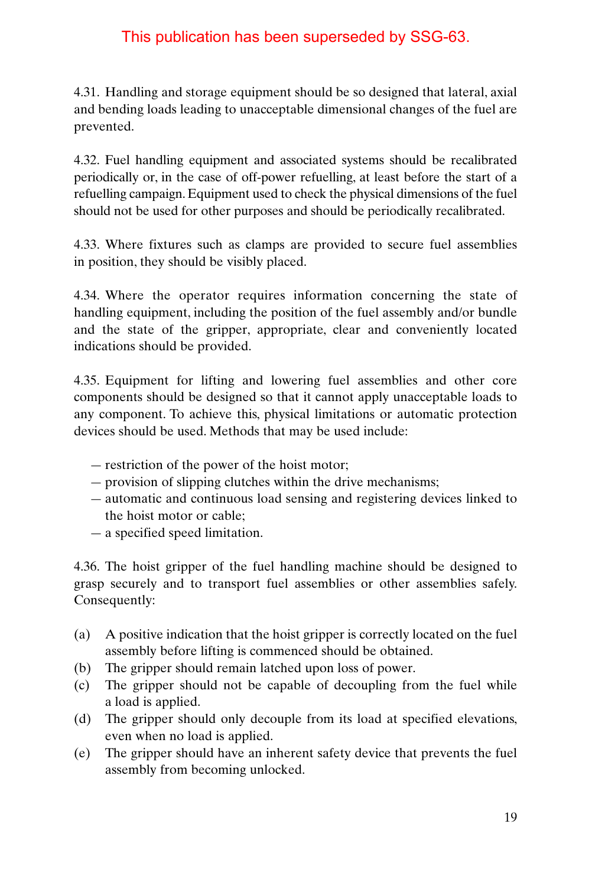This publication has been superseded by SSG-63.

4.31. Handling and storage equipment should be so designed that lateral, axial and bending loads leading to unacceptable dimensional changes of the fuel are prevented.

4.32. Fuel handling equipment and associated systems should be recalibrated periodically or, in the case of off-power refuelling, at least before the start of a refuelling campaign. Equipment used to check the physical dimensions of the fuel should not be used for other purposes and should be periodically recalibrated.

4.33. Where fixtures such as clamps are provided to secure fuel assemblies in position, they should be visibly placed.

4.34. Where the operator requires information concerning the state of handling equipment, including the position of the fuel assembly and/or bundle and the state of the gripper, appropriate, clear and conveniently located indications should be provided.

4.35. Equipment for lifting and lowering fuel assemblies and other core components should be designed so that it cannot apply unacceptable loads to any component. To achieve this, physical limitations or automatic protection devices should be used. Methods that may be used include:

- restriction of the power of the hoist motor;
- provision of slipping clutches within the drive mechanisms;
- automatic and continuous load sensing and registering devices linked to the hoist motor or cable;
- a specified speed limitation.

4.36. The hoist gripper of the fuel handling machine should be designed to grasp securely and to transport fuel assemblies or other assemblies safely. Consequently:

(a) A positive indication that the hoist gripper is correctly located on the fuel assembly before lifting is commenced should be obtained.

(b) The gripper should remain latched upon loss of power.

(c) The gripper should not be capable of decoupling from the fuel while a load is applied.

(d) The gripper should only decouple from its load at specified elevations, even when no load is applied.

(e) The gripper should have an inherent safety device that prevents the fuel assembly from becoming unlocked.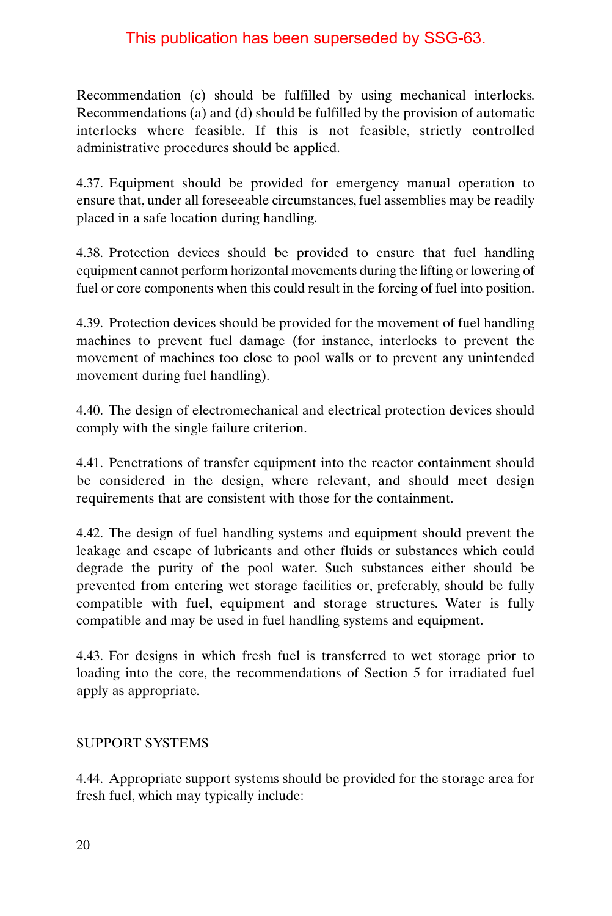This publication has been superseded by SSG-63.

Recommendation (c) should be fulfilled by using mechanical interlocks. Recommendations (a) and (d) should be fulfilled by the provision of automatic interlocks where feasible. If this is not feasible, strictly controlled administrative procedures should be applied.

4.37. Equipment should be provided for emergency manual operation to ensure that, under all foreseeable circumstances, fuel assemblies may be readily placed in a safe location during handling.

4.38. Protection devices should be provided to ensure that fuel handling equipment cannot perform horizontal movements during the lifting or lowering of fuel or core components when this could result in the forcing of fuel into position.

4.39. Protection devices should be provided for the movement of fuel handling machines to prevent fuel damage (for instance, interlocks to prevent the movement of machines too close to pool walls or to prevent any unintended movement during fuel handling).

4.40. The design of electromechanical and electrical protection devices should comply with the single failure criterion.

4.41. Penetrations of transfer equipment into the reactor containment should be considered in the design, where relevant, and should meet design requirements that are consistent with those for the containment.

4.42. The design of fuel handling systems and equipment should prevent the leakage and escape of lubricants and other fluids or substances which could degrade the purity of the pool water. Such substances either should be prevented from entering wet storage facilities or, preferably, should be fully compatible with fuel, equipment and storage structures. Water is fully compatible and may be used in fuel handling systems and equipment.

4.43. For designs in which fresh fuel is transferred to wet storage prior to loading into the core, the recommendations of Section 5 for irradiated fuel apply as appropriate.

## SUPPORT SYSTEMS

4.44. Appropriate support systems should be provided for the storage area for fresh fuel, which may typically include: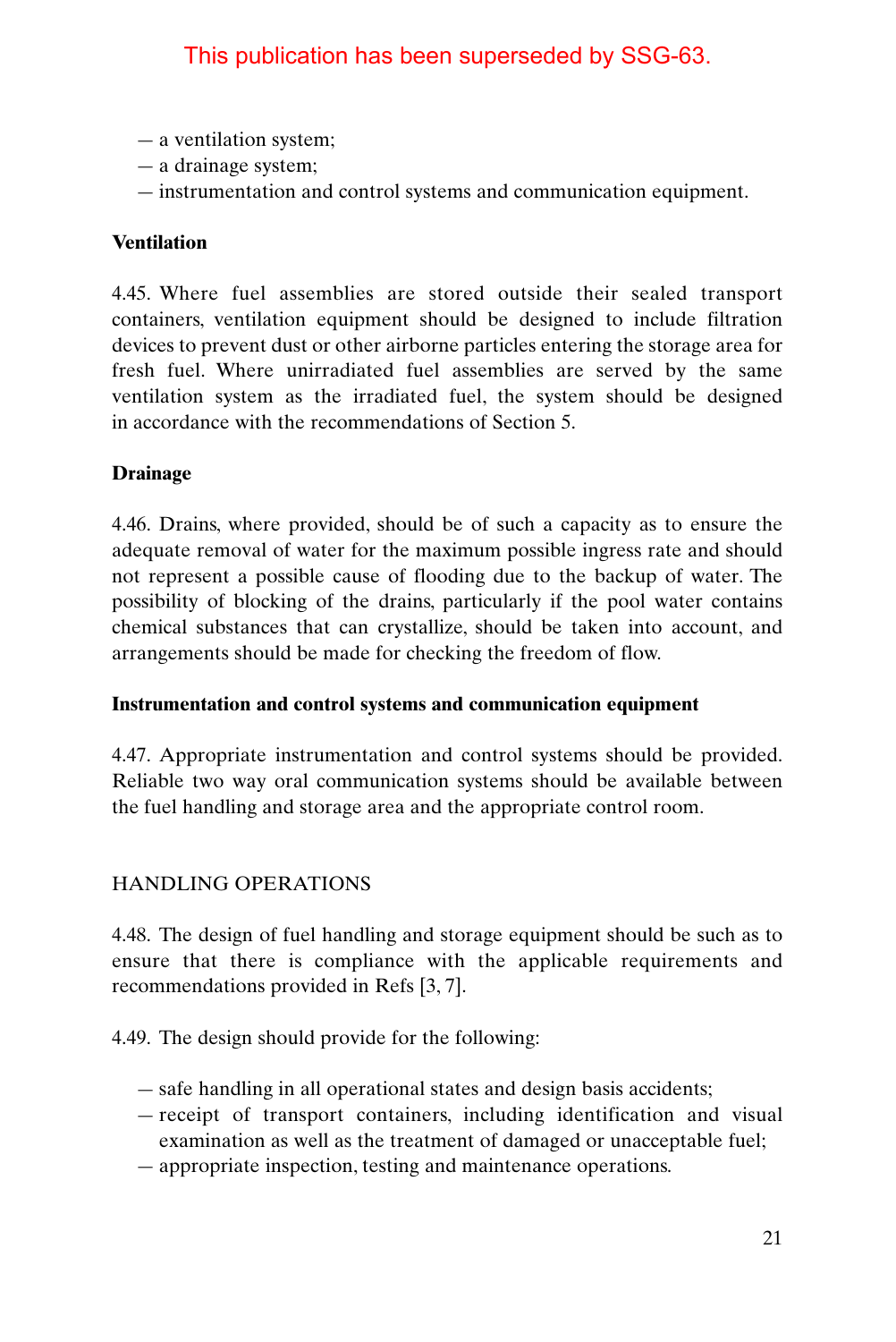This publication has been superseded by SSG-63.

— a ventilation system;
— a drainage system;
— instrumentation and control systems and communication equipment.

**Ventilation**

4.45. Where fuel assemblies are stored outside their sealed transport containers, ventilation equipment should be designed to include filtration devices to prevent dust or other airborne particles entering the storage area for fresh fuel. Where unirradiated fuel assemblies are served by the same ventilation system as the irradiated fuel, the system should be designed in accordance with the recommendations of Section 5.

**Drainage**

4.46. Drains, where provided, should be of such a capacity as to ensure the adequate removal of water for the maximum possible ingress rate and should not represent a possible cause of flooding due to the backup of water. The possibility of blocking of the drains, particularly if the pool water contains chemical substances that can crystallize, should be taken into account, and arrangements should be made for checking the freedom of flow.

**Instrumentation and control systems and communication equipment**

4.47. Appropriate instrumentation and control systems should be provided. Reliable two way oral communication systems should be available between the fuel handling and storage area and the appropriate control room.

## HANDLING OPERATIONS

4.48. The design of fuel handling and storage equipment should be such as to ensure that there is compliance with the applicable requirements and recommendations provided in Refs [3, 7].

4.49. The design should provide for the following:

— safe handling in all operational states and design basis accidents;
— receipt of transport containers, including identification and visual examination as well as the treatment of damaged or unacceptable fuel;
— appropriate inspection, testing and maintenance operations.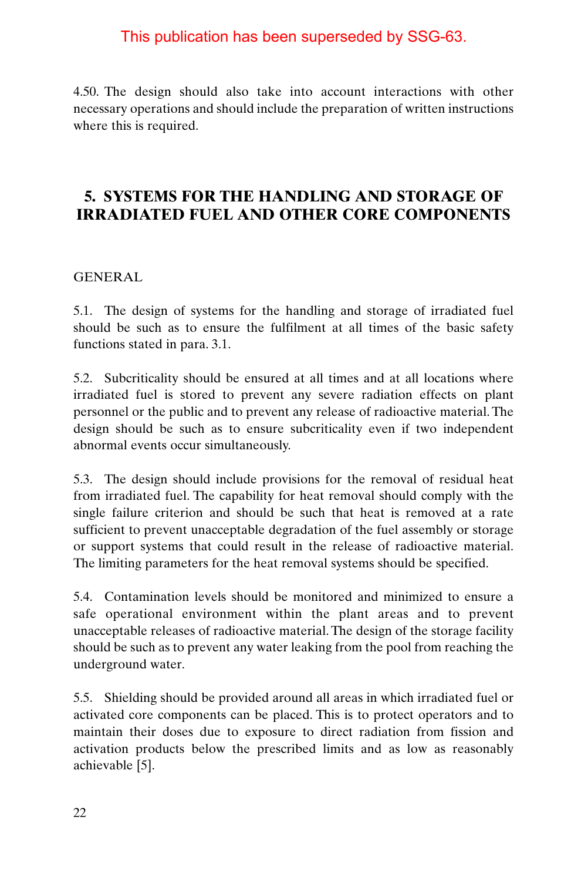This publication has been superseded by SSG-63.

4.50. The design should also take into account interactions with other necessary operations and should include the preparation of written instructions where this is required.

## 5. SYSTEMS FOR THE HANDLING AND STORAGE OF IRRADIATED FUEL AND OTHER CORE COMPONENTS

### GENERAL

5.1. The design of systems for the handling and storage of irradiated fuel should be such as to ensure the fulfilment at all times of the basic safety functions stated in para. 3.1.

5.2. Subcriticality should be ensured at all times and at all locations where irradiated fuel is stored to prevent any severe radiation effects on plant personnel or the public and to prevent any release of radioactive material. The design should be such as to ensure subcriticality even if two independent abnormal events occur simultaneously.

5.3. The design should include provisions for the removal of residual heat from irradiated fuel. The capability for heat removal should comply with the single failure criterion and should be such that heat is removed at a rate sufficient to prevent unacceptable degradation of the fuel assembly or storage or support systems that could result in the release of radioactive material. The limiting parameters for the heat removal systems should be specified.

5.4. Contamination levels should be monitored and minimized to ensure a safe operational environment within the plant areas and to prevent unacceptable releases of radioactive material. The design of the storage facility should be such as to prevent any water leaking from the pool from reaching the underground water.

5.5. Shielding should be provided around all areas in which irradiated fuel or activated core components can be placed. This is to protect operators and to maintain their doses due to exposure to direct radiation from fission and activation products below the prescribed limits and as low as reasonably achievable [5].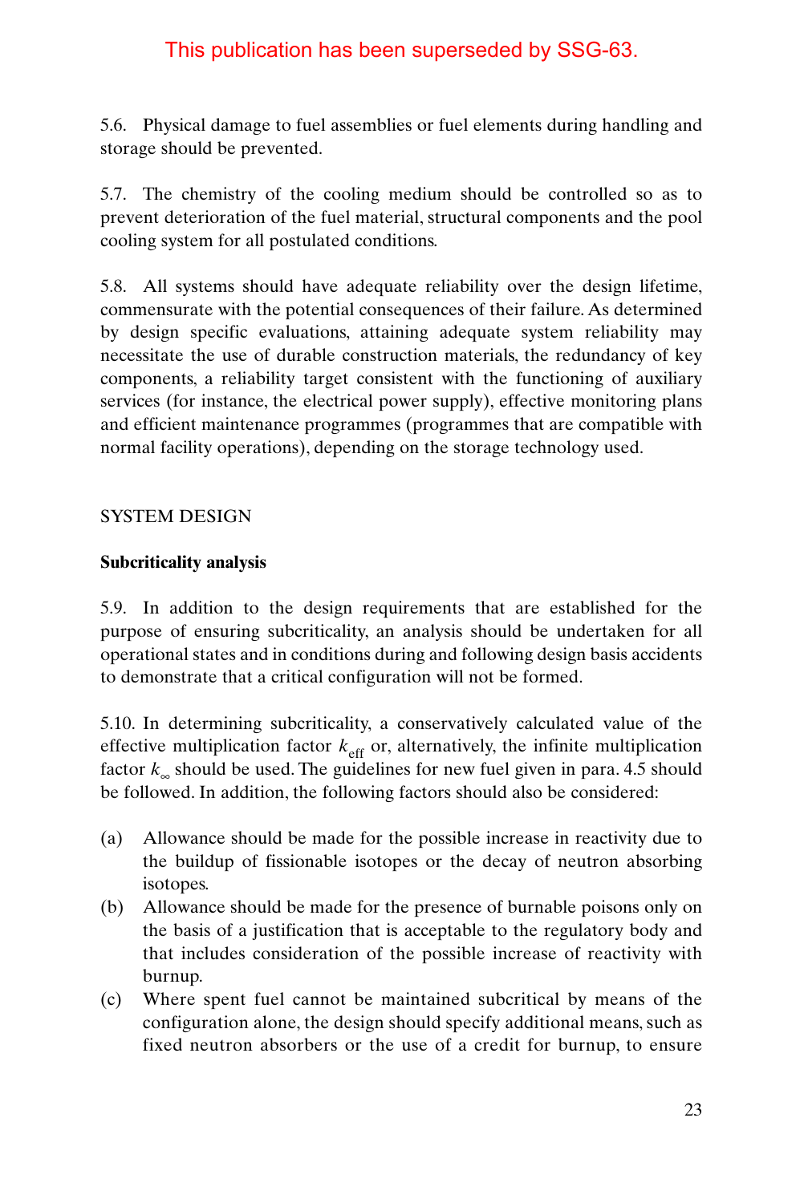This publication has been superseded by SSG-63.

5.6. Physical damage to fuel assemblies or fuel elements during handling and storage should be prevented.

5.7. The chemistry of the cooling medium should be controlled so as to prevent deterioration of the fuel material, structural components and the pool cooling system for all postulated conditions.

5.8. All systems should have adequate reliability over the design lifetime, commensurate with the potential consequences of their failure. As determined by design specific evaluations, attaining adequate system reliability may necessitate the use of durable construction materials, the redundancy of key components, a reliability target consistent with the functioning of auxiliary services (for instance, the electrical power supply), effective monitoring plans and efficient maintenance programmes (programmes that are compatible with normal facility operations), depending on the storage technology used.

## SYSTEM DESIGN

### Subcriticality analysis

5.9. In addition to the design requirements that are established for the purpose of ensuring subcriticality, an analysis should be undertaken for all operational states and in conditions during and following design basis accidents to demonstrate that a critical configuration will not be formed.

5.10. In determining subcriticality, a conservatively calculated value of the effective multiplication factor $k_{eff}$ or, alternatively, the infinite multiplication factor $k_{\infty}$ should be used. The guidelines for new fuel given in para. 4.5 should be followed. In addition, the following factors should also be considered:

(a) Allowance should be made for the possible increase in reactivity due to the buildup of fissionable isotopes or the decay of neutron absorbing isotopes.
(b) Allowance should be made for the presence of burnable poisons only on the basis of a justification that is acceptable to the regulatory body and that includes consideration of the possible increase of reactivity with burnup.
(c) Where spent fuel cannot be maintained subcritical by means of the configuration alone, the design should specify additional means, such as fixed neutron absorbers or the use of a credit for burnup, to ensure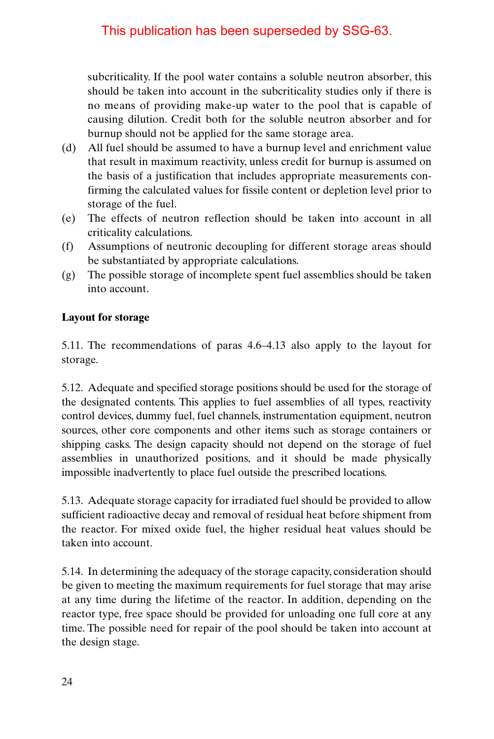This publication has been superseded by SSG-63.

subcriticality. If the pool water contains a soluble neutron absorber, this should be taken into account in the subcriticality studies only if there is no means of providing make-up water to the pool that is capable of causing dilution. Credit both for the soluble neutron absorber and for burnup should not be applied for the same storage area.

(d) All fuel should be assumed to have a burnup level and enrichment value that result in maximum reactivity, unless credit for burnup is assumed on the basis of a justification that includes appropriate measurements confirming the calculated values for fissile content or depletion level prior to storage of the fuel.
(e) The effects of neutron reflection should be taken into account in all criticality calculations.
(f) Assumptions of neutronic decoupling for different storage areas should be substantiated by appropriate calculations.
(g) The possible storage of incomplete spent fuel assemblies should be taken into account.

**Layout for storage**

5.11. The recommendations of paras 4.6–4.13 also apply to the layout for storage.

5.12. Adequate and specified storage positions should be used for the storage of the designated contents. This applies to fuel assemblies of all types, reactivity control devices, dummy fuel, fuel channels, instrumentation equipment, neutron sources, other core components and other items such as storage containers or shipping casks. The design capacity should not depend on the storage of fuel assemblies in unauthorized positions, and it should be made physically impossible inadvertently to place fuel outside the prescribed locations.

5.13. Adequate storage capacity for irradiated fuel should be provided to allow sufficient radioactive decay and removal of residual heat before shipment from the reactor. For mixed oxide fuel, the higher residual heat values should be taken into account.

5.14. In determining the adequacy of the storage capacity, consideration should be given to meeting the maximum requirements for fuel storage that may arise at any time during the lifetime of the reactor. In addition, depending on the reactor type, free space should be provided for unloading one full core at any time. The possible need for repair of the pool should be taken into account at the design stage.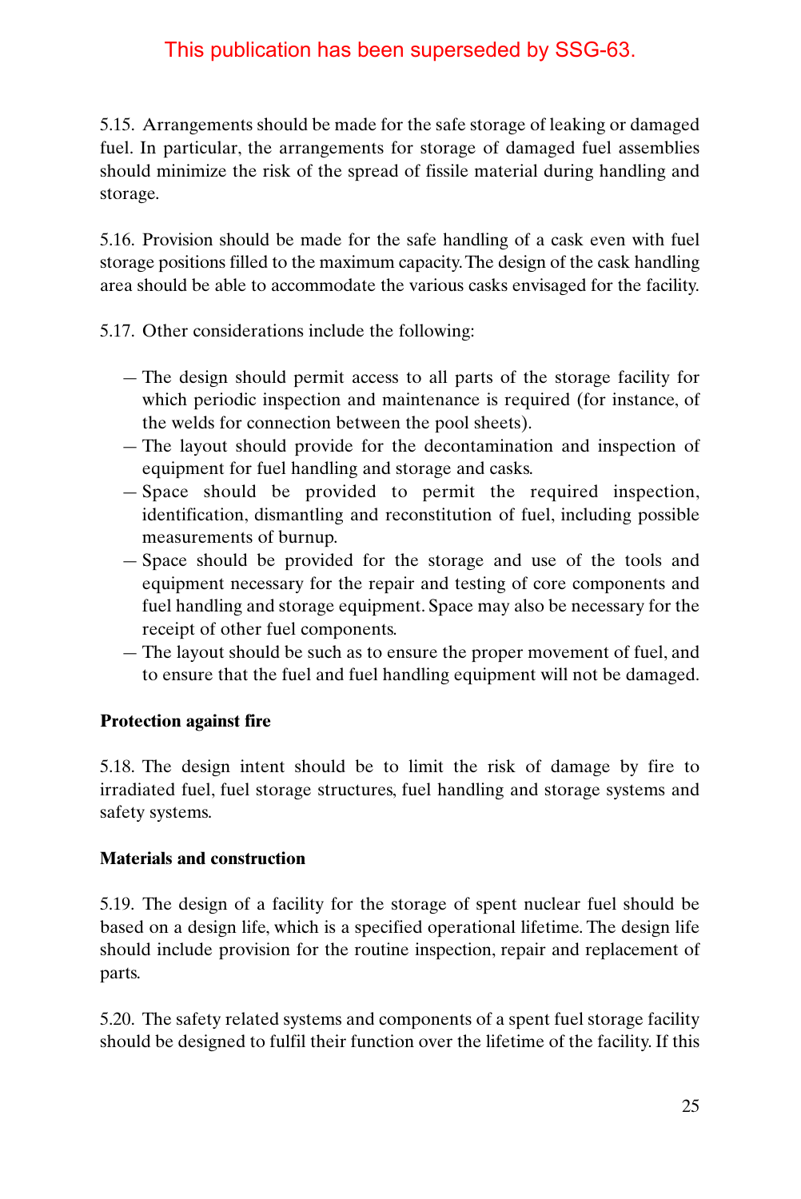This publication has been superseded by SSG-63.

5.15. Arrangements should be made for the safe storage of leaking or damaged fuel. In particular, the arrangements for storage of damaged fuel assemblies should minimize the risk of the spread of fissile material during handling and storage.

5.16. Provision should be made for the safe handling of a cask even with fuel storage positions filled to the maximum capacity. The design of the cask handling area should be able to accommodate the various casks envisaged for the facility.

5.17. Other considerations include the following:

- The design should permit access to all parts of the storage facility for which periodic inspection and maintenance is required (for instance, of the welds for connection between the pool sheets).
- The layout should provide for the decontamination and inspection of equipment for fuel handling and storage and casks.
- Space should be provided to permit the required inspection, identification, dismantling and reconstitution of fuel, including possible measurements of burnup.
- Space should be provided for the storage and use of the tools and equipment necessary for the repair and testing of core components and fuel handling and storage equipment. Space may also be necessary for the receipt of other fuel components.
- The layout should be such as to ensure the proper movement of fuel, and to ensure that the fuel and fuel handling equipment will not be damaged.

**Protection against fire**

5.18. The design intent should be to limit the risk of damage by fire to irradiated fuel, fuel storage structures, fuel handling and storage systems and safety systems.

**Materials and construction**

5.19. The design of a facility for the storage of spent nuclear fuel should be based on a design life, which is a specified operational lifetime. The design life should include provision for the routine inspection, repair and replacement of parts.

5.20. The safety related systems and components of a spent fuel storage facility should be designed to fulfil their function over the lifetime of the facility. If this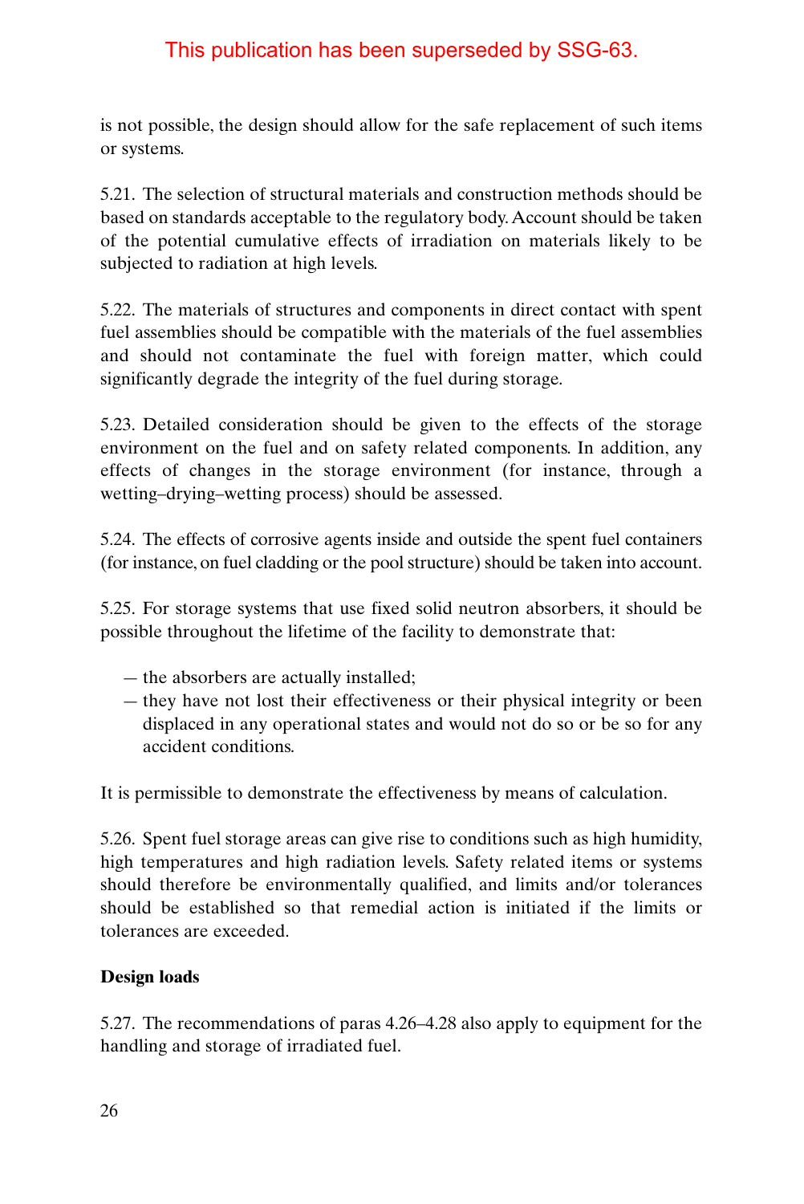This publication has been superseded by SSG-63.

is not possible, the design should allow for the safe replacement of such items or systems.

5.21. The selection of structural materials and construction methods should be based on standards acceptable to the regulatory body. Account should be taken of the potential cumulative effects of irradiation on materials likely to be subjected to radiation at high levels.

5.22. The materials of structures and components in direct contact with spent fuel assemblies should be compatible with the materials of the fuel assemblies and should not contaminate the fuel with foreign matter, which could significantly degrade the integrity of the fuel during storage.

5.23. Detailed consideration should be given to the effects of the storage environment on the fuel and on safety related components. In addition, any effects of changes in the storage environment (for instance, through a wetting–drying–wetting process) should be assessed.

5.24. The effects of corrosive agents inside and outside the spent fuel containers (for instance, on fuel cladding or the pool structure) should be taken into account.

5.25. For storage systems that use fixed solid neutron absorbers, it should be possible throughout the lifetime of the facility to demonstrate that:

- the absorbers are actually installed;
- they have not lost their effectiveness or their physical integrity or been displaced in any operational states and would not do so or be so for any accident conditions.

It is permissible to demonstrate the effectiveness by means of calculation.

5.26. Spent fuel storage areas can give rise to conditions such as high humidity, high temperatures and high radiation levels. Safety related items or systems should therefore be environmentally qualified, and limits and/or tolerances should be established so that remedial action is initiated if the limits or tolerances are exceeded.

**Design loads**

5.27. The recommendations of paras 4.26–4.28 also apply to equipment for the handling and storage of irradiated fuel.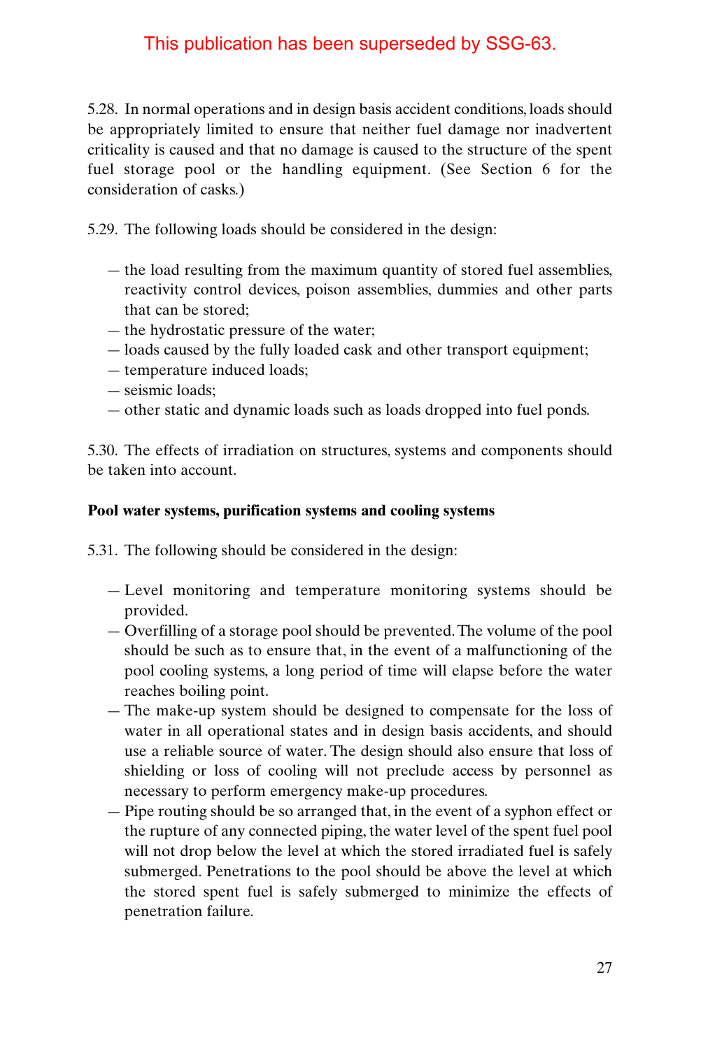This publication has been superseded by SSG-63.

5.28. In normal operations and in design basis accident conditions, loads should be appropriately limited to ensure that neither fuel damage nor inadvertent criticality is caused and that no damage is caused to the structure of the spent fuel storage pool or the handling equipment. (See Section 6 for the consideration of casks.)

5.29. The following loads should be considered in the design:

— the load resulting from the maximum quantity of stored fuel assemblies, reactivity control devices, poison assemblies, dummies and other parts that can be stored;
— the hydrostatic pressure of the water;
— loads caused by the fully loaded cask and other transport equipment;
— temperature induced loads;
— seismic loads;
— other static and dynamic loads such as loads dropped into fuel ponds.

5.30. The effects of irradiation on structures, systems and components should be taken into account.

**Pool water systems, purification systems and cooling systems**

5.31. The following should be considered in the design:

— Level monitoring and temperature monitoring systems should be provided.
— Overfilling of a storage pool should be prevented. The volume of the pool should be such as to ensure that, in the event of a malfunctioning of the pool cooling systems, a long period of time will elapse before the water reaches boiling point.
— The make-up system should be designed to compensate for the loss of water in all operational states and in design basis accidents, and should use a reliable source of water. The design should also ensure that loss of shielding or loss of cooling will not preclude access by personnel as necessary to perform emergency make-up procedures.
— Pipe routing should be so arranged that, in the event of a syphon effect or the rupture of any connected piping, the water level of the spent fuel pool will not drop below the level at which the stored irradiated fuel is safely submerged. Penetrations to the pool should be above the level at which the stored spent fuel is safely submerged to minimize the effects of penetration failure.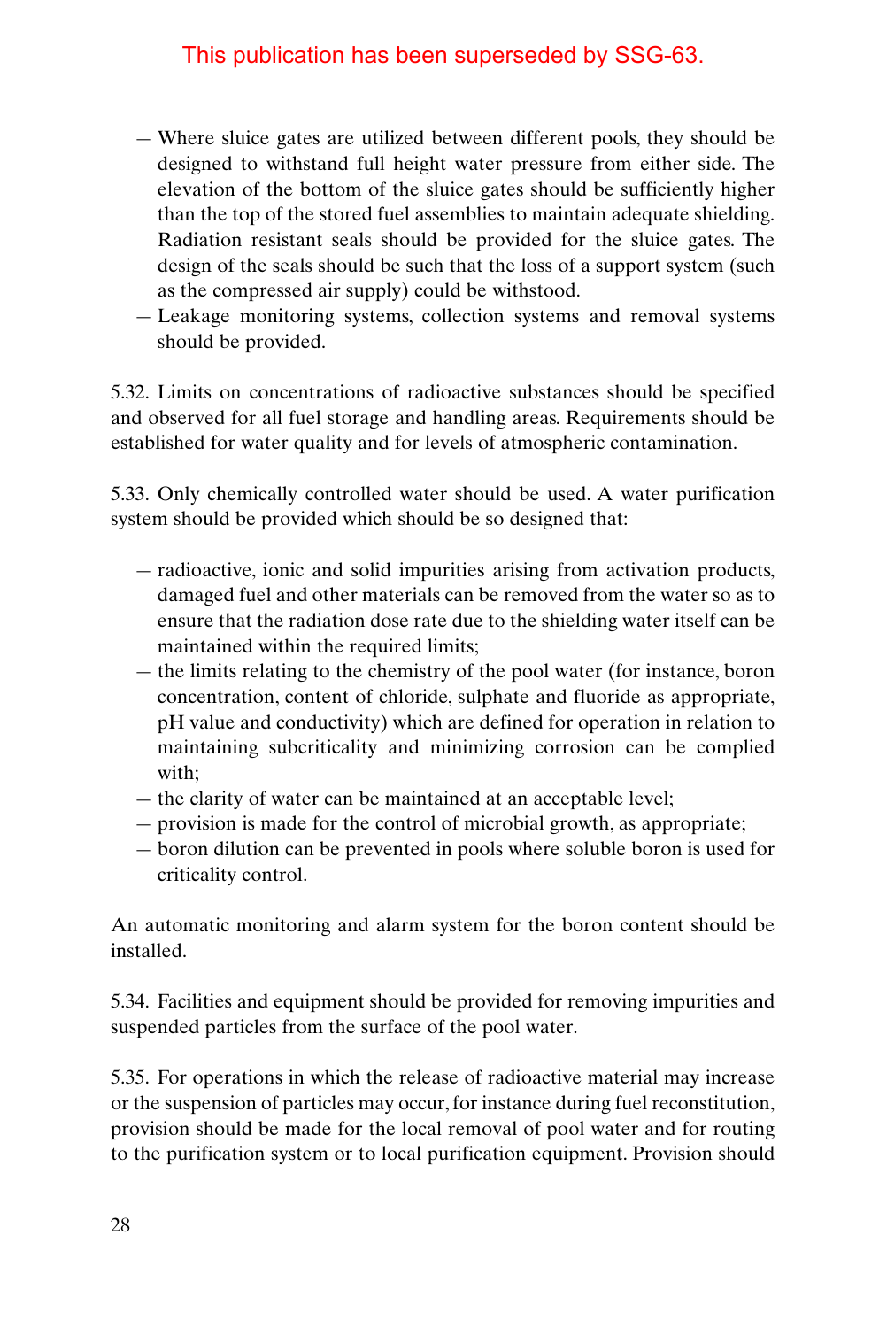This publication has been superseded by SSG-63.

- Where sluice gates are utilized between different pools, they should be designed to withstand full height water pressure from either side. The elevation of the bottom of the sluice gates should be sufficiently higher than the top of the stored fuel assemblies to maintain adequate shielding. Radiation resistant seals should be provided for the sluice gates. The design of the seals should be such that the loss of a support system (such as the compressed air supply) could be withstood.
- Leakage monitoring systems, collection systems and removal systems should be provided.

5.32. Limits on concentrations of radioactive substances should be specified and observed for all fuel storage and handling areas. Requirements should be established for water quality and for levels of atmospheric contamination.

5.33. Only chemically controlled water should be used. A water purification system should be provided which should be so designed that:

- radioactive, ionic and solid impurities arising from activation products, damaged fuel and other materials can be removed from the water so as to ensure that the radiation dose rate due to the shielding water itself can be maintained within the required limits;
- the limits relating to the chemistry of the pool water (for instance, boron concentration, content of chloride, sulphate and fluoride as appropriate, pH value and conductivity) which are defined for operation in relation to maintaining subcriticality and minimizing corrosion can be complied with;
- the clarity of water can be maintained at an acceptable level;
- provision is made for the control of microbial growth, as appropriate;
- boron dilution can be prevented in pools where soluble boron is used for criticality control.

An automatic monitoring and alarm system for the boron content should be installed.

5.34. Facilities and equipment should be provided for removing impurities and suspended particles from the surface of the pool water.

5.35. For operations in which the release of radioactive material may increase or the suspension of particles may occur, for instance during fuel reconstitution, provision should be made for the local removal of pool water and for routing to the purification system or to local purification equipment. Provision should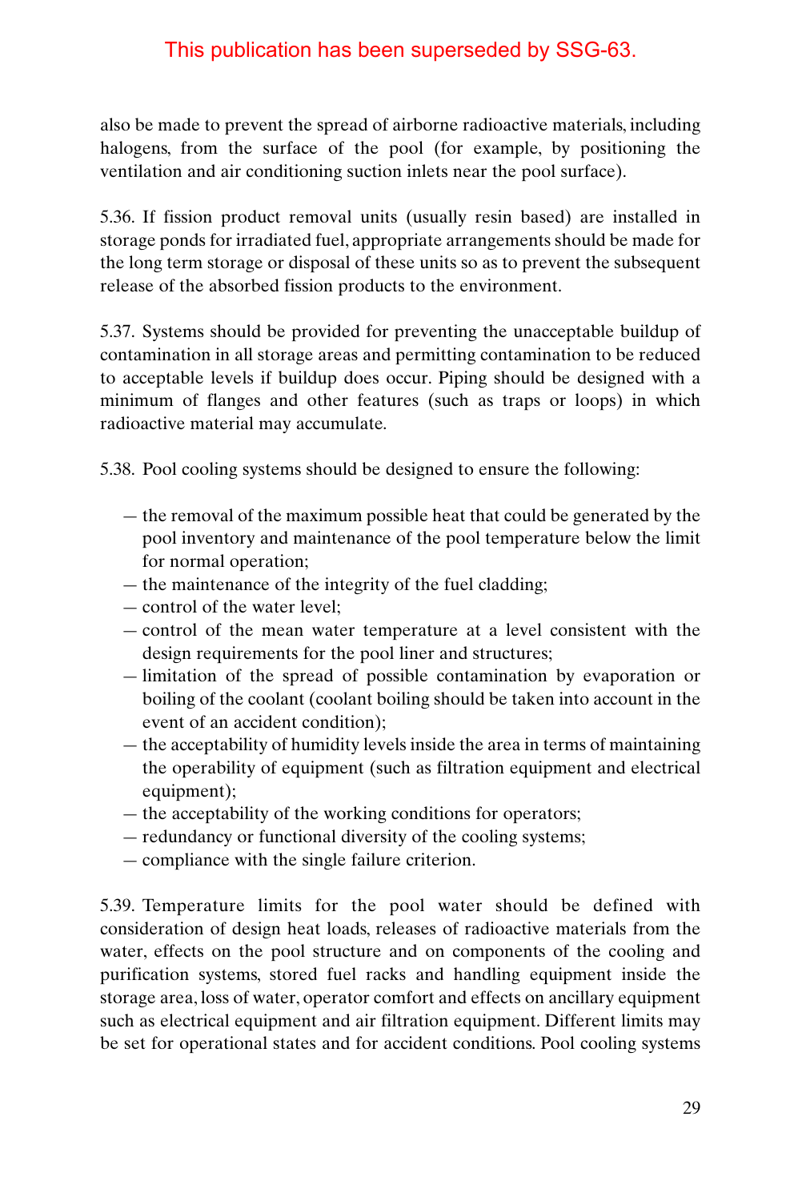This publication has been superseded by SSG-63.

also be made to prevent the spread of airborne radioactive materials, including halogens, from the surface of the pool (for example, by positioning the ventilation and air conditioning suction inlets near the pool surface).

5.36. If fission product removal units (usually resin based) are installed in storage ponds for irradiated fuel, appropriate arrangements should be made for the long term storage or disposal of these units so as to prevent the subsequent release of the absorbed fission products to the environment.

5.37. Systems should be provided for preventing the unacceptable buildup of contamination in all storage areas and permitting contamination to be reduced to acceptable levels if buildup does occur. Piping should be designed with a minimum of flanges and other features (such as traps or loops) in which radioactive material may accumulate.

5.38. Pool cooling systems should be designed to ensure the following:

- the removal of the maximum possible heat that could be generated by the pool inventory and maintenance of the pool temperature below the limit for normal operation;
- the maintenance of the integrity of the fuel cladding;
- control of the water level;
- control of the mean water temperature at a level consistent with the design requirements for the pool liner and structures;
- limitation of the spread of possible contamination by evaporation or boiling of the coolant (coolant boiling should be taken into account in the event of an accident condition);
- the acceptability of humidity levels inside the area in terms of maintaining the operability of equipment (such as filtration equipment and electrical equipment);
- the acceptability of the working conditions for operators;
- redundancy or functional diversity of the cooling systems;
- compliance with the single failure criterion.

5.39. Temperature limits for the pool water should be defined with consideration of design heat loads, releases of radioactive materials from the water, effects on the pool structure and on components of the cooling and purification systems, stored fuel racks and handling equipment inside the storage area, loss of water, operator comfort and effects on ancillary equipment such as electrical equipment and air filtration equipment. Different limits may be set for operational states and for accident conditions. Pool cooling systems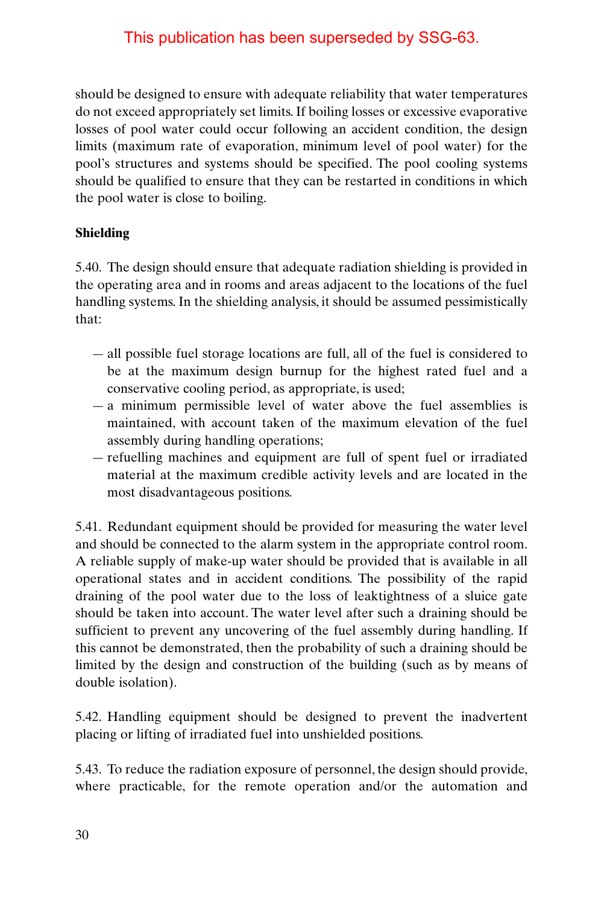This publication has been superseded by SSG-63.

should be designed to ensure with adequate reliability that water temperatures do not exceed appropriately set limits. If boiling losses or excessive evaporative losses of pool water could occur following an accident condition, the design limits (maximum rate of evaporation, minimum level of pool water) for the pool's structures and systems should be specified. The pool cooling systems should be qualified to ensure that they can be restarted in conditions in which the pool water is close to boiling.

**Shielding**

5.40. The design should ensure that adequate radiation shielding is provided in the operating area and in rooms and areas adjacent to the locations of the fuel handling systems. In the shielding analysis, it should be assumed pessimistically that:

- all possible fuel storage locations are full, all of the fuel is considered to be at the maximum design burnup for the highest rated fuel and a conservative cooling period, as appropriate, is used;
- a minimum permissible level of water above the fuel assemblies is maintained, with account taken of the maximum elevation of the fuel assembly during handling operations;
- refuelling machines and equipment are full of spent fuel or irradiated material at the maximum credible activity levels and are located in the most disadvantageous positions.

5.41. Redundant equipment should be provided for measuring the water level and should be connected to the alarm system in the appropriate control room. A reliable supply of make-up water should be provided that is available in all operational states and in accident conditions. The possibility of the rapid draining of the pool water due to the loss of leaktightness of a sluice gate should be taken into account. The water level after such a draining should be sufficient to prevent any uncovering of the fuel assembly during handling. If this cannot be demonstrated, then the probability of such a draining should be limited by the design and construction of the building (such as by means of double isolation).

5.42. Handling equipment should be designed to prevent the inadvertent placing or lifting of irradiated fuel into unshielded positions.

5.43. To reduce the radiation exposure of personnel, the design should provide, where practicable, for the remote operation and/or the automation and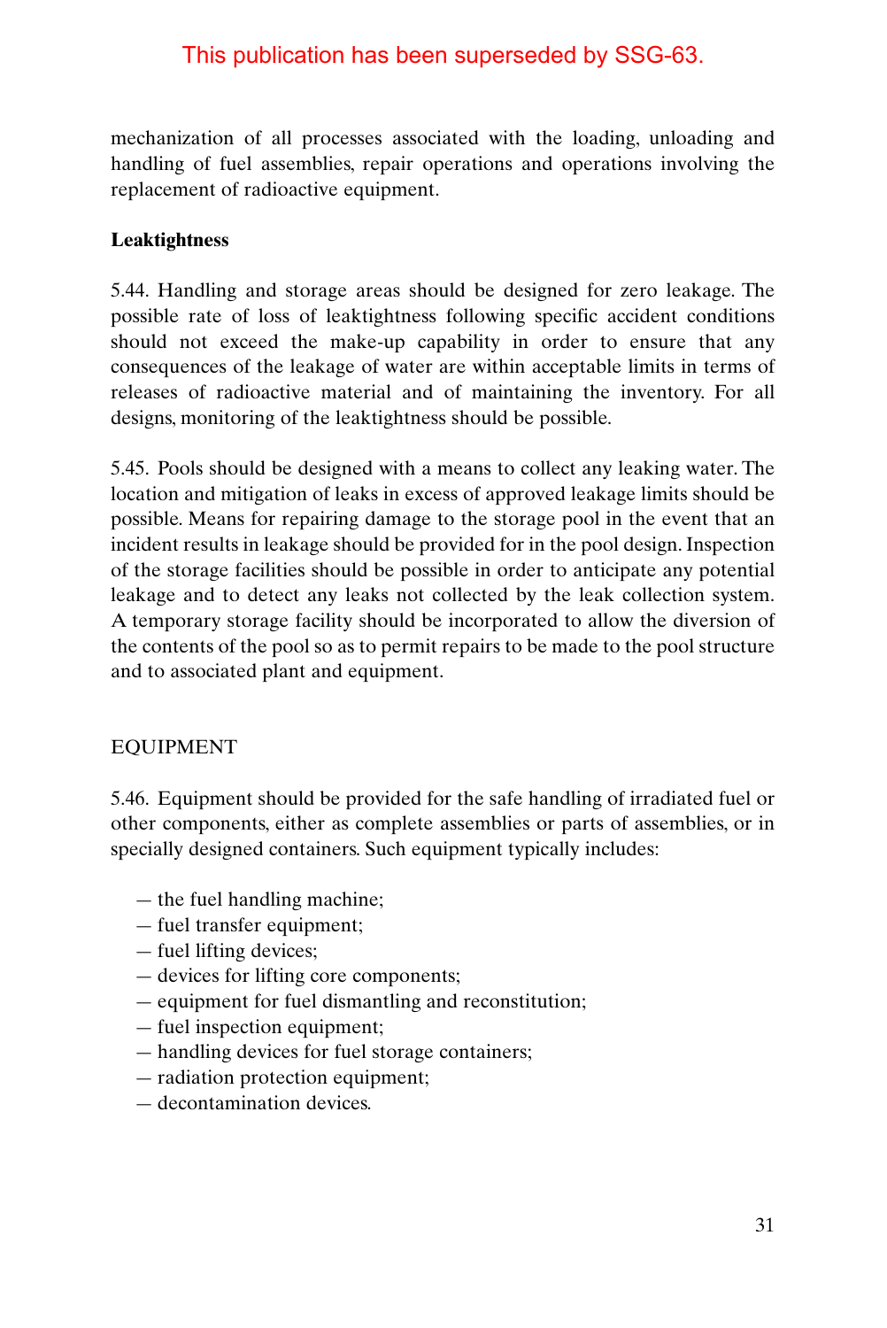This publication has been superseded by SSG-63.

mechanization of all processes associated with the loading, unloading and handling of fuel assemblies, repair operations and operations involving the replacement of radioactive equipment.

**Leaktightness**

5.44. Handling and storage areas should be designed for zero leakage. The possible rate of loss of leaktightness following specific accident conditions should not exceed the make-up capability in order to ensure that any consequences of the leakage of water are within acceptable limits in terms of releases of radioactive material and of maintaining the inventory. For all designs, monitoring of the leaktightness should be possible.

5.45. Pools should be designed with a means to collect any leaking water. The location and mitigation of leaks in excess of approved leakage limits should be possible. Means for repairing damage to the storage pool in the event that an incident results in leakage should be provided for in the pool design. Inspection of the storage facilities should be possible in order to anticipate any potential leakage and to detect any leaks not collected by the leak collection system. A temporary storage facility should be incorporated to allow the diversion of the contents of the pool so as to permit repairs to be made to the pool structure and to associated plant and equipment.

## EQUIPMENT

5.46. Equipment should be provided for the safe handling of irradiated fuel or other components, either as complete assemblies or parts of assemblies, or in specially designed containers. Such equipment typically includes:

- the fuel handling machine;
- fuel transfer equipment;
- fuel lifting devices;
- devices for lifting core components;
- equipment for fuel dismantling and reconstitution;
- fuel inspection equipment;
- handling devices for fuel storage containers;
- radiation protection equipment;
- decontamination devices.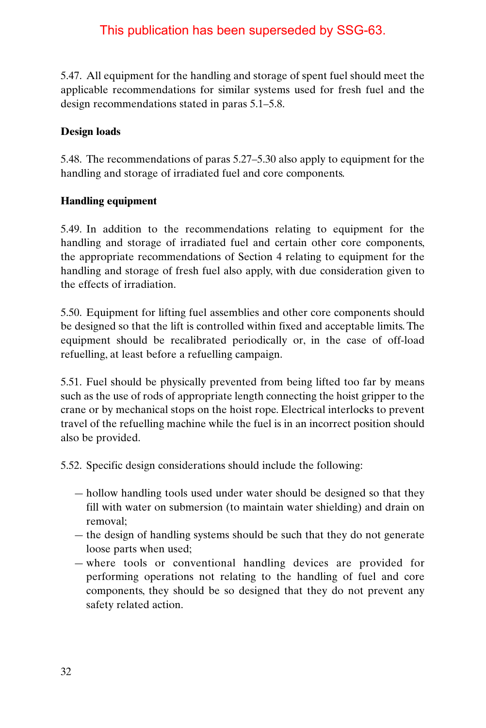This publication has been superseded by SSG-63.

5.47. All equipment for the handling and storage of spent fuel should meet the applicable recommendations for similar systems used for fresh fuel and the design recommendations stated in paras 5.1–5.8.

**Design loads**

5.48. The recommendations of paras 5.27–5.30 also apply to equipment for the handling and storage of irradiated fuel and core components.

**Handling equipment**

5.49. In addition to the recommendations relating to equipment for the handling and storage of irradiated fuel and certain other core components, the appropriate recommendations of Section 4 relating to equipment for the handling and storage of fresh fuel also apply, with due consideration given to the effects of irradiation.

5.50. Equipment for lifting fuel assemblies and other core components should be designed so that the lift is controlled within fixed and acceptable limits. The equipment should be recalibrated periodically or, in the case of off-load refuelling, at least before a refuelling campaign.

5.51. Fuel should be physically prevented from being lifted too far by means such as the use of rods of appropriate length connecting the hoist gripper to the crane or by mechanical stops on the hoist rope. Electrical interlocks to prevent travel of the refuelling machine while the fuel is in an incorrect position should also be provided.

5.52. Specific design considerations should include the following:

- hollow handling tools used under water should be designed so that they fill with water on submersion (to maintain water shielding) and drain on removal;
- the design of handling systems should be such that they do not generate loose parts when used;
- where tools or conventional handling devices are provided for performing operations not relating to the handling of fuel and core components, they should be so designed that they do not prevent any safety related action.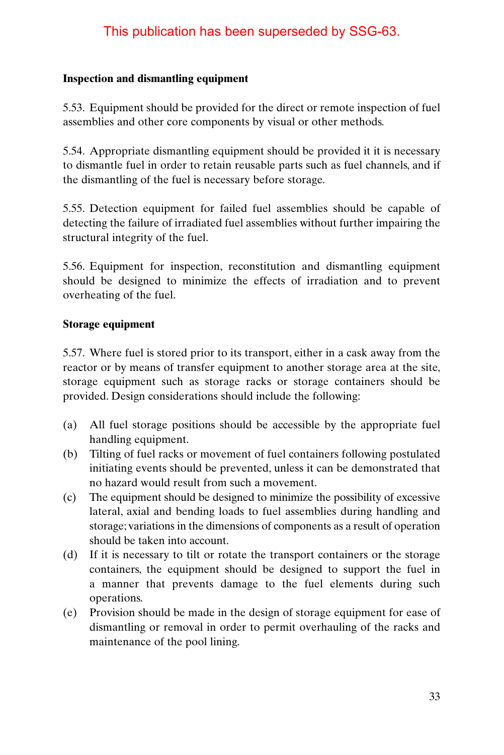This publication has been superseded by SSG-63.

### Inspection and dismantling equipment

5.53. Equipment should be provided for the direct or remote inspection of fuel assemblies and other core components by visual or other methods.

5.54. Appropriate dismantling equipment should be provided it it is necessary to dismantle fuel in order to retain reusable parts such as fuel channels, and if the dismantling of the fuel is necessary before storage.

5.55. Detection equipment for failed fuel assemblies should be capable of detecting the failure of irradiated fuel assemblies without further impairing the structural integrity of the fuel.

5.56. Equipment for inspection, reconstitution and dismantling equipment should be designed to minimize the effects of irradiation and to prevent overheating of the fuel.

### Storage equipment

5.57. Where fuel is stored prior to its transport, either in a cask away from the reactor or by means of transfer equipment to another storage area at the site, storage equipment such as storage racks or storage containers should be provided. Design considerations should include the following:

(a) All fuel storage positions should be accessible by the appropriate fuel handling equipment.
(b) Tilting of fuel racks or movement of fuel containers following postulated initiating events should be prevented, unless it can be demonstrated that no hazard would result from such a movement.
(c) The equipment should be designed to minimize the possibility of excessive lateral, axial and bending loads to fuel assemblies during handling and storage; variations in the dimensions of components as a result of operation should be taken into account.
(d) If it is necessary to tilt or rotate the transport containers or the storage containers, the equipment should be designed to support the fuel in a manner that prevents damage to the fuel elements during such operations.
(e) Provision should be made in the design of storage equipment for ease of dismantling or removal in order to permit overhauling of the racks and maintenance of the pool lining.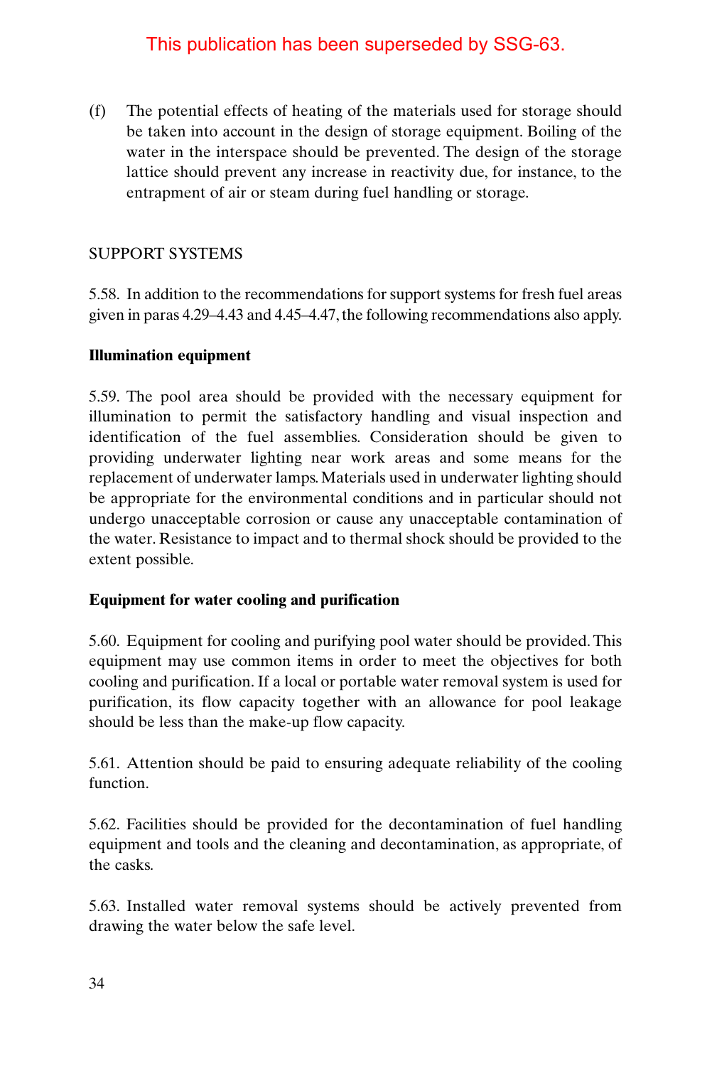This publication has been superseded by SSG-63.

(f) The potential effects of heating of the materials used for storage should be taken into account in the design of storage equipment. Boiling of the water in the interspace should be prevented. The design of the storage lattice should prevent any increase in reactivity due, for instance, to the entrapment of air or steam during fuel handling or storage.

## SUPPORT SYSTEMS

5.58. In addition to the recommendations for support systems for fresh fuel areas given in paras 4.29–4.43 and 4.45–4.47, the following recommendations also apply.

### Illumination equipment

5.59. The pool area should be provided with the necessary equipment for illumination to permit the satisfactory handling and visual inspection and identification of the fuel assemblies. Consideration should be given to providing underwater lighting near work areas and some means for the replacement of underwater lamps. Materials used in underwater lighting should be appropriate for the environmental conditions and in particular should not undergo unacceptable corrosion or cause any unacceptable contamination of the water. Resistance to impact and to thermal shock should be provided to the extent possible.

### Equipment for water cooling and purification

5.60. Equipment for cooling and purifying pool water should be provided. This equipment may use common items in order to meet the objectives for both cooling and purification. If a local or portable water removal system is used for purification, its flow capacity together with an allowance for pool leakage should be less than the make-up flow capacity.

5.61. Attention should be paid to ensuring adequate reliability of the cooling function.

5.62. Facilities should be provided for the decontamination of fuel handling equipment and tools and the cleaning and decontamination, as appropriate, of the casks.

5.63. Installed water removal systems should be actively prevented from drawing the water below the safe level.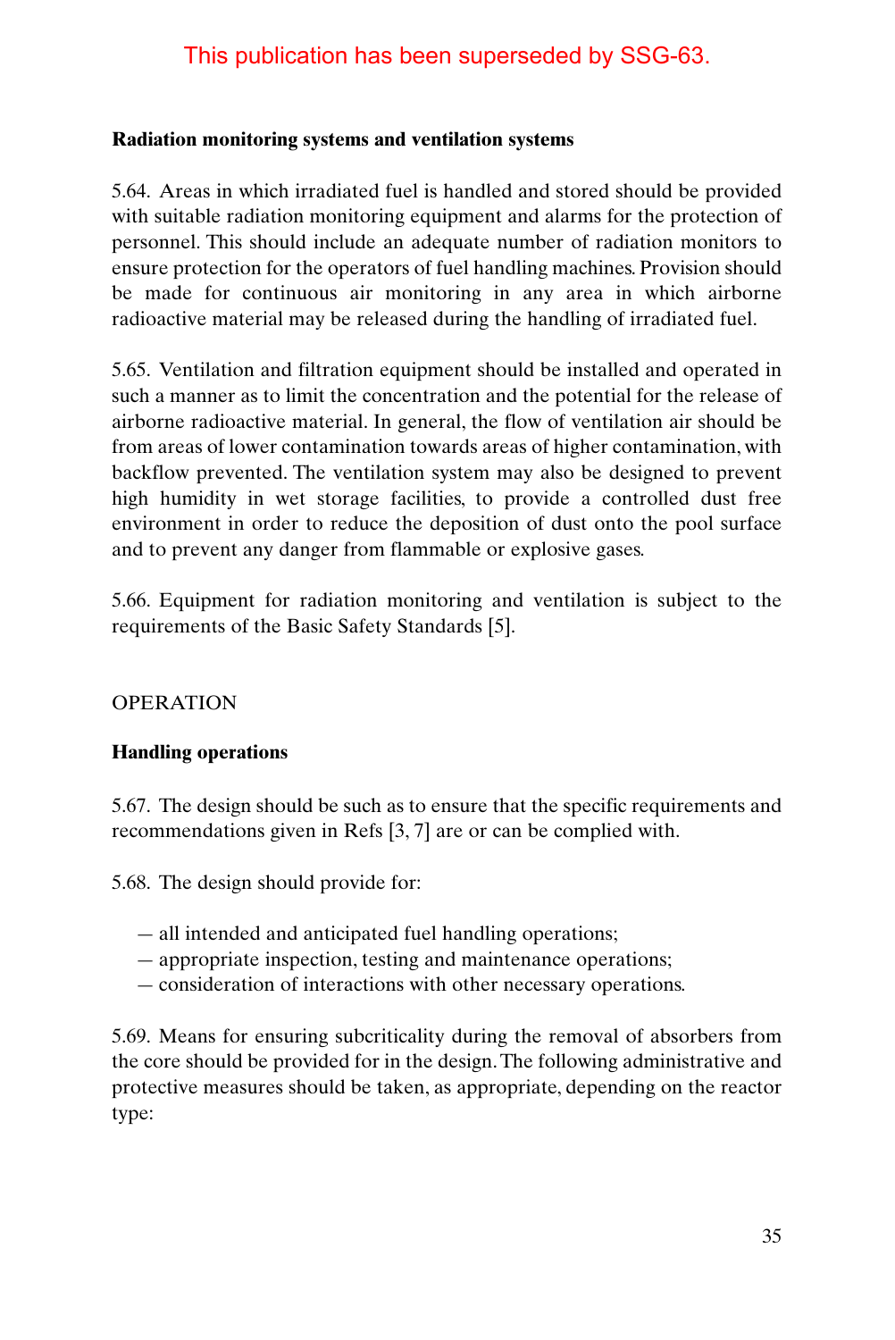This publication has been superseded by SSG-63.

### Radiation monitoring systems and ventilation systems

5.64. Areas in which irradiated fuel is handled and stored should be provided with suitable radiation monitoring equipment and alarms for the protection of personnel. This should include an adequate number of radiation monitors to ensure protection for the operators of fuel handling machines. Provision should be made for continuous air monitoring in any area in which airborne radioactive material may be released during the handling of irradiated fuel.

5.65. Ventilation and filtration equipment should be installed and operated in such a manner as to limit the concentration and the potential for the release of airborne radioactive material. In general, the flow of ventilation air should be from areas of lower contamination towards areas of higher contamination, with backflow prevented. The ventilation system may also be designed to prevent high humidity in wet storage facilities, to provide a controlled dust free environment in order to reduce the deposition of dust onto the pool surface and to prevent any danger from flammable or explosive gases.

5.66. Equipment for radiation monitoring and ventilation is subject to the requirements of the Basic Safety Standards [5].

## OPERATION

### Handling operations

5.67. The design should be such as to ensure that the specific requirements and recommendations given in Refs [3, 7] are or can be complied with.

5.68. The design should provide for:

— all intended and anticipated fuel handling operations;
— appropriate inspection, testing and maintenance operations;
— consideration of interactions with other necessary operations.

5.69. Means for ensuring subcriticality during the removal of absorbers from the core should be provided for in the design. The following administrative and protective measures should be taken, as appropriate, depending on the reactor type: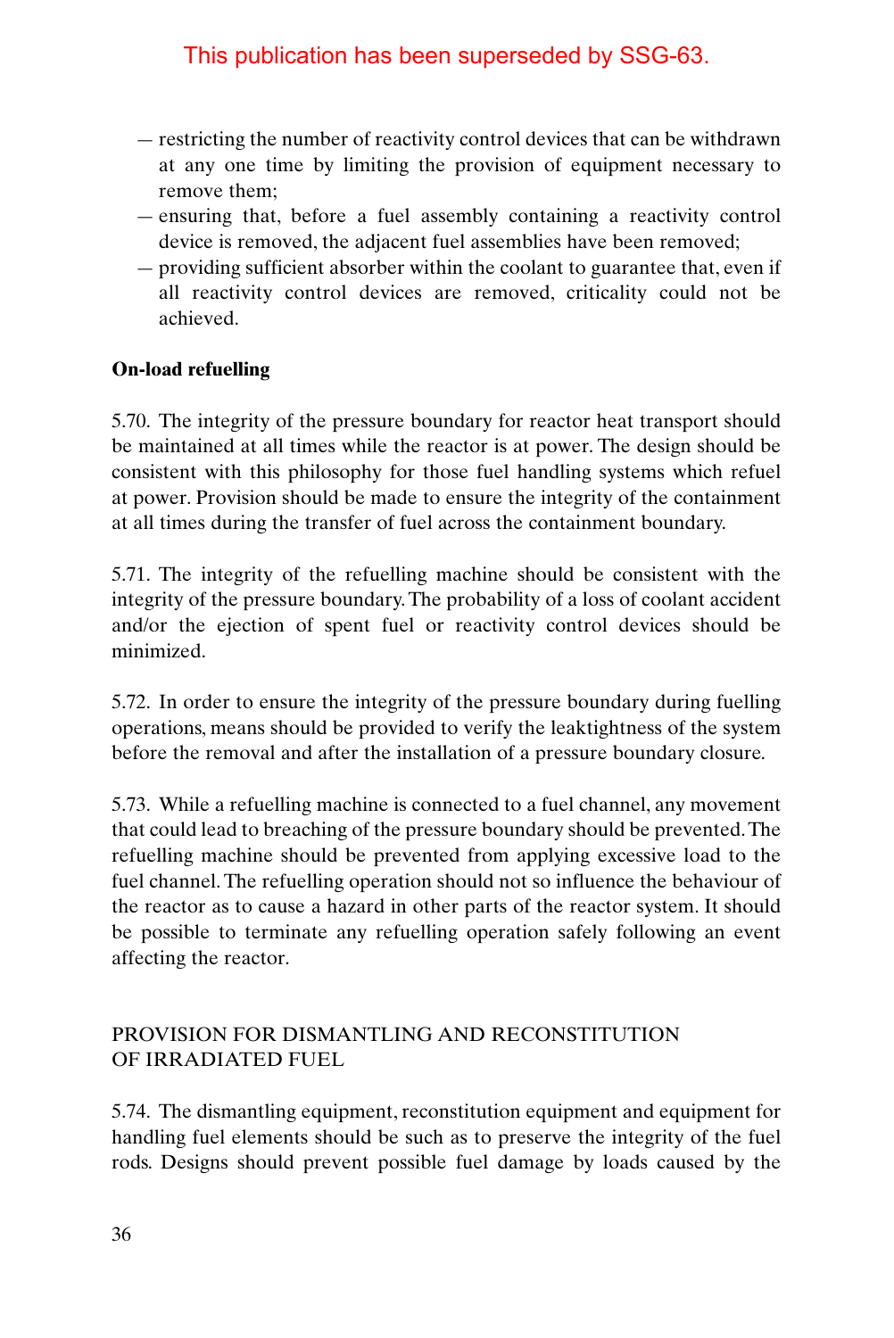This publication has been superseded by SSG-63.

- restricting the number of reactivity control devices that can be withdrawn at any one time by limiting the provision of equipment necessary to remove them;
- ensuring that, before a fuel assembly containing a reactivity control device is removed, the adjacent fuel assemblies have been removed;
- providing sufficient absorber within the coolant to guarantee that, even if all reactivity control devices are removed, criticality could not be achieved.

**On-load refuelling**

5.70. The integrity of the pressure boundary for reactor heat transport should be maintained at all times while the reactor is at power. The design should be consistent with this philosophy for those fuel handling systems which refuel at power. Provision should be made to ensure the integrity of the containment at all times during the transfer of fuel across the containment boundary.

5.71. The integrity of the refuelling machine should be consistent with the integrity of the pressure boundary. The probability of a loss of coolant accident and/or the ejection of spent fuel or reactivity control devices should be minimized.

5.72. In order to ensure the integrity of the pressure boundary during fuelling operations, means should be provided to verify the leaktightness of the system before the removal and after the installation of a pressure boundary closure.

5.73. While a refuelling machine is connected to a fuel channel, any movement that could lead to breaching of the pressure boundary should be prevented. The refuelling machine should be prevented from applying excessive load to the fuel channel. The refuelling operation should not so influence the behaviour of the reactor as to cause a hazard in other parts of the reactor system. It should be possible to terminate any refuelling operation safely following an event affecting the reactor.

## PROVISION FOR DISMANTLING AND RECONSTITUTION OF IRRADIATED FUEL

5.74. The dismantling equipment, reconstitution equipment and equipment for handling fuel elements should be such as to preserve the integrity of the fuel rods. Designs should prevent possible fuel damage by loads caused by the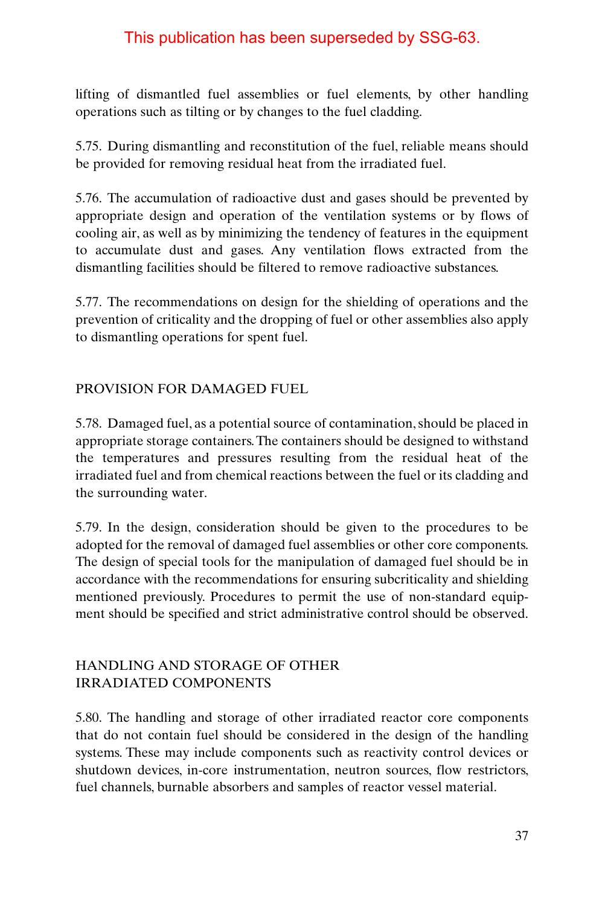This publication has been superseded by SSG-63.

lifting of dismantled fuel assemblies or fuel elements, by other handling operations such as tilting or by changes to the fuel cladding.

5.75. During dismantling and reconstitution of the fuel, reliable means should be provided for removing residual heat from the irradiated fuel.

5.76. The accumulation of radioactive dust and gases should be prevented by appropriate design and operation of the ventilation systems or by flows of cooling air, as well as by minimizing the tendency of features in the equipment to accumulate dust and gases. Any ventilation flows extracted from the dismantling facilities should be filtered to remove radioactive substances.

5.77. The recommendations on design for the shielding of operations and the prevention of criticality and the dropping of fuel or other assemblies also apply to dismantling operations for spent fuel.

## PROVISION FOR DAMAGED FUEL

5.78. Damaged fuel, as a potential source of contamination, should be placed in appropriate storage containers. The containers should be designed to withstand the temperatures and pressures resulting from the residual heat of the irradiated fuel and from chemical reactions between the fuel or its cladding and the surrounding water.

5.79. In the design, consideration should be given to the procedures to be adopted for the removal of damaged fuel assemblies or other core components. The design of special tools for the manipulation of damaged fuel should be in accordance with the recommendations for ensuring subcriticality and shielding mentioned previously. Procedures to permit the use of non-standard equipment should be specified and strict administrative control should be observed.

## HANDLING AND STORAGE OF OTHER IRRADIATED COMPONENTS

5.80. The handling and storage of other irradiated reactor core components that do not contain fuel should be considered in the design of the handling systems. These may include components such as reactivity control devices or shutdown devices, in-core instrumentation, neutron sources, flow restrictors, fuel channels, burnable absorbers and samples of reactor vessel material.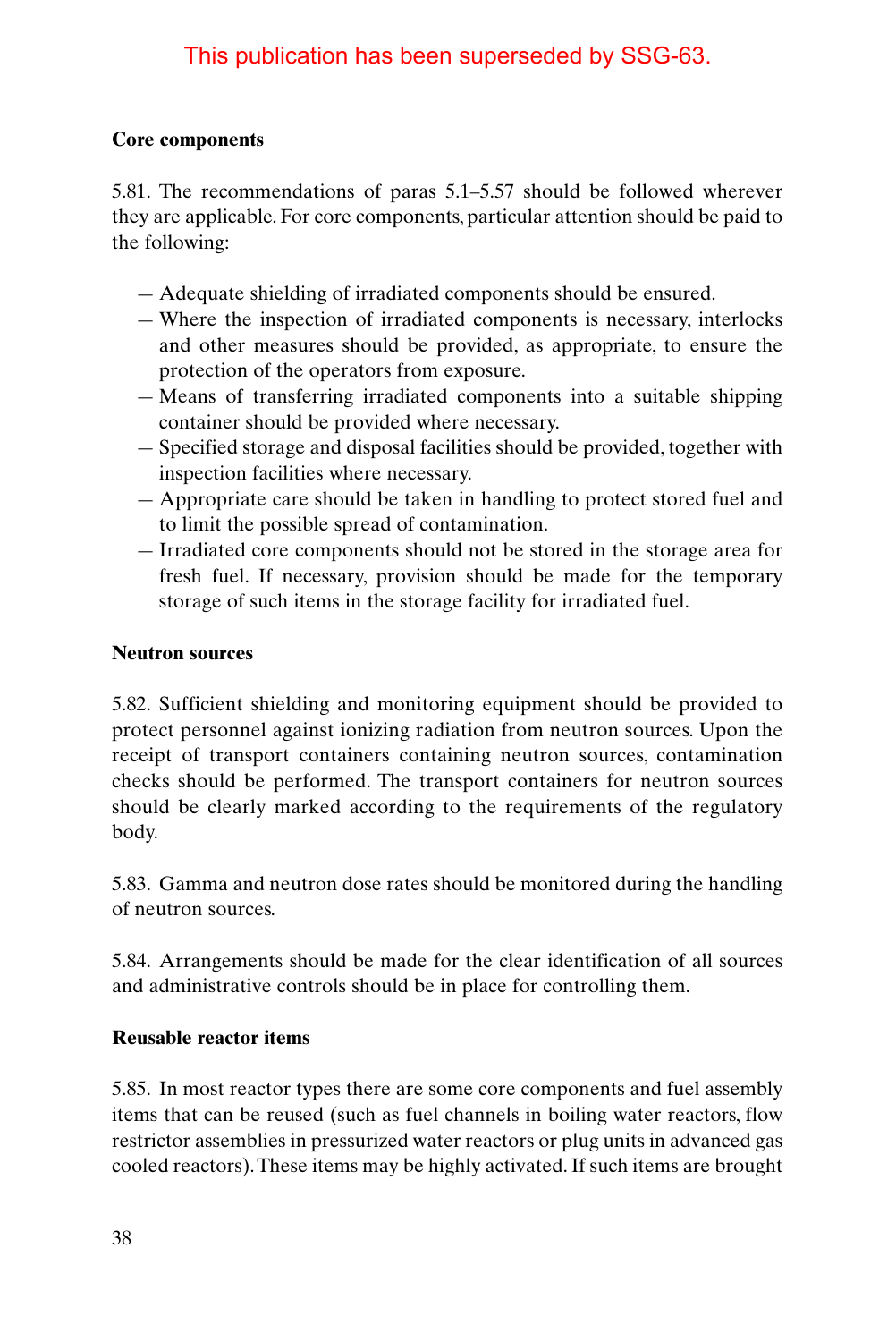This publication has been superseded by SSG-63.

### Core components

5.81. The recommendations of paras 5.1–5.57 should be followed wherever they are applicable. For core components, particular attention should be paid to the following:

- Adequate shielding of irradiated components should be ensured.
- Where the inspection of irradiated components is necessary, interlocks and other measures should be provided, as appropriate, to ensure the protection of the operators from exposure.
- Means of transferring irradiated components into a suitable shipping container should be provided where necessary.
- Specified storage and disposal facilities should be provided, together with inspection facilities where necessary.
- Appropriate care should be taken in handling to protect stored fuel and to limit the possible spread of contamination.
- Irradiated core components should not be stored in the storage area for fresh fuel. If necessary, provision should be made for the temporary storage of such items in the storage facility for irradiated fuel.

### Neutron sources

5.82. Sufficient shielding and monitoring equipment should be provided to protect personnel against ionizing radiation from neutron sources. Upon the receipt of transport containers containing neutron sources, contamination checks should be performed. The transport containers for neutron sources should be clearly marked according to the requirements of the regulatory body.

5.83. Gamma and neutron dose rates should be monitored during the handling of neutron sources.

5.84. Arrangements should be made for the clear identification of all sources and administrative controls should be in place for controlling them.

### Reusable reactor items

5.85. In most reactor types there are some core components and fuel assembly items that can be reused (such as fuel channels in boiling water reactors, flow restrictor assemblies in pressurized water reactors or plug units in advanced gas cooled reactors). These items may be highly activated. If such items are brought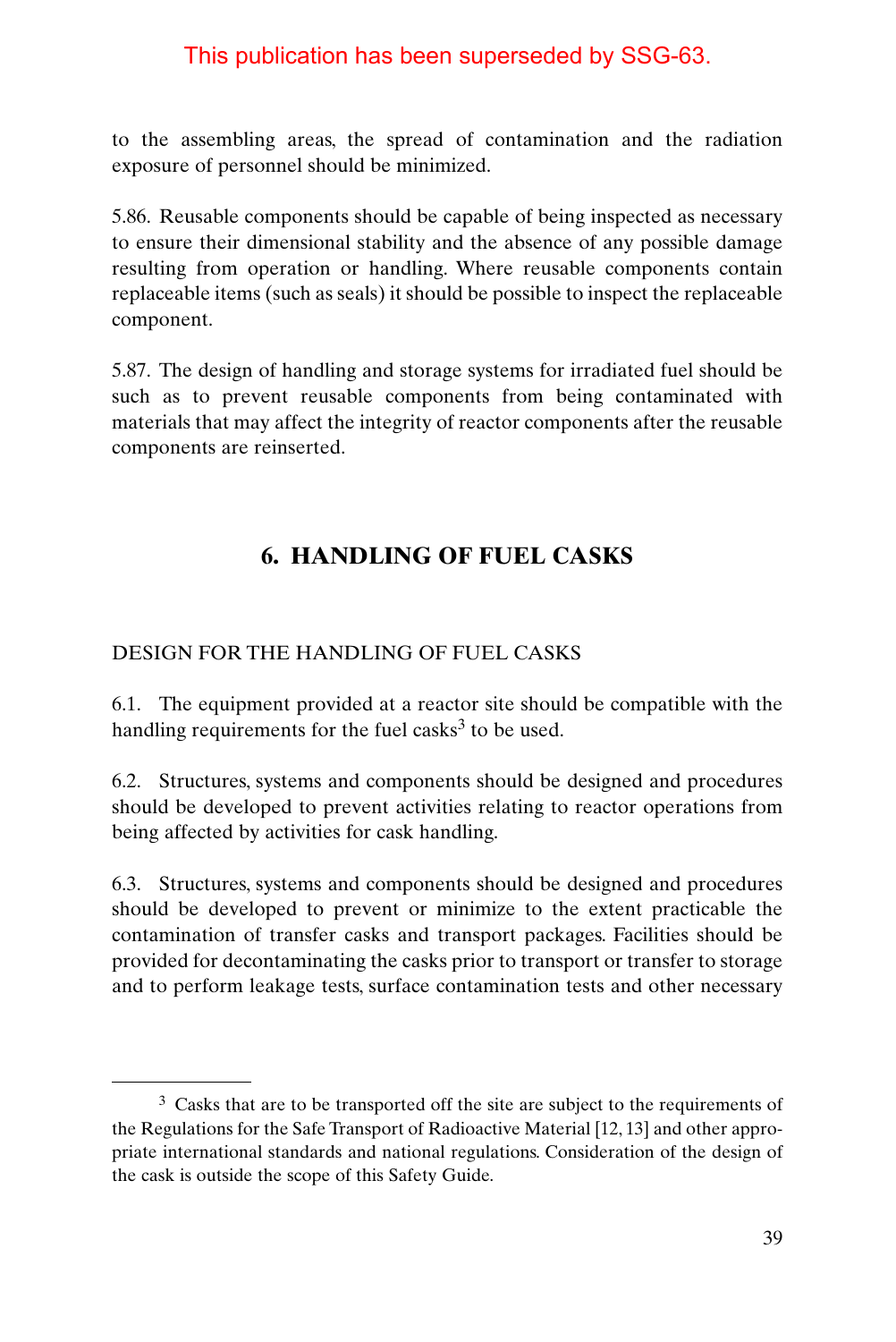This publication has been superseded by SSG-63.

to the assembling areas, the spread of contamination and the radiation exposure of personnel should be minimized.

5.86. Reusable components should be capable of being inspected as necessary to ensure their dimensional stability and the absence of any possible damage resulting from operation or handling. Where reusable components contain replaceable items (such as seals) it should be possible to inspect the replaceable component.

5.87. The design of handling and storage systems for irradiated fuel should be such as to prevent reusable components from being contaminated with materials that may affect the integrity of reactor components after the reusable components are reinserted.

## 6. HANDLING OF FUEL CASKS

### DESIGN FOR THE HANDLING OF FUEL CASKS

6.1. The equipment provided at a reactor site should be compatible with the handling requirements for the fuel casks[3] to be used.

6.2. Structures, systems and components should be designed and procedures should be developed to prevent activities relating to reactor operations from being affected by activities for cask handling.

6.3. Structures, systems and components should be designed and procedures should be developed to prevent or minimize to the extent practicable the contamination of transfer casks and transport packages. Facilities should be provided for decontaminating the casks prior to transport or transfer to storage and to perform leakage tests, surface contamination tests and other necessary

---

[3] Casks that are to be transported off the site are subject to the requirements of the Regulations for the Safe Transport of Radioactive Material [12, 13] and other appropriate international standards and national regulations. Consideration of the design of the cask is outside the scope of this Safety Guide.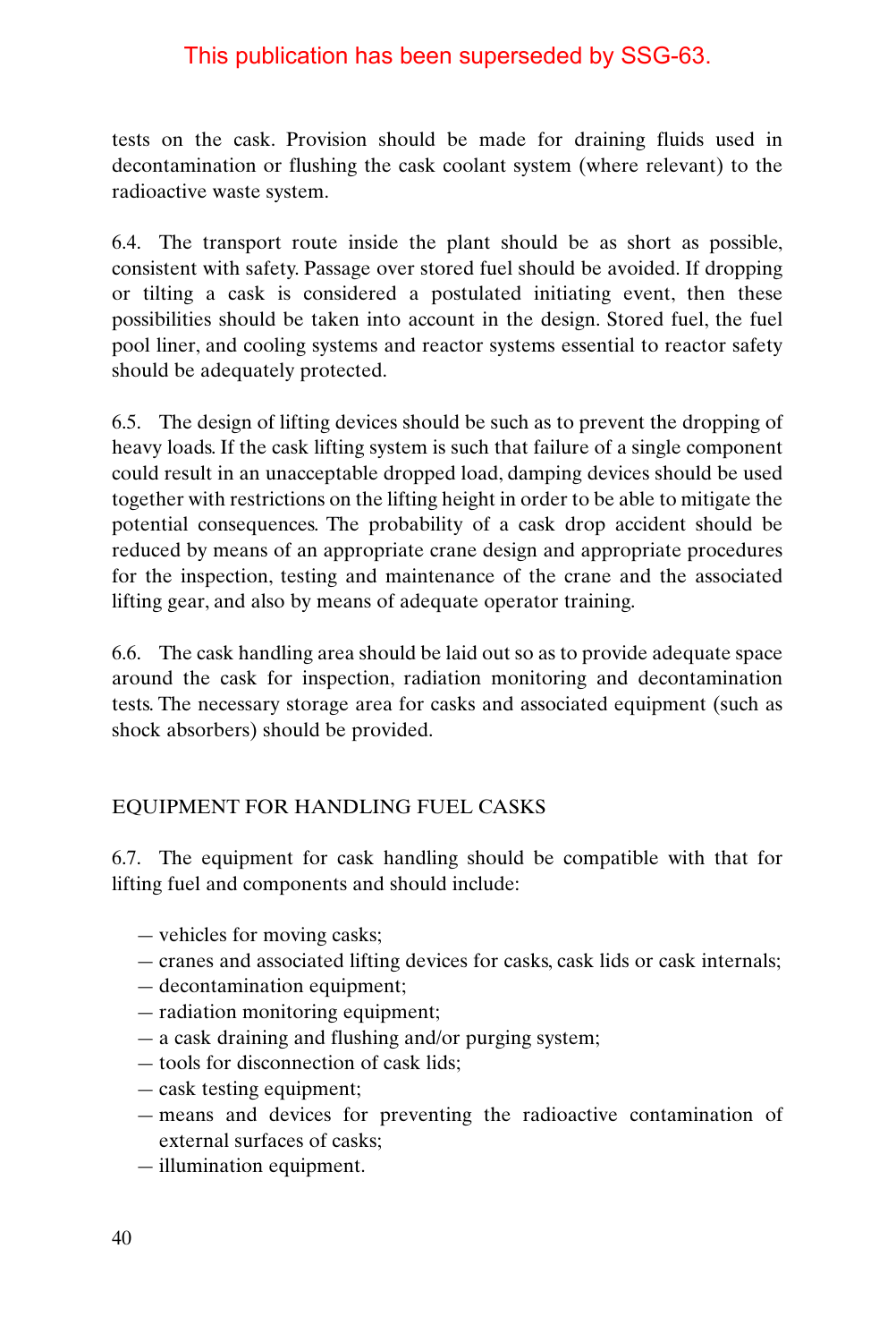This publication has been superseded by SSG-63.

tests on the cask. Provision should be made for draining fluids used in decontamination or flushing the cask coolant system (where relevant) to the radioactive waste system.

6.4. The transport route inside the plant should be as short as possible, consistent with safety. Passage over stored fuel should be avoided. If dropping or tilting a cask is considered a postulated initiating event, then these possibilities should be taken into account in the design. Stored fuel, the fuel pool liner, and cooling systems and reactor systems essential to reactor safety should be adequately protected.

6.5. The design of lifting devices should be such as to prevent the dropping of heavy loads. If the cask lifting system is such that failure of a single component could result in an unacceptable dropped load, damping devices should be used together with restrictions on the lifting height in order to be able to mitigate the potential consequences. The probability of a cask drop accident should be reduced by means of an appropriate crane design and appropriate procedures for the inspection, testing and maintenance of the crane and the associated lifting gear, and also by means of adequate operator training.

6.6. The cask handling area should be laid out so as to provide adequate space around the cask for inspection, radiation monitoring and decontamination tests. The necessary storage area for casks and associated equipment (such as shock absorbers) should be provided.

## EQUIPMENT FOR HANDLING FUEL CASKS

6.7. The equipment for cask handling should be compatible with that for lifting fuel and components and should include:

— vehicles for moving casks;
— cranes and associated lifting devices for casks, cask lids or cask internals;
— decontamination equipment;
— radiation monitoring equipment;
— a cask draining and flushing and/or purging system;
— tools for disconnection of cask lids;
— cask testing equipment;
— means and devices for preventing the radioactive contamination of external surfaces of casks;
— illumination equipment.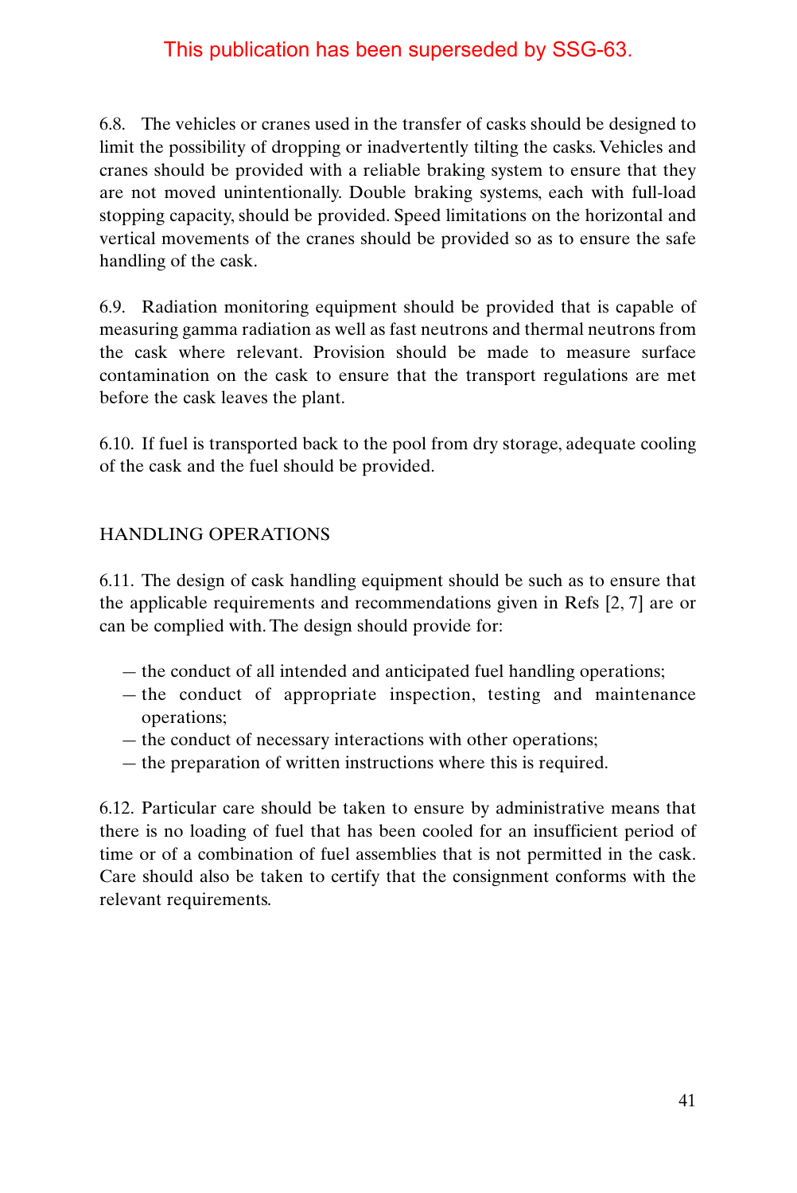This publication has been superseded by SSG-63.

6.8. The vehicles or cranes used in the transfer of casks should be designed to limit the possibility of dropping or inadvertently tilting the casks. Vehicles and cranes should be provided with a reliable braking system to ensure that they are not moved unintentionally. Double braking systems, each with full-load stopping capacity, should be provided. Speed limitations on the horizontal and vertical movements of the cranes should be provided so as to ensure the safe handling of the cask.

6.9. Radiation monitoring equipment should be provided that is capable of measuring gamma radiation as well as fast neutrons and thermal neutrons from the cask where relevant. Provision should be made to measure surface contamination on the cask to ensure that the transport regulations are met before the cask leaves the plant.

6.10. If fuel is transported back to the pool from dry storage, adequate cooling of the cask and the fuel should be provided.

## HANDLING OPERATIONS

6.11. The design of cask handling equipment should be such as to ensure that the applicable requirements and recommendations given in Refs [2, 7] are or can be complied with. The design should provide for:

- the conduct of all intended and anticipated fuel handling operations;
- the conduct of appropriate inspection, testing and maintenance operations;
- the conduct of necessary interactions with other operations;
- the preparation of written instructions where this is required.

6.12. Particular care should be taken to ensure by administrative means that there is no loading of fuel that has been cooled for an insufficient period of time or of a combination of fuel assemblies that is not permitted in the cask. Care should also be taken to certify that the consignment conforms with the relevant requirements.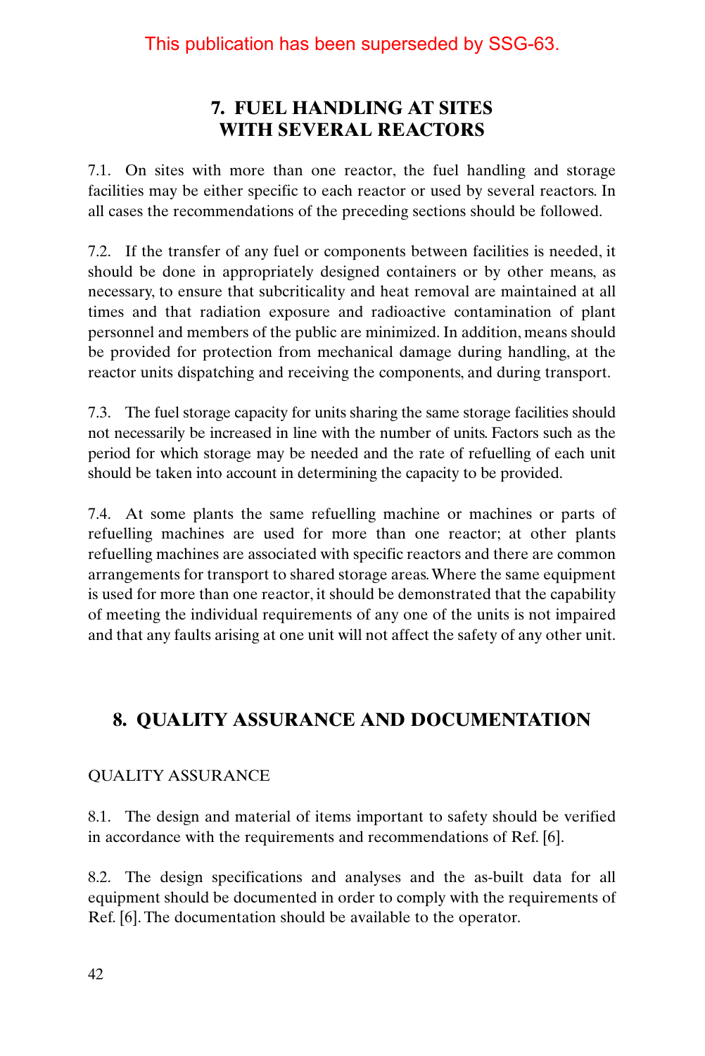This publication has been superseded by SSG-63.

# 7. FUEL HANDLING AT SITES WITH SEVERAL REACTORS

7.1. On sites with more than one reactor, the fuel handling and storage facilities may be either specific to each reactor or used by several reactors. In all cases the recommendations of the preceding sections should be followed.

7.2. If the transfer of any fuel or components between facilities is needed, it should be done in appropriately designed containers or by other means, as necessary, to ensure that subcriticality and heat removal are maintained at all times and that radiation exposure and radioactive contamination of plant personnel and members of the public are minimized. In addition, means should be provided for protection from mechanical damage during handling, at the reactor units dispatching and receiving the components, and during transport.

7.3. The fuel storage capacity for units sharing the same storage facilities should not necessarily be increased in line with the number of units. Factors such as the period for which storage may be needed and the rate of refuelling of each unit should be taken into account in determining the capacity to be provided.

7.4. At some plants the same refuelling machine or machines or parts of refuelling machines are used for more than one reactor; at other plants refuelling machines are associated with specific reactors and there are common arrangements for transport to shared storage areas. Where the same equipment is used for more than one reactor, it should be demonstrated that the capability of meeting the individual requirements of any one of the units is not impaired and that any faults arising at one unit will not affect the safety of any other unit.

# 8. QUALITY ASSURANCE AND DOCUMENTATION

## QUALITY ASSURANCE

8.1. The design and material of items important to safety should be verified in accordance with the requirements and recommendations of Ref. [6].

8.2. The design specifications and analyses and the as-built data for all equipment should be documented in order to comply with the requirements of Ref. [6]. The documentation should be available to the operator.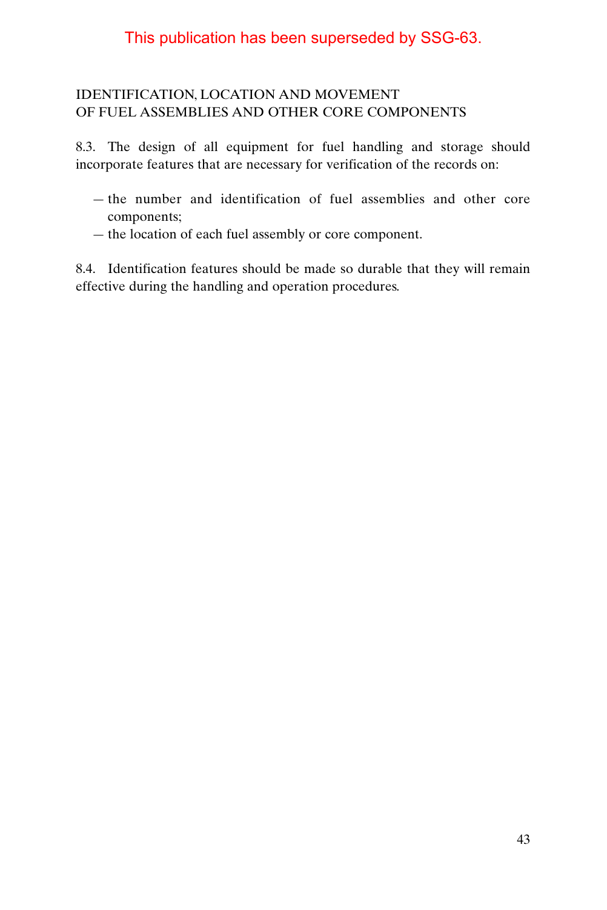This publication has been superseded by SSG-63.

## IDENTIFICATION, LOCATION AND MOVEMENT OF FUEL ASSEMBLIES AND OTHER CORE COMPONENTS

8.3. The design of all equipment for fuel handling and storage should incorporate features that are necessary for verification of the records on:

— the number and identification of fuel assemblies and other core components;
— the location of each fuel assembly or core component.

8.4. Identification features should be made so durable that they will remain effective during the handling and operation procedures.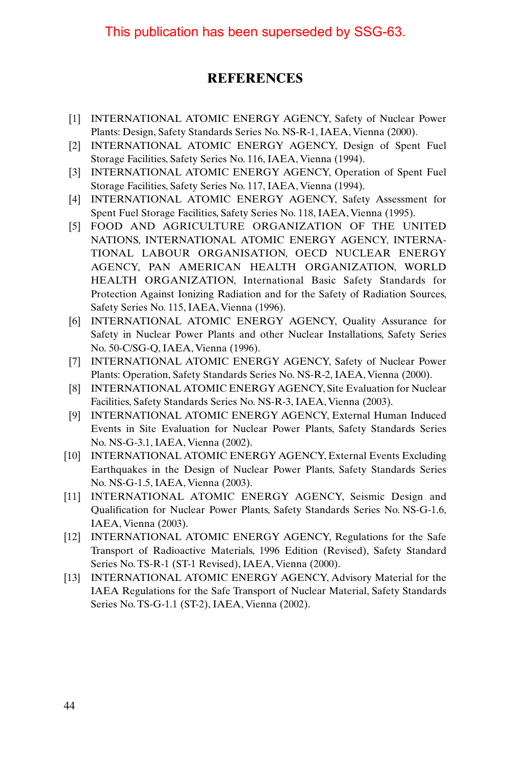This publication has been superseded by SSG-63.

## REFERENCES

[1] INTERNATIONAL ATOMIC ENERGY AGENCY, Safety of Nuclear Power Plants: Design, Safety Standards Series No. NS-R-1, IAEA, Vienna (2000).

[2] INTERNATIONAL ATOMIC ENERGY AGENCY, Design of Spent Fuel Storage Facilities, Safety Series No. 116, IAEA, Vienna (1994).

[3] INTERNATIONAL ATOMIC ENERGY AGENCY, Operation of Spent Fuel Storage Facilities, Safety Series No. 117, IAEA, Vienna (1994).

[4] INTERNATIONAL ATOMIC ENERGY AGENCY, Safety Assessment for Spent Fuel Storage Facilities, Safety Series No. 118, IAEA, Vienna (1995).

[5] FOOD AND AGRICULTURE ORGANIZATION OF THE UNITED NATIONS, INTERNATIONAL ATOMIC ENERGY AGENCY, INTERNATIONAL LABOUR ORGANISATION, OECD NUCLEAR ENERGY AGENCY, PAN AMERICAN HEALTH ORGANIZATION, WORLD HEALTH ORGANIZATION, International Basic Safety Standards for Protection Against Ionizing Radiation and for the Safety of Radiation Sources, Safety Series No. 115, IAEA, Vienna (1996).

[6] INTERNATIONAL ATOMIC ENERGY AGENCY, Quality Assurance for Safety in Nuclear Power Plants and other Nuclear Installations, Safety Series No. 50-C/SG-Q, IAEA, Vienna (1996).

[7] INTERNATIONAL ATOMIC ENERGY AGENCY, Safety of Nuclear Power Plants: Operation, Safety Standards Series No. NS-R-2, IAEA, Vienna (2000).

[8] INTERNATIONAL ATOMIC ENERGY AGENCY, Site Evaluation for Nuclear Facilities, Safety Standards Series No. NS-R-3, IAEA, Vienna (2003).

[9] INTERNATIONAL ATOMIC ENERGY AGENCY, External Human Induced Events in Site Evaluation for Nuclear Power Plants, Safety Standards Series No. NS-G-3.1, IAEA, Vienna (2002).

[10] INTERNATIONAL ATOMIC ENERGY AGENCY, External Events Excluding Earthquakes in the Design of Nuclear Power Plants, Safety Standards Series No. NS-G-1.5, IAEA, Vienna (2003).

[11] INTERNATIONAL ATOMIC ENERGY AGENCY, Seismic Design and Qualification for Nuclear Power Plants, Safety Standards Series No. NS-G-1.6, IAEA, Vienna (2003).

[12] INTERNATIONAL ATOMIC ENERGY AGENCY, Regulations for the Safe Transport of Radioactive Materials, 1996 Edition (Revised), Safety Standard Series No. TS-R-1 (ST-1 Revised), IAEA, Vienna (2000).

[13} INTERNATIONAL ATOMIC ENERGY AGENCY, Advisory Material for the IAEA Regulations for the Safe Transport of Nuclear Material, Safety Standards Series No. TS-G-1.1 (ST-2), IAEA, Vienna (2002).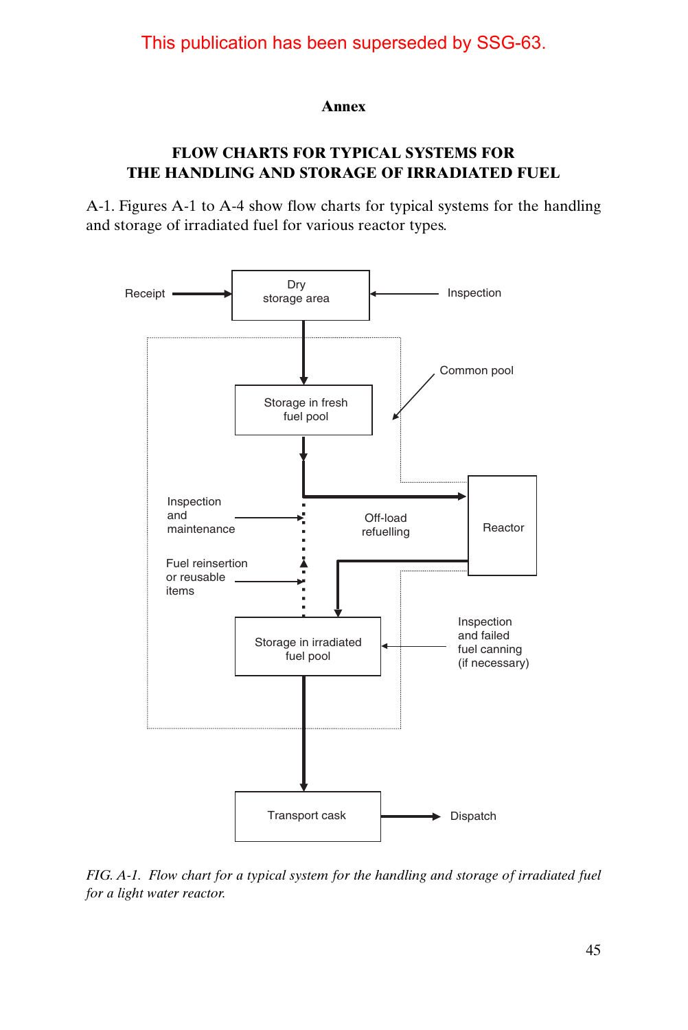This publication has been superseded by SSG-63.

# Annex

## FLOW CHARTS FOR TYPICAL SYSTEMS FOR THE HANDLING AND STORAGE OF IRRADIATED FUEL

A-1. Figures A-1 to A-4 show flow charts for typical systems for the handling and storage of irradiated fuel for various reactor types.

Receipt → Dry storage area ← Inspection

Common pool

Storage in fresh fuel pool

Inspection and maintenance

Off-load refuelling

Reactor

Fuel reinsertion or reusable items

Storage in irradiated fuel pool ← Inspection and failed fuel canning (if necessary)

Transport cask → Dispatch

*FIG. A-1. Flow chart for a typical system for the handling and storage of irradiated fuel for a light water reactor.*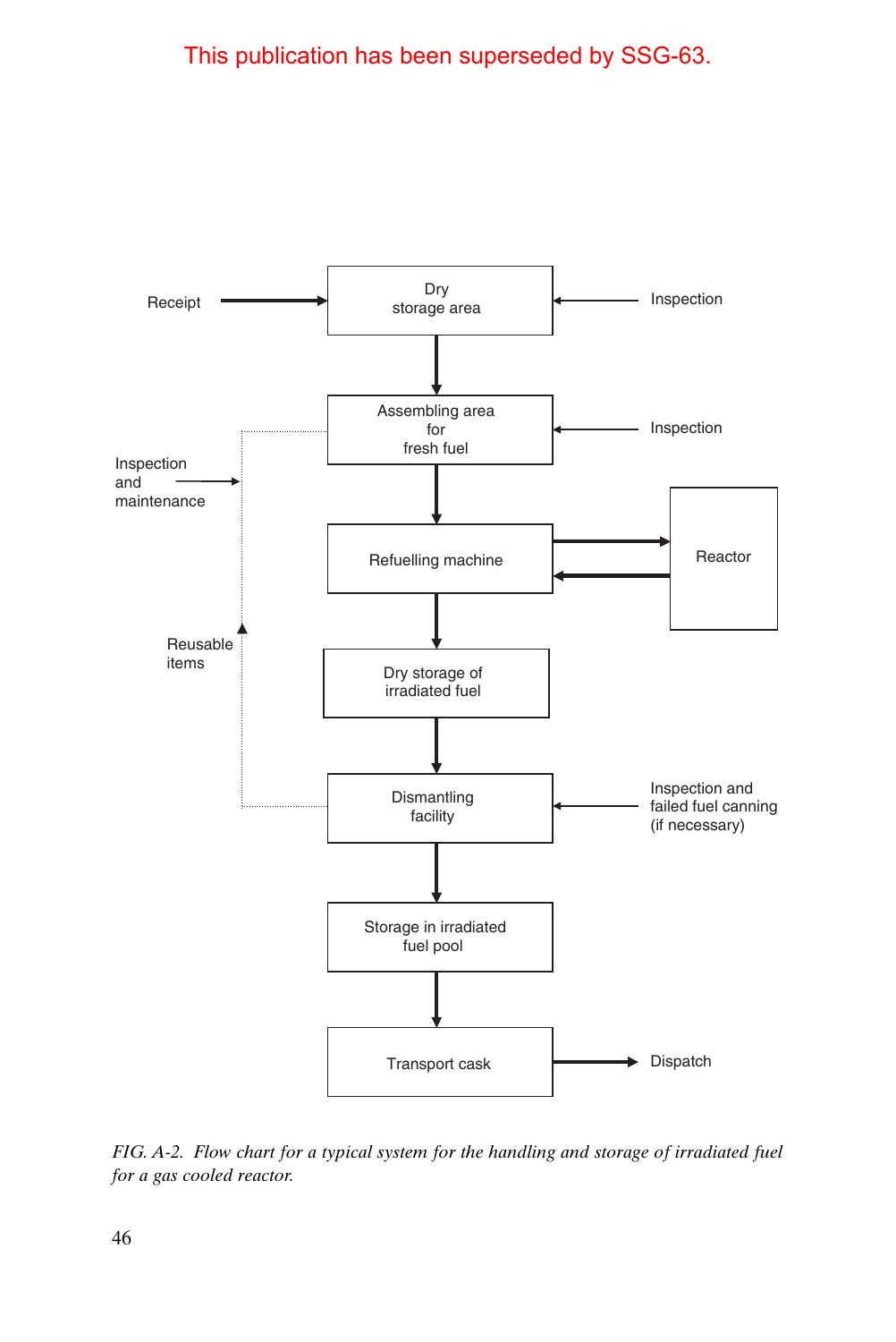This publication has been superseded by SSG-63.

Receipt → **Dry storage area** ← Inspection

↓

**Assembling area for fresh fuel** ← Inspection

↓

**Refuelling machine** ⇄ **Reactor**

↓

**Dry storage of irradiated fuel**

↓

**Dismantling facility** ← Inspection and failed fuel canning (if necessary)

↓

**Storage in irradiated fuel pool**

↓

**Transport cask** → Dispatch

Reusable items (from Dismantling facility) → Inspection and maintenance → Assembling area for fresh fuel

*FIG. A-2. Flow chart for a typical system for the handling and storage of irradiated fuel for a gas cooled reactor.*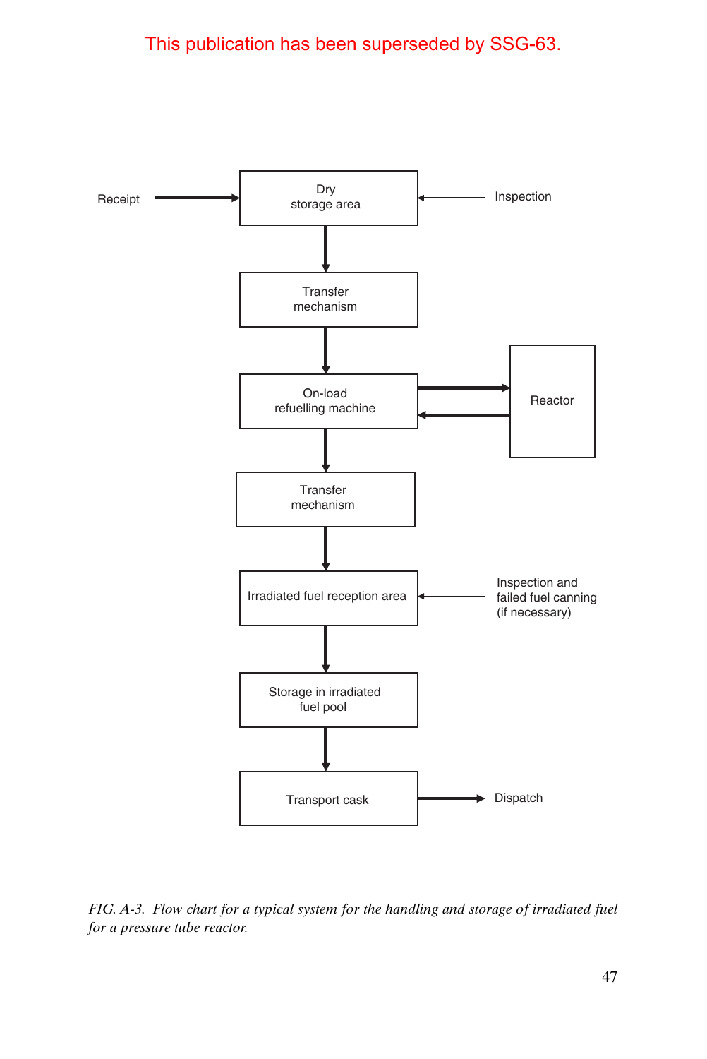Receipt → Dry storage area ← Inspection

Dry storage area → Transfer mechanism → On-load refuelling machine ⇄ Reactor

On-load refuelling machine → Transfer mechanism → Irradiated fuel reception area ← Inspection and failed fuel canning (if necessary)

Irradiated fuel reception area → Storage in irradiated fuel pool → Transport cask → Dispatch

*FIG. A-3. Flow chart for a typical system for the handling and storage of irradiated fuel for a pressure tube reactor.*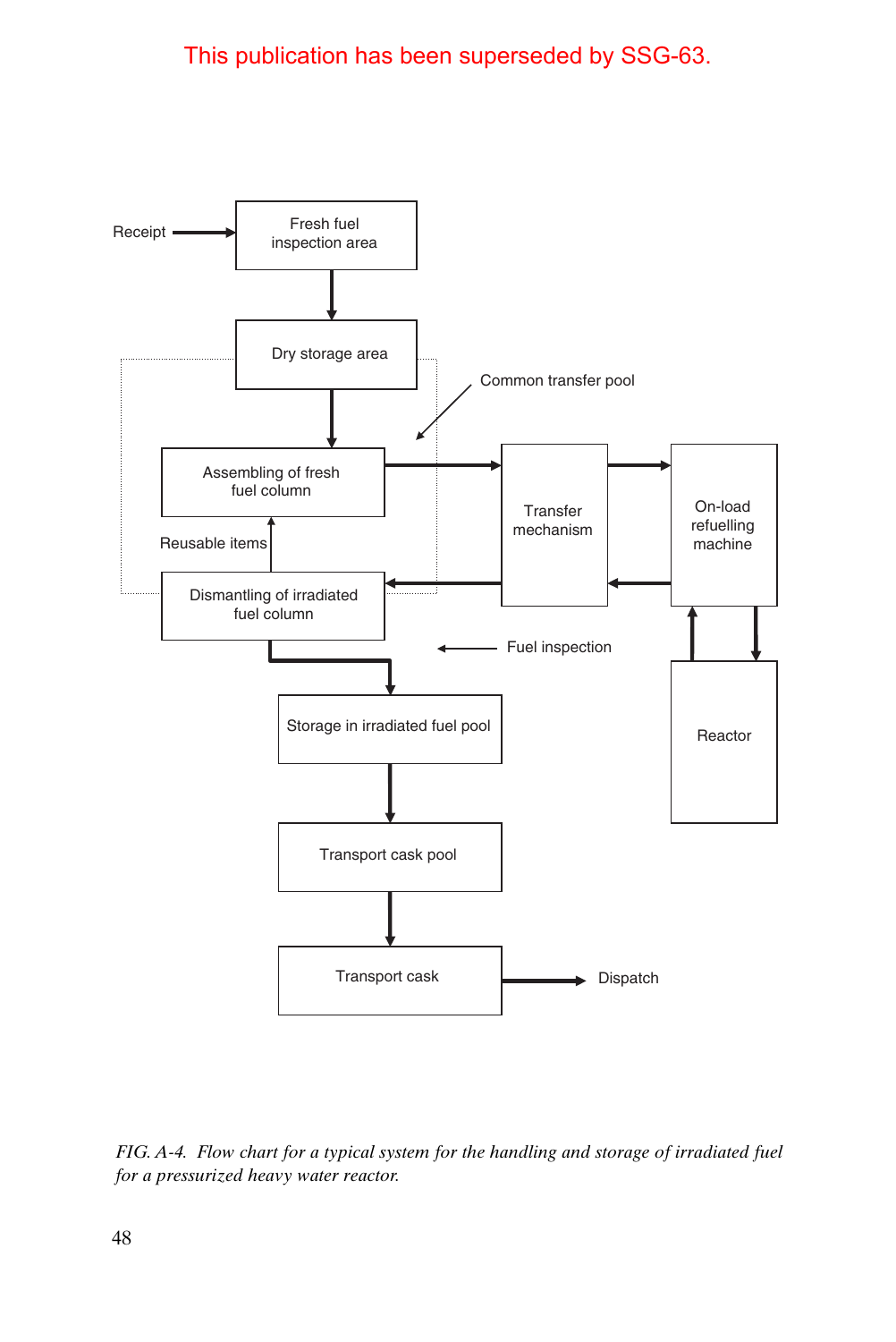Receipt → Fresh fuel inspection area → Dry storage area → Assembling of fresh fuel column → Transfer mechanism → On-load refuelling machine → Reactor

Reactor → On-load refuelling machine → Transfer mechanism → Dismantling of irradiated fuel column → Storage in irradiated fuel pool → Transport cask pool → Transport cask → Dispatch

Dismantling of irradiated fuel column → Reusable items → Assembling of fresh fuel column

Common transfer pool

Fuel inspection

*FIG. A-4. Flow chart for a typical system for the handling and storage of irradiated fuel for a pressurized heavy water reactor.*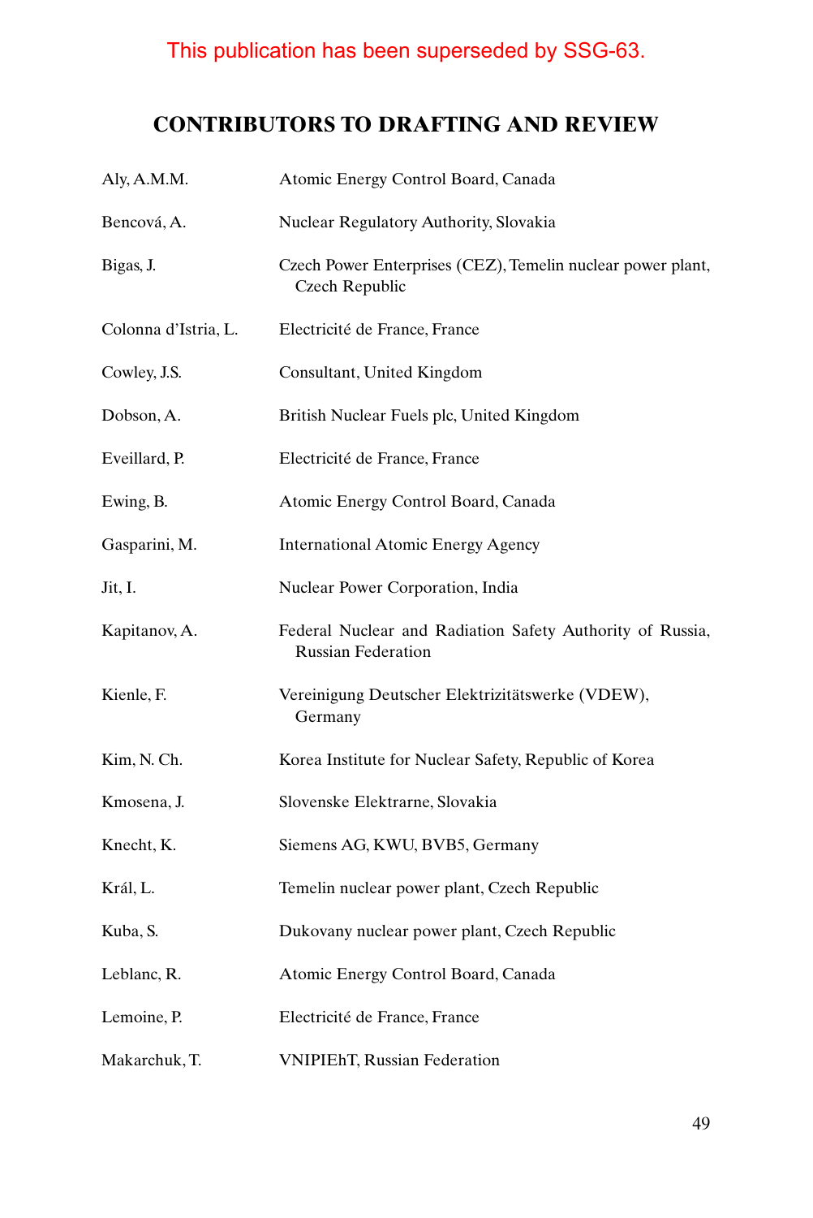This publication has been superseded by SSG-63.

## CONTRIBUTORS TO DRAFTING AND REVIEW

| | |
|---|---|
| Aly, A.M.M. | Atomic Energy Control Board, Canada |
| Bencová, A. | Nuclear Regulatory Authority, Slovakia |
| Bigas, J. | Czech Power Enterprises (CEZ), Temelin nuclear power plant, Czech Republic |
| Colonna d'Istria, L. | Electricité de France, France |
| Cowley, J.S. | Consultant, United Kingdom |
| Dobson, A. | British Nuclear Fuels plc, United Kingdom |
| Eveillard, P. | Electricité de France, France |
| Ewing, B. | Atomic Energy Control Board, Canada |
| Gasparini, M. | International Atomic Energy Agency |
| Jit, I. | Nuclear Power Corporation, India |
| Kapitanov, A. | Federal Nuclear and Radiation Safety Authority of Russia, Russian Federation |
| Kienle, F. | Vereinigung Deutscher Elektrizitätswerke (VDEW), Germany |
| Kim, N. Ch. | Korea Institute for Nuclear Safety, Republic of Korea |
| Kmosena, J. | Slovenske Elektrarne, Slovakia |
| Knecht, K. | Siemens AG, KWU, BVB5, Germany |
| Král, L. | Temelin nuclear power plant, Czech Republic |
| Kuba, S. | Dukovany nuclear power plant, Czech Republic |
| Leblanc, R. | Atomic Energy Control Board, Canada |
| Lemoine, P. | Electricité de France, France |
| Makarchuk, T. | VNIPIEhT, Russian Federation |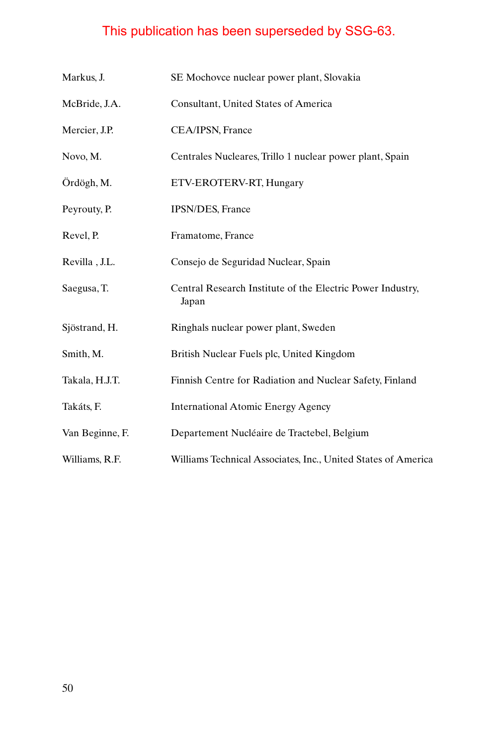This publication has been superseded by SSG-63.

| | |
|---|---|
| Markus, J. | SE Mochovce nuclear power plant, Slovakia |
| McBride, J.A. | Consultant, United States of America |
| Mercier, J.P. | CEA/IPSN, France |
| Novo, M. | Centrales Nucleares, Trillo 1 nuclear power plant, Spain |
| Ördögh, M. | ETV-EROTERV-RT, Hungary |
| Peyrouty, P. | IPSN/DES, France |
| Revel, P. | Framatome, France |
| Revilla , J.L. | Consejo de Seguridad Nuclear, Spain |
| Saegusa, T. | Central Research Institute of the Electric Power Industry, Japan |
| Sjöstrand, H. | Ringhals nuclear power plant, Sweden |
| Smith, M. | British Nuclear Fuels plc, United Kingdom |
| Takala, H.J.T. | Finnish Centre for Radiation and Nuclear Safety, Finland |
| Takáts, F. | International Atomic Energy Agency |
| Van Beginne, F. | Departement Nucléaire de Tractebel, Belgium |
| Williams, R.F. | Williams Technical Associates, Inc., United States of America |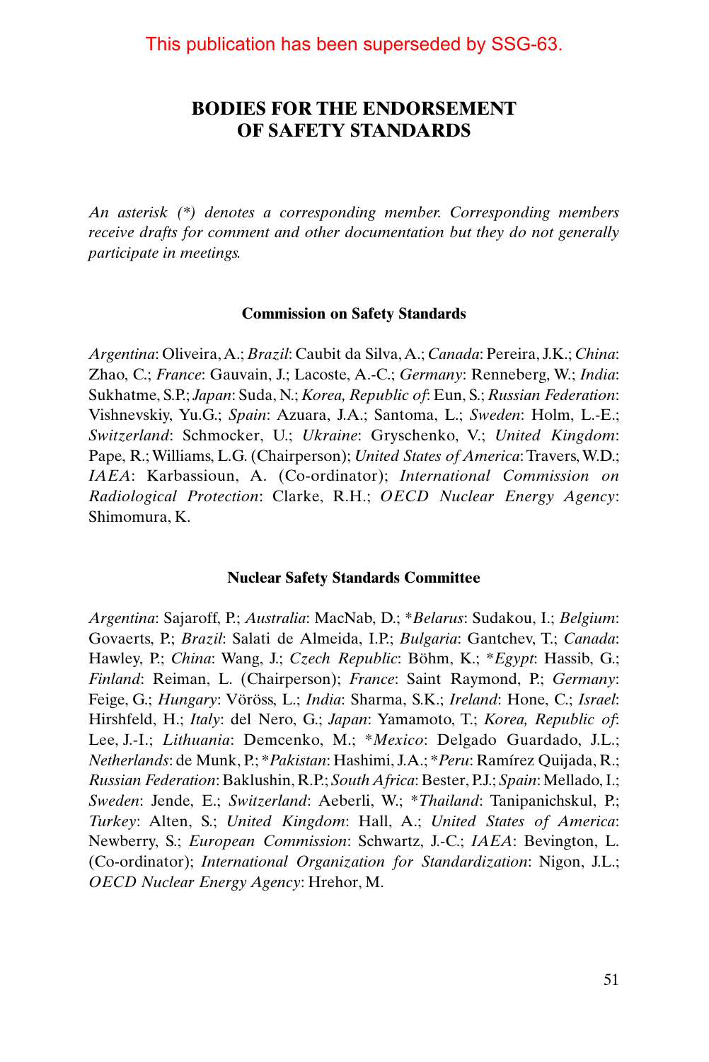This publication has been superseded by SSG-63.

## BODIES FOR THE ENDORSEMENT OF SAFETY STANDARDS

*An asterisk (*) denotes a corresponding member. Corresponding members receive drafts for comment and other documentation but they do not generally participate in meetings.*

### Commission on Safety Standards

*Argentina*: Oliveira, A.; *Brazil*: Caubit da Silva, A.; *Canada*: Pereira, J.K.; *China*: Zhao, C.; *France*: Gauvain, J.; Lacoste, A.-C.; *Germany*: Renneberg, W.; *India*: Sukhatme, S.P.; *Japan*: Suda, N.; *Korea, Republic of*: Eun, S.; *Russian Federation*: Vishnevskiy, Yu.G.; *Spain*: Azuara, J.A.; Santoma, L.; *Sweden*: Holm, L.-E.; *Switzerland*: Schmocker, U.; *Ukraine*: Gryschenko, V.; *United Kingdom*: Pape, R.; Williams, L.G. (Chairperson); *United States of America*: Travers, W.D.; *IAEA*: Karbassioun, A. (Co-ordinator); *International Commission on Radiological Protection*: Clarke, R.H.; *OECD Nuclear Energy Agency*: Shimomura, K.

### Nuclear Safety Standards Committee

*Argentina*: Sajaroff, P.; *Australia*: MacNab, D.; **Belarus*: Sudakou, I.; *Belgium*: Govaerts, P.; *Brazil*: Salati de Almeida, I.P.; *Bulgaria*: Gantchev, T.; *Canada*: Hawley, P.; *China*: Wang, J.; *Czech Republic*: Böhm, K.; **Egypt*: Hassib, G.; *Finland*: Reiman, L. (Chairperson); *France*: Saint Raymond, P.; *Germany*: Feige, G.; *Hungary*: Vöröss, L.; *India*: Sharma, S.K.; *Ireland*: Hone, C.; *Israel*: Hirshfeld, H.; *Italy*: del Nero, G.; *Japan*: Yamamoto, T.; *Korea, Republic of*: Lee, J.-I.; *Lithuania*: Demcenko, M.; **Mexico*: Delgado Guardado, J.L.; *Netherlands*: de Munk, P.; **Pakistan*: Hashimi, J.A.; **Peru*: Ramírez Quijada, R.; *Russian Federation*: Baklushin, R.P.; *South Africa*: Bester, P.J.; *Spain*: Mellado, I.; *Sweden*: Jende, E.; *Switzerland*: Aeberli, W.; **Thailand*: Tanipanichskul, P.; *Turkey*: Alten, S.; *United Kingdom*: Hall, A.; *United States of America*: Newberry, S.; *European Commission*: Schwartz, J.-C.; *IAEA*: Bevington, L. (Co-ordinator); *International Organization for Standardization*: Nigon, J.L.; *OECD Nuclear Energy Agency*: Hrehor, M.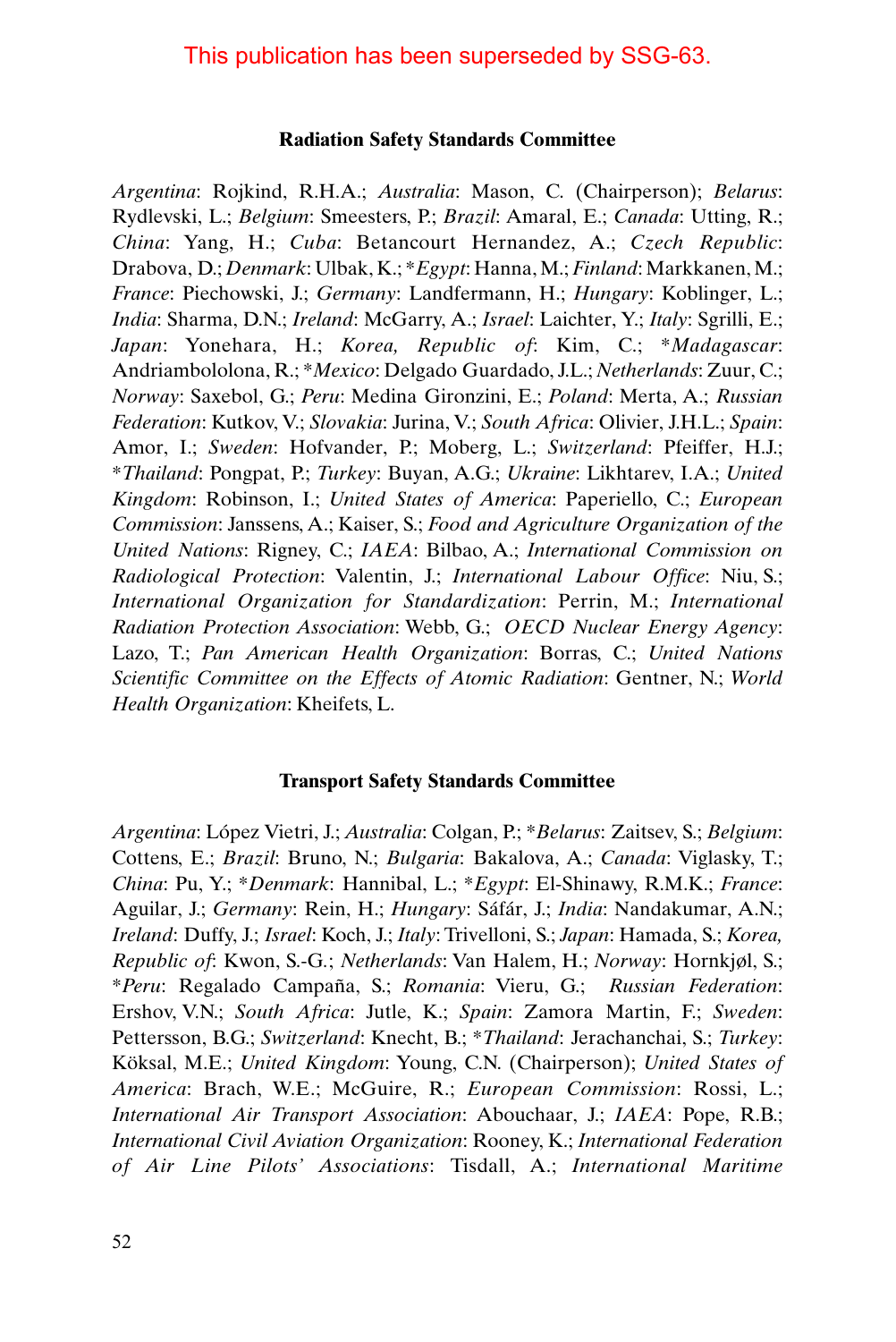This publication has been superseded by SSG-63.

**Radiation Safety Standards Committee**

*Argentina*: Rojkind, R.H.A.; *Australia*: Mason, C. (Chairperson); *Belarus*: Rydlevski, L.; *Belgium*: Smeesters, P.; *Brazil*: Amaral, E.; *Canada*: Utting, R.; *China*: Yang, H.; *Cuba*: Betancourt Hernandez, A.; *Czech Republic*: Drabova, D.; *Denmark*: Ulbak, K.; \**Egypt*: Hanna, M.; *Finland*: Markkanen, M.; *France*: Piechowski, J.; *Germany*: Landfermann, H.; *Hungary*: Koblinger, L.; *India*: Sharma, D.N.; *Ireland*: McGarry, A.; *Israel*: Laichter, Y.; *Italy*: Sgrilli, E.; *Japan*: Yonehara, H.; *Korea, Republic of*: Kim, C.; \**Madagascar*: Andriambololona, R.; \**Mexico*: Delgado Guardado, J.L.; *Netherlands*: Zuur, C.; *Norway*: Saxebol, G.; *Peru*: Medina Gironzini, E.; *Poland*: Merta, A.; *Russian Federation*: Kutkov, V.; *Slovakia*: Jurina, V.; *South Africa*: Olivier, J.H.L.; *Spain*: Amor, I.; *Sweden*: Hofvander, P.; Moberg, L.; *Switzerland*: Pfeiffer, H.J.; \**Thailand*: Pongpat, P.; *Turkey*: Buyan, A.G.; *Ukraine*: Likhtarev, I.A.; *United Kingdom*: Robinson, I.; *United States of America*: Paperiello, C.; *European Commission*: Janssens, A.; Kaiser, S.; *Food and Agriculture Organization of the United Nations*: Rigney, C.; *IAEA*: Bilbao, A.; *International Commission on Radiological Protection*: Valentin, J.; *International Labour Office*: Niu, S.; *International Organization for Standardization*: Perrin, M.; *International Radiation Protection Association*: Webb, G.; *OECD Nuclear Energy Agency*: Lazo, T.; *Pan American Health Organization*: Borras, C.; *United Nations Scientific Committee on the Effects of Atomic Radiation*: Gentner, N.; *World Health Organization*: Kheifets, L.

**Transport Safety Standards Committee**

*Argentina*: López Vietri, J.; *Australia*: Colgan, P.; \**Belarus*: Zaitsev, S.; *Belgium*: Cottens, E.; *Brazil*: Bruno, N.; *Bulgaria*: Bakalova, A.; *Canada*: Viglasky, T.; *China*: Pu, Y.; \**Denmark*: Hannibal, L.; \**Egypt*: El-Shinawy, R.M.K.; *France*: Aguilar, J.; *Germany*: Rein, H.; *Hungary*: Sáfár, J.; *India*: Nandakumar, A.N.; *Ireland*: Duffy, J.; *Israel*: Koch, J.; *Italy*: Trivelloni, S.; *Japan*: Hamada, S.; *Korea, Republic of*: Kwon, S.-G.; *Netherlands*: Van Halem, H.; *Norway*: Hornkjøl, S.; \**Peru*: Regalado Campaña, S.; *Romania*: Vieru, G.; *Russian Federation*: Ershov, V.N.; *South Africa*: Jutle, K.; *Spain*: Zamora Martin, F.; *Sweden*: Pettersson, B.G.; *Switzerland*: Knecht, B.; \**Thailand*: Jerachanchai, S.; *Turkey*: Köksal, M.E.; *United Kingdom*: Young, C.N. (Chairperson); *United States of America*: Brach, W.E.; McGuire, R.; *European Commission*: Rossi, L.; *International Air Transport Association*: Abouchaar, J.; *IAEA*: Pope, R.B.; *International Civil Aviation Organization*: Rooney, K.; *International Federation of Air Line Pilots' Associations*: Tisdall, A.; *International Maritime*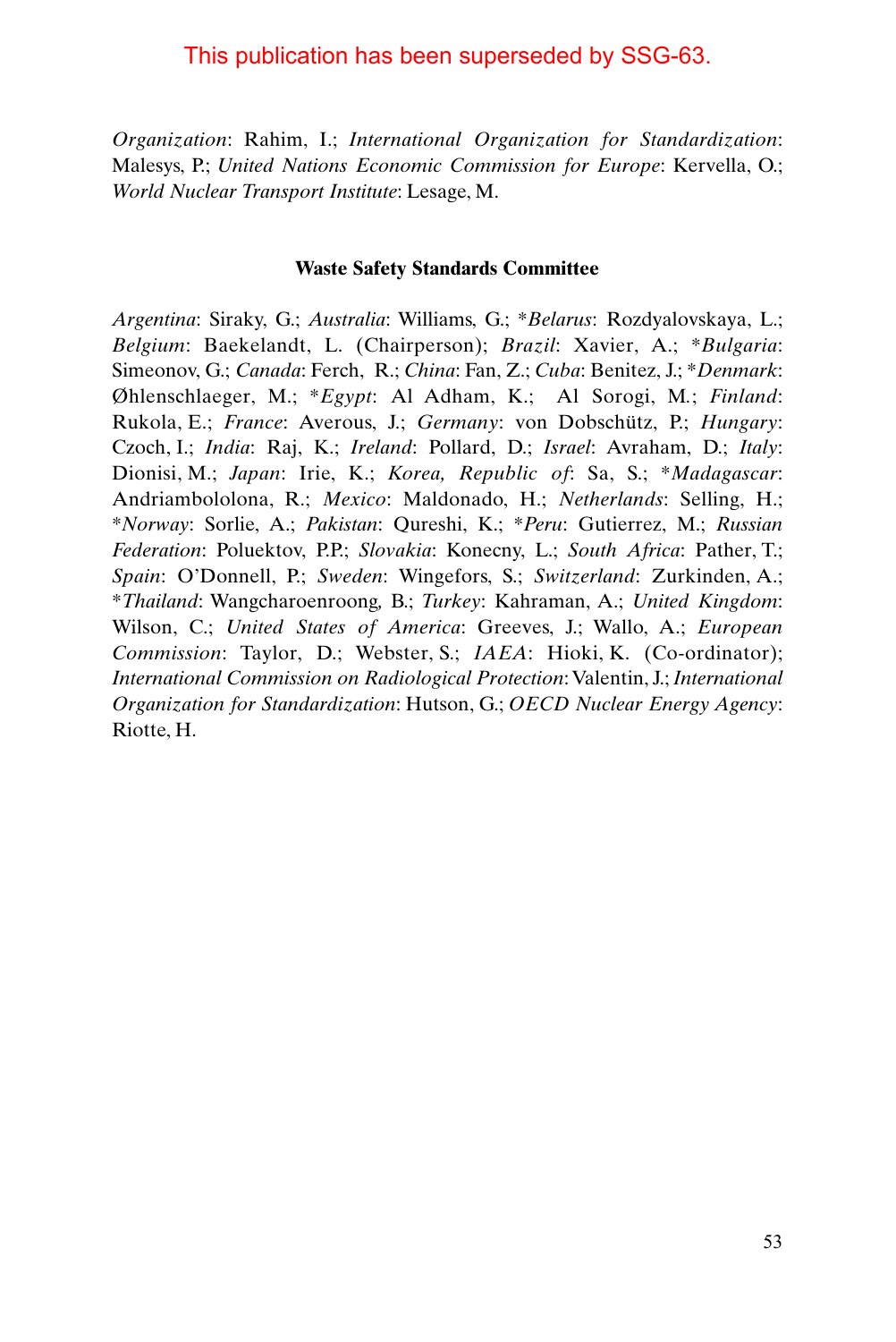This publication has been superseded by SSG-63.

*Organization*: Rahim, I.; *International Organization for Standardization*: Malesys, P.; *United Nations Economic Commission for Europe*: Kervella, O.; *World Nuclear Transport Institute*: Lesage, M.

**Waste Safety Standards Committee**

*Argentina*: Siraky, G.; *Australia*: Williams, G.; \**Belarus*: Rozdyalovskaya, L.; *Belgium*: Baekelandt, L. (Chairperson); *Brazil*: Xavier, A.; \**Bulgaria*: Simeonov, G.; *Canada*: Ferch, R.; *China*: Fan, Z.; *Cuba*: Benitez, J.; \**Denmark*: Øhlenschlaeger, M.; \**Egypt*: Al Adham, K.; Al Sorogi, M.; *Finland*: Rukola, E.; *France*: Averous, J.; *Germany*: von Dobschütz, P.; *Hungary*: Czoch, I.; *India*: Raj, K.; *Ireland*: Pollard, D.; *Israel*: Avraham, D.; *Italy*: Dionisi, M.; *Japan*: Irie, K.; *Korea, Republic of*: Sa, S.; \**Madagascar*: Andriambololona, R.; *Mexico*: Maldonado, H.; *Netherlands*: Selling, H.; \**Norway*: Sorlie, A.; *Pakistan*: Qureshi, K.; \**Peru*: Gutierrez, M.; *Russian Federation*: Poluektov, P.P.; *Slovakia*: Konecny, L.; *South Africa*: Pather, T.; *Spain*: O'Donnell, P.; *Sweden*: Wingefors, S.; *Switzerland*: Zurkinden, A.; \**Thailand*: Wangcharoenroong, B.; *Turkey*: Kahraman, A.; *United Kingdom*: Wilson, C.; *United States of America*: Greeves, J.; Wallo, A.; *European Commission*: Taylor, D.; Webster, S.; *IAEA*: Hioki, K. (Co-ordinator); *International Commission on Radiological Protection*: Valentin, J.; *International Organization for Standardization*: Hutson, G.; *OECD Nuclear Energy Agency*: Riotte, H.